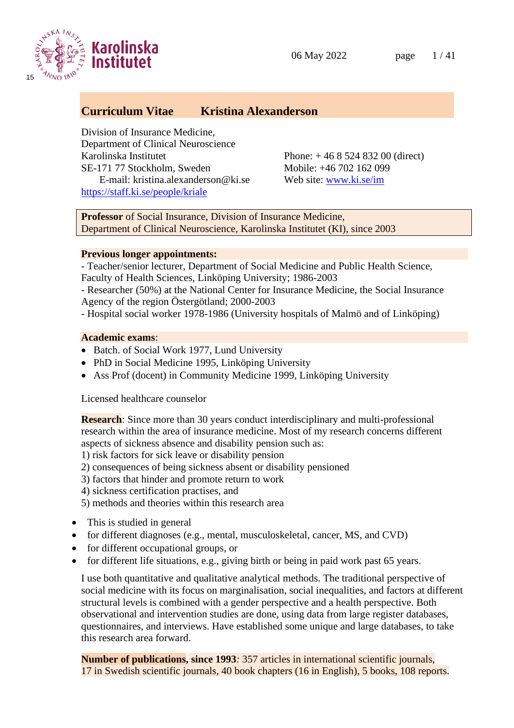# Curriculum Vitae Kristina Alexanderson

Division of Insurance Medicine,
Department of Clinical Neuroscience
Karolinska Institutet
SE-171 77 Stockholm, Sweden
E-mail: kristina.alexanderson@ki.se
https://staff.ki.se/people/kriale

Phone: + 46 8 524 832 00 (direct)
Mobile: +46 702 162 099
Web site: www.ki.se/im

**Professor** of Social Insurance, Division of Insurance Medicine,
Department of Clinical Neuroscience, Karolinska Institutet (KI), since 2003

**Previous longer appointments:**

- Teacher/senior lecturer, Department of Social Medicine and Public Health Science, Faculty of Health Sciences, Linköping University; 1986-2003
- Researcher (50%) at the National Center for Insurance Medicine, the Social Insurance Agency of the region Östergötland; 2000-2003
- Hospital social worker 1978-1986 (University hospitals of Malmö and of Linköping)

**Academic exams**:

- Batch. of Social Work 1977, Lund University
- PhD in Social Medicine 1995, Linköping University
- Ass Prof (docent) in Community Medicine 1999, Linköping University

Licensed healthcare counselor

**Research**: Since more than 30 years conduct interdisciplinary and multi-professional research within the area of insurance medicine. Most of my research concerns different aspects of sickness absence and disability pension such as:
1) risk factors for sick leave or disability pension
2) consequences of being sickness absent or disability pensioned
3) factors that hinder and promote return to work
4) sickness certification practises, and
5) methods and theories within this research area

- This is studied in general
- for different diagnoses (e.g., mental, musculoskeletal, cancer, MS, and CVD)
- for different occupational groups, or
- for different life situations, e.g., giving birth or being in paid work past 65 years.

I use both quantitative and qualitative analytical methods. The traditional perspective of social medicine with its focus on marginalisation, social inequalities, and factors at different structural levels is combined with a gender perspective and a health perspective. Both observational and intervention studies are done, using data from large register databases, questionnaires, and interviews. Have established some unique and large databases, to take this research area forward.

**Number of publications**, **since 1993***:* 357 articles in international scientific journals, 17 in Swedish scientific journals, 40 book chapters (16 in English), 5 books, 108 reports.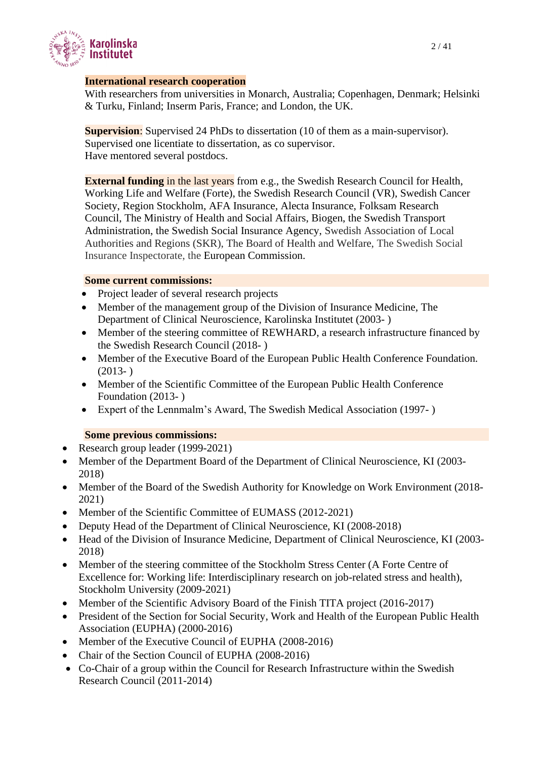**International research cooperation**
With researchers from universities in Monarch, Australia; Copenhagen, Denmark; Helsinki & Turku, Finland; Inserm Paris, France; and London, the UK.

**Supervision**: Supervised 24 PhDs to dissertation (10 of them as a main-supervisor). Supervised one licentiate to dissertation, as co supervisor.
Have mentored several postdocs.

**External funding** in the last years from e.g., the Swedish Research Council for Health, Working Life and Welfare (Forte), the Swedish Research Council (VR), Swedish Cancer Society, Region Stockholm, AFA Insurance, Alecta Insurance, Folksam Research Council, The Ministry of Health and Social Affairs, Biogen, the Swedish Transport Administration, the Swedish Social Insurance Agency, Swedish Association of Local Authorities and Regions (SKR), The Board of Health and Welfare, The Swedish Social Insurance Inspectorate, the European Commission.

**Some current commissions:**

- Project leader of several research projects
- Member of the management group of the Division of Insurance Medicine, The Department of Clinical Neuroscience, Karolinska Institutet (2003- )
- Member of the steering committee of REWHARD, a research infrastructure financed by the Swedish Research Council (2018- )
- Member of the Executive Board of the European Public Health Conference Foundation. (2013- )
- Member of the Scientific Committee of the European Public Health Conference Foundation (2013- )
- Expert of the Lennmalm's Award, The Swedish Medical Association (1997- )

**Some previous commissions:**

- Research group leader (1999-2021)
- Member of the Department Board of the Department of Clinical Neuroscience, KI (2003-2018)
- Member of the Board of the Swedish Authority for Knowledge on Work Environment (2018-2021)
- Member of the Scientific Committee of EUMASS (2012-2021)
- Deputy Head of the Department of Clinical Neuroscience, KI (2008-2018)
- Head of the Division of Insurance Medicine, Department of Clinical Neuroscience, KI (2003-2018)
- Member of the steering committee of the Stockholm Stress Center (A Forte Centre of Excellence for: Working life: Interdisciplinary research on job-related stress and health), Stockholm University (2009-2021)
- Member of the Scientific Advisory Board of the Finish TITA project (2016-2017)
- President of the Section for Social Security, Work and Health of the European Public Health Association (EUPHA) (2000-2016)
- Member of the Executive Council of EUPHA (2008-2016)
- Chair of the Section Council of EUPHA (2008-2016)
- Co-Chair of a group within the Council for Research Infrastructure within the Swedish Research Council (2011-2014)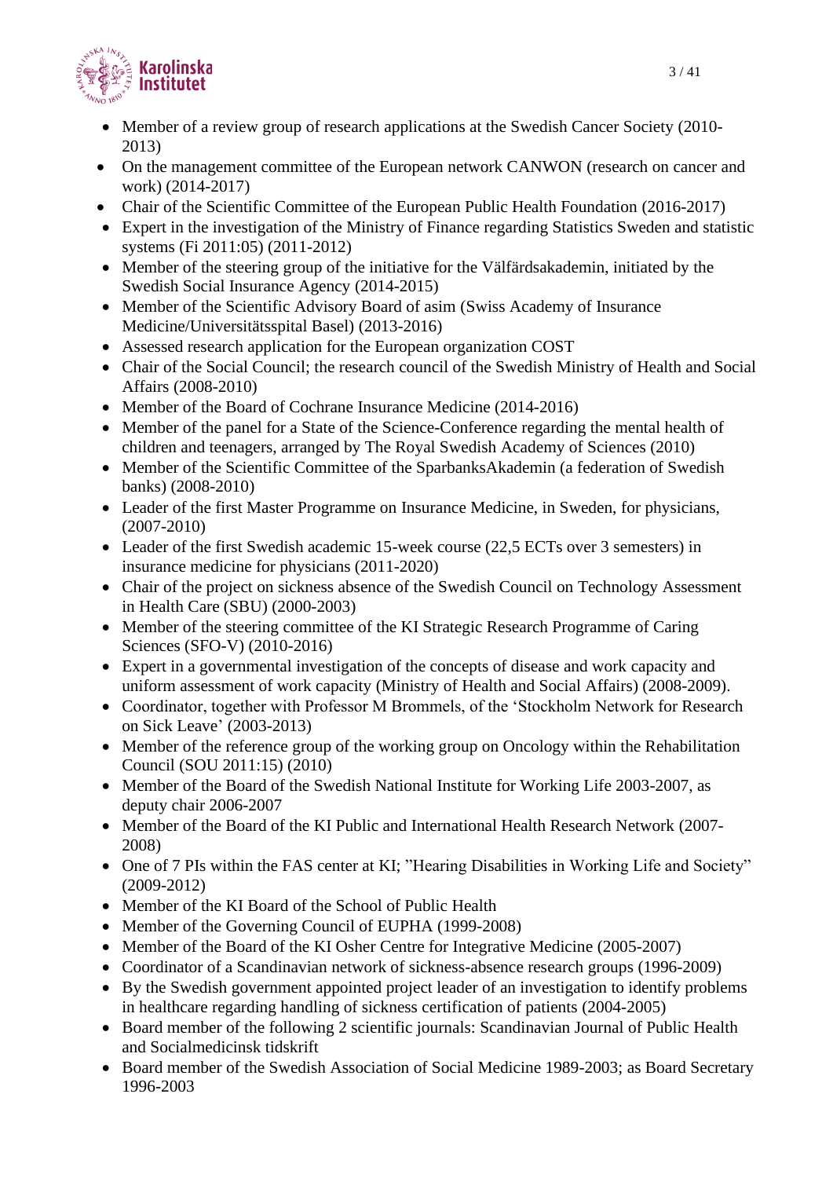- Member of a review group of research applications at the Swedish Cancer Society (2010-2013)
- On the management committee of the European network CANWON (research on cancer and work) (2014-2017)
- Chair of the Scientific Committee of the European Public Health Foundation (2016-2017)
- Expert in the investigation of the Ministry of Finance regarding Statistics Sweden and statistic systems (Fi 2011:05) (2011-2012)
- Member of the steering group of the initiative for the Välfärdsakademin, initiated by the Swedish Social Insurance Agency (2014-2015)
- Member of the Scientific Advisory Board of asim (Swiss Academy of Insurance Medicine/Universitätsspital Basel) (2013-2016)
- Assessed research application for the European organization COST
- Chair of the Social Council; the research council of the Swedish Ministry of Health and Social Affairs (2008-2010)
- Member of the Board of Cochrane Insurance Medicine (2014-2016)
- Member of the panel for a State of the Science-Conference regarding the mental health of children and teenagers, arranged by The Royal Swedish Academy of Sciences (2010)
- Member of the Scientific Committee of the SparbanksAkademin (a federation of Swedish banks) (2008-2010)
- Leader of the first Master Programme on Insurance Medicine, in Sweden, for physicians, (2007-2010)
- Leader of the first Swedish academic 15-week course (22,5 ECTs over 3 semesters) in insurance medicine for physicians (2011-2020)
- Chair of the project on sickness absence of the Swedish Council on Technology Assessment in Health Care (SBU) (2000-2003)
- Member of the steering committee of the KI Strategic Research Programme of Caring Sciences (SFO-V) (2010-2016)
- Expert in a governmental investigation of the concepts of disease and work capacity and uniform assessment of work capacity (Ministry of Health and Social Affairs) (2008-2009).
- Coordinator, together with Professor M Brommels, of the 'Stockholm Network for Research on Sick Leave' (2003-2013)
- Member of the reference group of the working group on Oncology within the Rehabilitation Council (SOU 2011:15) (2010)
- Member of the Board of the Swedish National Institute for Working Life 2003-2007, as deputy chair 2006-2007
- Member of the Board of the KI Public and International Health Research Network (2007-2008)
- One of 7 PIs within the FAS center at KI; "Hearing Disabilities in Working Life and Society" (2009-2012)
- Member of the KI Board of the School of Public Health
- Member of the Governing Council of EUPHA (1999-2008)
- Member of the Board of the KI Osher Centre for Integrative Medicine (2005-2007)
- Coordinator of a Scandinavian network of sickness-absence research groups (1996-2009)
- By the Swedish government appointed project leader of an investigation to identify problems in healthcare regarding handling of sickness certification of patients (2004-2005)
- Board member of the following 2 scientific journals: Scandinavian Journal of Public Health and Socialmedicinsk tidskrift
- Board member of the Swedish Association of Social Medicine 1989-2003; as Board Secretary 1996-2003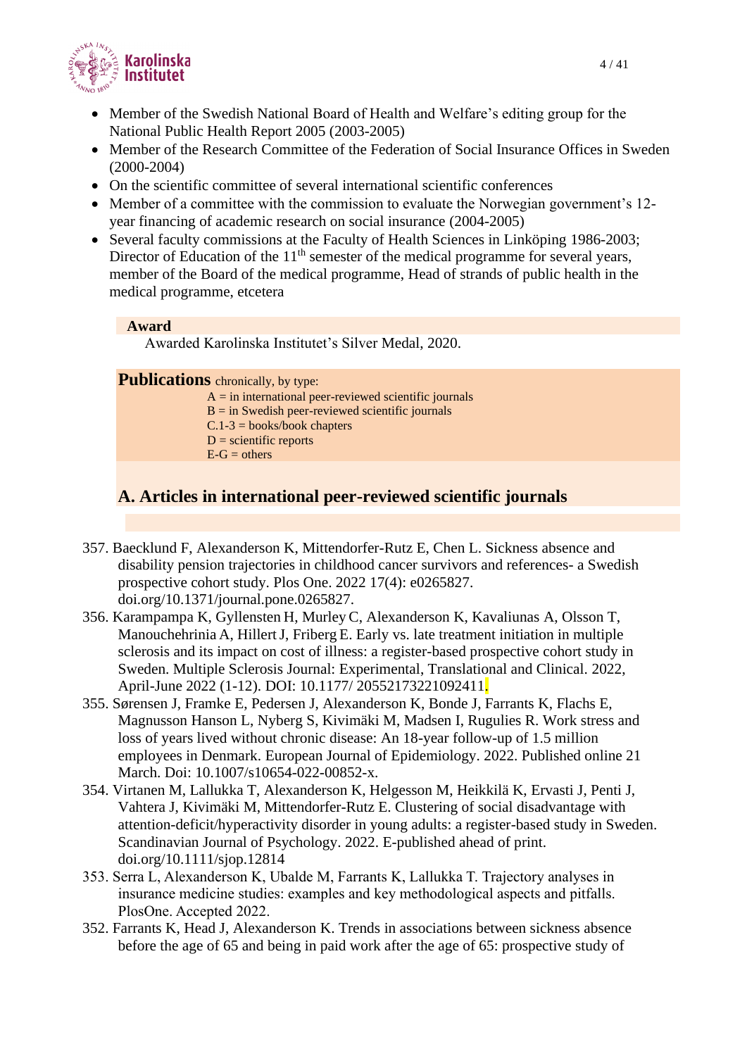- Member of the Swedish National Board of Health and Welfare's editing group for the National Public Health Report 2005 (2003-2005)
- Member of the Research Committee of the Federation of Social Insurance Offices in Sweden (2000-2004)
- On the scientific committee of several international scientific conferences
- Member of a committee with the commission to evaluate the Norwegian government's 12-year financing of academic research on social insurance (2004-2005)
- Several faculty commissions at the Faculty of Health Sciences in Linköping 1986-2003; Director of Education of the 11th semester of the medical programme for several years, member of the Board of the medical programme, Head of strands of public health in the medical programme, etcetera

**Award**

Awarded Karolinska Institutet's Silver Medal, 2020.

**Publications** chronically, by type:

A = in international peer-reviewed scientific journals
B = in Swedish peer-reviewed scientific journals
C.1-3 = books/book chapters
D = scientific reports
E-G = others

## A. Articles in international peer-reviewed scientific journals

357. Baecklund F, Alexanderson K, Mittendorfer-Rutz E, Chen L. Sickness absence and disability pension trajectories in childhood cancer survivors and references- a Swedish prospective cohort study. Plos One. 2022 17(4): e0265827. doi.org/10.1371/journal.pone.0265827.
356. Karampampa K, Gyllensten H, Murley C, Alexanderson K, Kavaliunas A, Olsson T, Manouchehrinia A, Hillert J, Friberg E. Early vs. late treatment initiation in multiple sclerosis and its impact on cost of illness: a register-based prospective cohort study in Sweden. Multiple Sclerosis Journal: Experimental, Translational and Clinical. 2022, April-June 2022 (1-12). DOI: 10.1177/ 20552173221092411.
355. Sørensen J, Framke E, Pedersen J, Alexanderson K, Bonde J, Farrants K, Flachs E, Magnusson Hanson L, Nyberg S, Kivimäki M, Madsen I, Rugulies R. Work stress and loss of years lived without chronic disease: An 18-year follow-up of 1.5 million employees in Denmark. European Journal of Epidemiology. 2022. Published online 21 March. Doi: 10.1007/s10654-022-00852-x.
354. Virtanen M, Lallukka T, Alexanderson K, Helgesson M, Heikkilä K, Ervasti J, Penti J, Vahtera J, Kivimäki M, Mittendorfer-Rutz E. Clustering of social disadvantage with attention-deficit/hyperactivity disorder in young adults: a register-based study in Sweden. Scandinavian Journal of Psychology. 2022. E-published ahead of print. doi.org/10.1111/sjop.12814
353. Serra L, Alexanderson K, Ubalde M, Farrants K, Lallukka T. Trajectory analyses in insurance medicine studies: examples and key methodological aspects and pitfalls. PlosOne. Accepted 2022.
352. Farrants K, Head J, Alexanderson K. Trends in associations between sickness absence before the age of 65 and being in paid work after the age of 65: prospective study of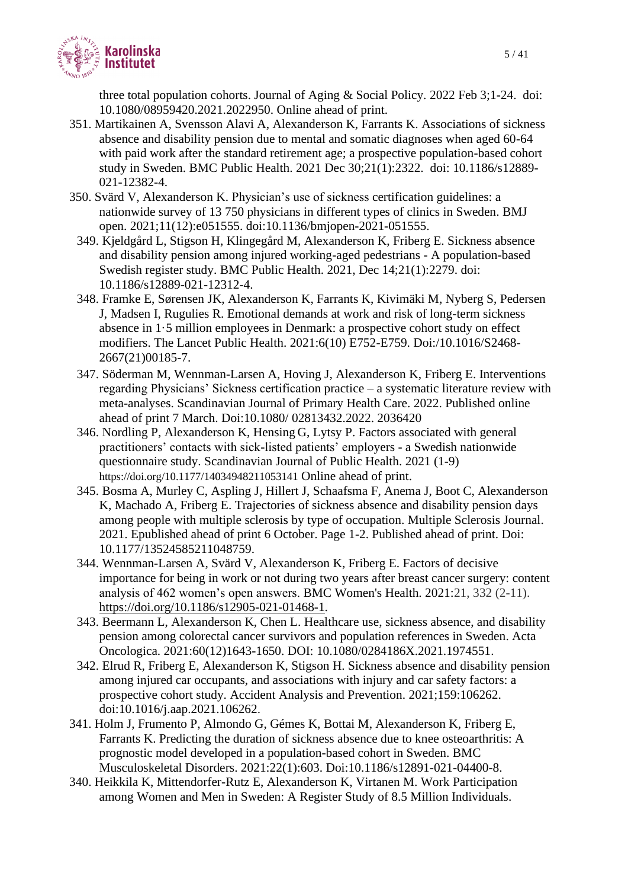three total population cohorts. Journal of Aging & Social Policy. 2022 Feb 3;1-24. doi: 10.1080/08959420.2021.2022950. Online ahead of print.

351. Martikainen A, Svensson Alavi A, Alexanderson K, Farrants K. Associations of sickness absence and disability pension due to mental and somatic diagnoses when aged 60-64 with paid work after the standard retirement age; a prospective population-based cohort study in Sweden. BMC Public Health. 2021 Dec 30;21(1):2322. doi: 10.1186/s12889-021-12382-4.
350. Svärd V, Alexanderson K. Physician's use of sickness certification guidelines: a nationwide survey of 13 750 physicians in different types of clinics in Sweden. BMJ open. 2021;11(12):e051555. doi:10.1136/bmjopen-2021-051555.
349. Kjeldgård L, Stigson H, Klingegård M, Alexanderson K, Friberg E. Sickness absence and disability pension among injured working-aged pedestrians - A population-based Swedish register study. BMC Public Health. 2021, Dec 14;21(1):2279. doi: 10.1186/s12889-021-12312-4.
348. Framke E, Sørensen JK, Alexanderson K, Farrants K, Kivimäki M, Nyberg S, Pedersen J, Madsen I, Rugulies R. Emotional demands at work and risk of long-term sickness absence in 1·5 million employees in Denmark: a prospective cohort study on effect modifiers. The Lancet Public Health. 2021:6(10) E752-E759. Doi:/10.1016/S2468-2667(21)00185-7.
347. Söderman M, Wennman-Larsen A, Hoving J, Alexanderson K, Friberg E. Interventions regarding Physicians' Sickness certification practice – a systematic literature review with meta-analyses. Scandinavian Journal of Primary Health Care. 2022. Published online ahead of print 7 March. Doi:10.1080/ 02813432.2022. 2036420
346. Nordling P, Alexanderson K, Hensing G, Lytsy P. Factors associated with general practitioners' contacts with sick-listed patients' employers - a Swedish nationwide questionnaire study. Scandinavian Journal of Public Health. 2021 (1-9) https://doi.org/10.1177/14034948211053141 Online ahead of print.
345. Bosma A, Murley C, Aspling J, Hillert J, Schaafsma F, Anema J, Boot C, Alexanderson K, Machado A, Friberg E. Trajectories of sickness absence and disability pension days among people with multiple sclerosis by type of occupation. Multiple Sclerosis Journal. 2021. Epublished ahead of print 6 October. Page 1-2. Published ahead of print. Doi: 10.1177/13524585211048759.
344. Wennman-Larsen A, Svärd V, Alexanderson K, Friberg E. Factors of decisive importance for being in work or not during two years after breast cancer surgery: content analysis of 462 women's open answers. BMC Women's Health. 2021:21, 332 (2-11). https://doi.org/10.1186/s12905-021-01468-1.
343. Beermann L, Alexanderson K, Chen L. Healthcare use, sickness absence, and disability pension among colorectal cancer survivors and population references in Sweden. Acta Oncologica. 2021:60(12)1643-1650. DOI: 10.1080/0284186X.2021.1974551.
342. Elrud R, Friberg E, Alexanderson K, Stigson H. Sickness absence and disability pension among injured car occupants, and associations with injury and car safety factors: a prospective cohort study. Accident Analysis and Prevention. 2021;159:106262. doi:10.1016/j.aap.2021.106262.
341. Holm J, Frumento P, Almondo G, Gémes K, Bottai M, Alexanderson K, Friberg E, Farrants K. Predicting the duration of sickness absence due to knee osteoarthritis: A prognostic model developed in a population-based cohort in Sweden. BMC Musculoskeletal Disorders. 2021:22(1):603. Doi:10.1186/s12891-021-04400-8.
340. Heikkila K, Mittendorfer-Rutz E, Alexanderson K, Virtanen M. Work Participation among Women and Men in Sweden: A Register Study of 8.5 Million Individuals.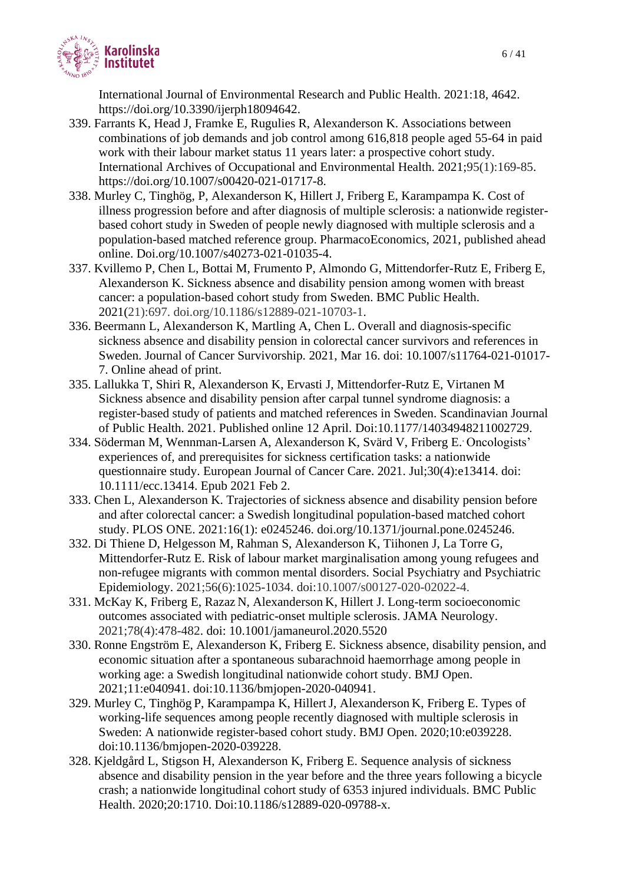International Journal of Environmental Research and Public Health. 2021:18, 4642. https://doi.org/10.3390/ijerph18094642.

339. Farrants K, Head J, Framke E, Rugulies R, Alexanderson K. Associations between combinations of job demands and job control among 616,818 people aged 55-64 in paid work with their labour market status 11 years later: a prospective cohort study. International Archives of Occupational and Environmental Health. 2021;95(1):169-85. https://doi.org/10.1007/s00420-021-01717-8.
338. Murley C, Tinghög, P, Alexanderson K, Hillert J, Friberg E, Karampampa K. Cost of illness progression before and after diagnosis of multiple sclerosis: a nationwide register-based cohort study in Sweden of people newly diagnosed with multiple sclerosis and a population-based matched reference group. PharmacoEconomics, 2021, published ahead online. Doi.org/10.1007/s40273-021-01035-4.
337. Kvillemo P, Chen L, Bottai M, Frumento P, Almondo G, Mittendorfer-Rutz E, Friberg E, Alexanderson K. Sickness absence and disability pension among women with breast cancer: a population-based cohort study from Sweden. BMC Public Health. 2021(21):697. doi.org/10.1186/s12889-021-10703-1.
336. Beermann L, Alexanderson K, Martling A, Chen L. Overall and diagnosis-specific sickness absence and disability pension in colorectal cancer survivors and references in Sweden. Journal of Cancer Survivorship. 2021, Mar 16. doi: 10.1007/s11764-021-01017-7. Online ahead of print.
335. Lallukka T, Shiri R, Alexanderson K, Ervasti J, Mittendorfer-Rutz E, Virtanen M Sickness absence and disability pension after carpal tunnel syndrome diagnosis: a register-based study of patients and matched references in Sweden. Scandinavian Journal of Public Health. 2021. Published online 12 April. Doi:10.1177/14034948211002729.
334. Söderman M, Wennman-Larsen A, Alexanderson K, Svärd V, Friberg E. Oncologists' experiences of, and prerequisites for sickness certification tasks: a nationwide questionnaire study. European Journal of Cancer Care. 2021. Jul;30(4):e13414. doi: 10.1111/ecc.13414. Epub 2021 Feb 2.
333. Chen L, Alexanderson K. Trajectories of sickness absence and disability pension before and after colorectal cancer: a Swedish longitudinal population-based matched cohort study. PLOS ONE. 2021:16(1): e0245246. doi.org/10.1371/journal.pone.0245246.
332. Di Thiene D, Helgesson M, Rahman S, Alexanderson K, Tiihonen J, La Torre G, Mittendorfer-Rutz E. Risk of labour market marginalisation among young refugees and non-refugee migrants with common mental disorders. Social Psychiatry and Psychiatric Epidemiology. 2021;56(6):1025-1034. doi:10.1007/s00127-020-02022-4.
331. McKay K, Friberg E, Razaz N, Alexanderson K, Hillert J. Long-term socioeconomic outcomes associated with pediatric-onset multiple sclerosis. JAMA Neurology. 2021;78(4):478-482. doi: 10.1001/jamaneurol.2020.5520
330. Ronne Engström E, Alexanderson K, Friberg E. Sickness absence, disability pension, and economic situation after a spontaneous subarachnoid haemorrhage among people in working age: a Swedish longitudinal nationwide cohort study. BMJ Open. 2021;11:e040941. doi:10.1136/bmjopen-2020-040941.
329. Murley C, Tinghög P, Karampampa K, Hillert J, Alexanderson K, Friberg E. Types of working-life sequences among people recently diagnosed with multiple sclerosis in Sweden: A nationwide register-based cohort study. BMJ Open. 2020;10:e039228. doi:10.1136/bmjopen-2020-039228.
328. Kjeldgård L, Stigson H, Alexanderson K, Friberg E. Sequence analysis of sickness absence and disability pension in the year before and the three years following a bicycle crash; a nationwide longitudinal cohort study of 6353 injured individuals. BMC Public Health. 2020;20:1710. Doi:10.1186/s12889-020-09788-x.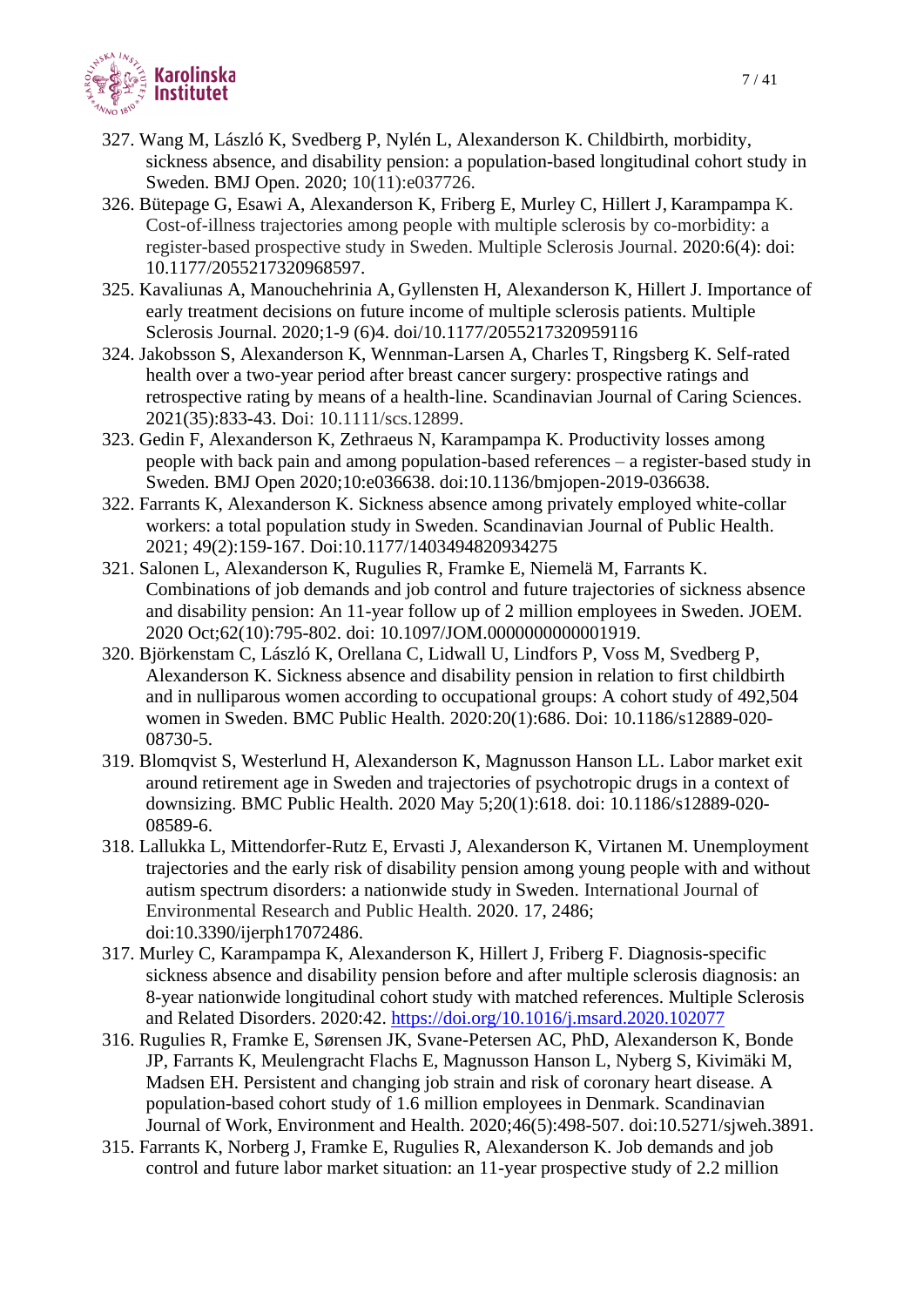327. Wang M, László K, Svedberg P, Nylén L, Alexanderson K. Childbirth, morbidity, sickness absence, and disability pension: a population-based longitudinal cohort study in Sweden. BMJ Open. 2020; 10(11):e037726.

326. Bütepage G, Esawi A, Alexanderson K, Friberg E, Murley C, Hillert J, Karampampa K. Cost-of-illness trajectories among people with multiple sclerosis by co-morbidity: a register-based prospective study in Sweden. Multiple Sclerosis Journal. 2020:6(4): doi: 10.1177/2055217320968597.

325. Kavaliunas A, Manouchehrinia A, Gyllensten H, Alexanderson K, Hillert J. Importance of early treatment decisions on future income of multiple sclerosis patients. Multiple Sclerosis Journal. 2020;1-9 (6)4. doi/10.1177/2055217320959116

324. Jakobsson S, Alexanderson K, Wennman-Larsen A, Charles T, Ringsberg K. Self-rated health over a two-year period after breast cancer surgery: prospective ratings and retrospective rating by means of a health-line. Scandinavian Journal of Caring Sciences. 2021(35):833-43. Doi: 10.1111/scs.12899.

323. Gedin F, Alexanderson K, Zethraeus N, Karampampa K. Productivity losses among people with back pain and among population-based references – a register-based study in Sweden. BMJ Open 2020;10:e036638. doi:10.1136/bmjopen-2019-036638.

322. Farrants K, Alexanderson K. Sickness absence among privately employed white-collar workers: a total population study in Sweden. Scandinavian Journal of Public Health. 2021; 49(2):159-167. Doi:10.1177/1403494820934275

321. Salonen L, Alexanderson K, Rugulies R, Framke E, Niemelä M, Farrants K. Combinations of job demands and job control and future trajectories of sickness absence and disability pension: An 11-year follow up of 2 million employees in Sweden. JOEM. 2020 Oct;62(10):795-802. doi: 10.1097/JOM.0000000000001919.

320. Björkenstam C, László K, Orellana C, Lidwall U, Lindfors P, Voss M, Svedberg P, Alexanderson K. Sickness absence and disability pension in relation to first childbirth and in nulliparous women according to occupational groups: A cohort study of 492,504 women in Sweden. BMC Public Health. 2020:20(1):686. Doi: 10.1186/s12889-020-08730-5.

319. Blomqvist S, Westerlund H, Alexanderson K, Magnusson Hanson LL. Labor market exit around retirement age in Sweden and trajectories of psychotropic drugs in a context of downsizing. BMC Public Health. 2020 May 5;20(1):618. doi: 10.1186/s12889-020-08589-6.

318. Lallukka L, Mittendorfer-Rutz E, Ervasti J, Alexanderson K, Virtanen M. Unemployment trajectories and the early risk of disability pension among young people with and without autism spectrum disorders: a nationwide study in Sweden. International Journal of Environmental Research and Public Health. 2020. 17, 2486; doi:10.3390/ijerph17072486.

317. Murley C, Karampampa K, Alexanderson K, Hillert J, Friberg F. Diagnosis-specific sickness absence and disability pension before and after multiple sclerosis diagnosis: an 8-year nationwide longitudinal cohort study with matched references. Multiple Sclerosis and Related Disorders. 2020:42. https://doi.org/10.1016/j.msard.2020.102077

316. Rugulies R, Framke E, Sørensen JK, Svane-Petersen AC, PhD, Alexanderson K, Bonde JP, Farrants K, Meulengracht Flachs E, Magnusson Hanson L, Nyberg S, Kivimäki M, Madsen EH. Persistent and changing job strain and risk of coronary heart disease. A population-based cohort study of 1.6 million employees in Denmark. Scandinavian Journal of Work, Environment and Health. 2020;46(5):498-507. doi:10.5271/sjweh.3891.

315. Farrants K, Norberg J, Framke E, Rugulies R, Alexanderson K. Job demands and job control and future labor market situation: an 11-year prospective study of 2.2 million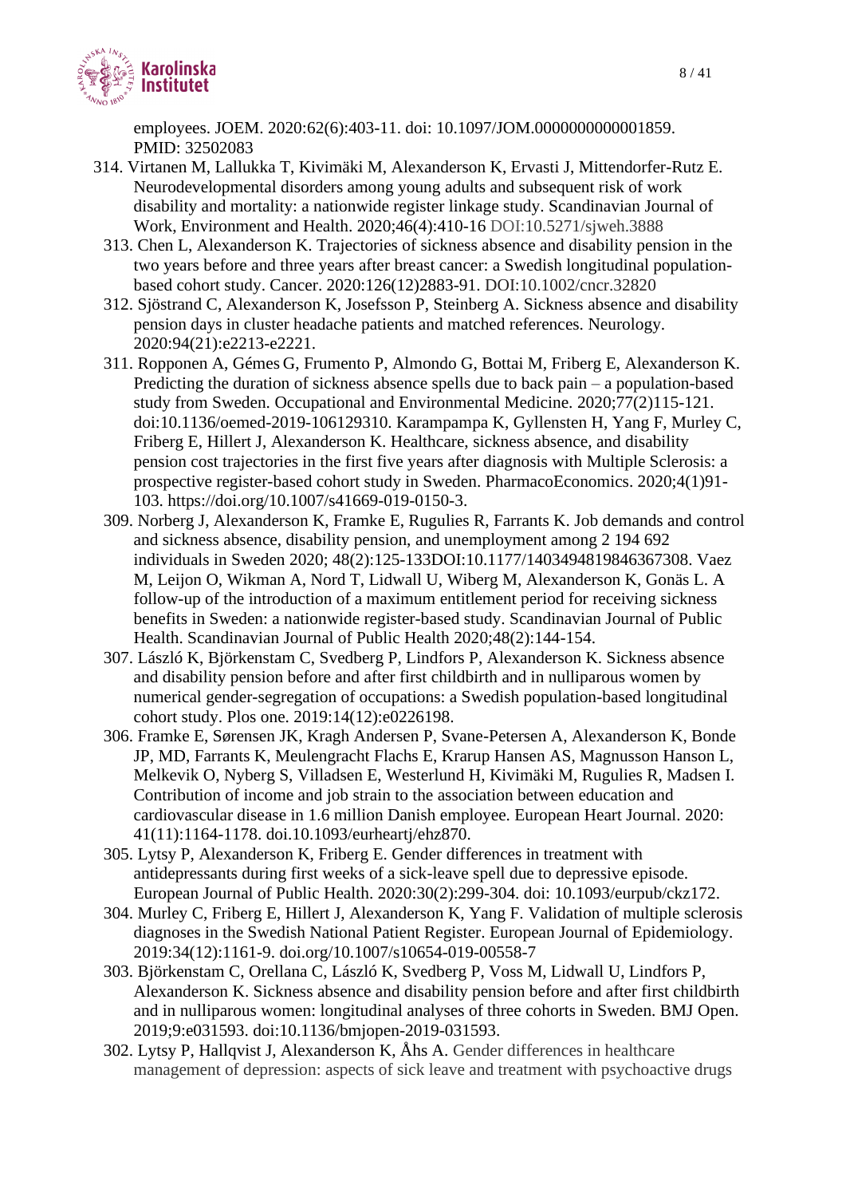employees. JOEM. 2020:62(6):403-11. doi: 10.1097/JOM.0000000000001859. PMID: 32502083

314. Virtanen M, Lallukka T, Kivimäki M, Alexanderson K, Ervasti J, Mittendorfer-Rutz E. Neurodevelopmental disorders among young adults and subsequent risk of work disability and mortality: a nationwide register linkage study. Scandinavian Journal of Work, Environment and Health. 2020;46(4):410-16 DOI:10.5271/sjweh.3888
313. Chen L, Alexanderson K. Trajectories of sickness absence and disability pension in the two years before and three years after breast cancer: a Swedish longitudinal population-based cohort study. Cancer. 2020:126(12)2883-91. DOI:10.1002/cncr.32820
312. Sjöstrand C, Alexanderson K, Josefsson P, Steinberg A. Sickness absence and disability pension days in cluster headache patients and matched references. Neurology. 2020:94(21):e2213-e2221.
311. Ropponen A, Gémes G, Frumento P, Almondo G, Bottai M, Friberg E, Alexanderson K. Predicting the duration of sickness absence spells due to back pain – a population-based study from Sweden. Occupational and Environmental Medicine. 2020;77(2)115-121. doi:10.1136/oemed-2019-106129310. Karampampa K, Gyllensten H, Yang F, Murley C, Friberg E, Hillert J, Alexanderson K. Healthcare, sickness absence, and disability pension cost trajectories in the first five years after diagnosis with Multiple Sclerosis: a prospective register-based cohort study in Sweden. PharmacoEconomics. 2020;4(1)91-103. https://doi.org/10.1007/s41669-019-0150-3.
309. Norberg J, Alexanderson K, Framke E, Rugulies R, Farrants K. Job demands and control and sickness absence, disability pension, and unemployment among 2 194 692 individuals in Sweden 2020; 48(2):125-133DOI:10.1177/1403494819846367308. Vaez M, Leijon O, Wikman A, Nord T, Lidwall U, Wiberg M, Alexanderson K, Gonäs L. A follow-up of the introduction of a maximum entitlement period for receiving sickness benefits in Sweden: a nationwide register-based study. Scandinavian Journal of Public Health. Scandinavian Journal of Public Health 2020;48(2):144-154.
307. László K, Björkenstam C, Svedberg P, Lindfors P, Alexanderson K. Sickness absence and disability pension before and after first childbirth and in nulliparous women by numerical gender-segregation of occupations: a Swedish population-based longitudinal cohort study. Plos one. 2019:14(12):e0226198.
306. Framke E, Sørensen JK, Kragh Andersen P, Svane-Petersen A, Alexanderson K, Bonde JP, MD, Farrants K, Meulengracht Flachs E, Krarup Hansen AS, Magnusson Hanson L, Melkevik O, Nyberg S, Villadsen E, Westerlund H, Kivimäki M, Rugulies R, Madsen I. Contribution of income and job strain to the association between education and cardiovascular disease in 1.6 million Danish employee. European Heart Journal. 2020: 41(11):1164-1178. doi.10.1093/eurheartj/ehz870.
305. Lytsy P, Alexanderson K, Friberg E. Gender differences in treatment with antidepressants during first weeks of a sick-leave spell due to depressive episode. European Journal of Public Health. 2020:30(2):299-304. doi: 10.1093/eurpub/ckz172.
304. Murley C, Friberg E, Hillert J, Alexanderson K, Yang F. Validation of multiple sclerosis diagnoses in the Swedish National Patient Register. European Journal of Epidemiology. 2019:34(12):1161-9. doi.org/10.1007/s10654-019-00558-7
303. Björkenstam C, Orellana C, László K, Svedberg P, Voss M, Lidwall U, Lindfors P, Alexanderson K. Sickness absence and disability pension before and after first childbirth and in nulliparous women: longitudinal analyses of three cohorts in Sweden. BMJ Open. 2019;9:e031593. doi:10.1136/bmjopen-2019-031593.
302. Lytsy P, Hallqvist J, Alexanderson K, Åhs A. Gender differences in healthcare management of depression: aspects of sick leave and treatment with psychoactive drugs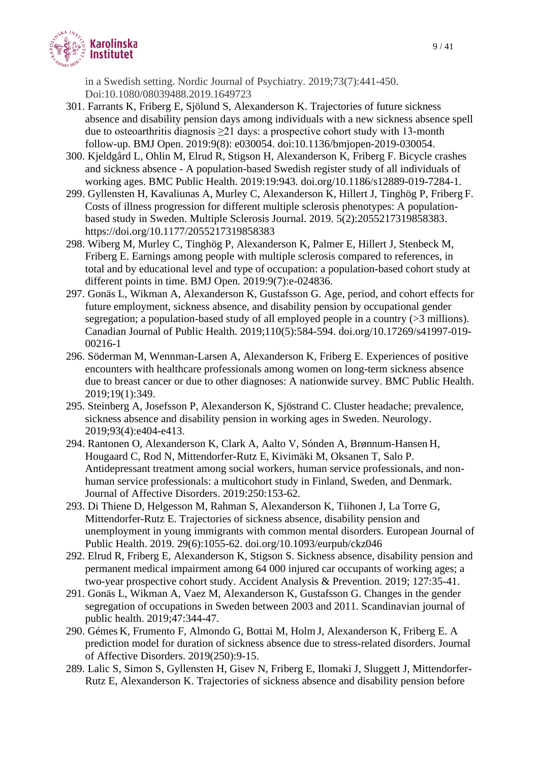in a Swedish setting. Nordic Journal of Psychiatry. 2019;73(7):441-450. Doi:10.1080/08039488.2019.1649723

301. Farrants K, Friberg E, Sjölund S, Alexanderson K. Trajectories of future sickness absence and disability pension days among individuals with a new sickness absence spell due to osteoarthritis diagnosis ≥21 days: a prospective cohort study with 13-month follow-up. BMJ Open. 2019:9(8): e030054. doi:10.1136/bmjopen-2019-030054.
300. Kjeldgård L, Ohlin M, Elrud R, Stigson H, Alexanderson K, Friberg F. Bicycle crashes and sickness absence - A population-based Swedish register study of all individuals of working ages. BMC Public Health. 2019:19:943. doi.org/10.1186/s12889-019-7284-1.
299. Gyllensten H, Kavaliunas A, Murley C, Alexanderson K, Hillert J, Tinghög P, Friberg F. Costs of illness progression for different multiple sclerosis phenotypes: A population-based study in Sweden. Multiple Sclerosis Journal. 2019. 5(2):2055217319858383. https://doi.org/10.1177/2055217319858383
298. Wiberg M, Murley C, Tinghög P, Alexanderson K, Palmer E, Hillert J, Stenbeck M, Friberg E. Earnings among people with multiple sclerosis compared to references, in total and by educational level and type of occupation: a population-based cohort study at different points in time. BMJ Open. 2019:9(7):e-024836.
297. Gonäs L, Wikman A, Alexanderson K, Gustafsson G. Age, period, and cohort effects for future employment, sickness absence, and disability pension by occupational gender segregation; a population-based study of all employed people in a country (>3 millions). Canadian Journal of Public Health. 2019;110(5):584-594. doi.org/10.17269/s41997-019-00216-1
296. Söderman M, Wennman-Larsen A, Alexanderson K, Friberg E. Experiences of positive encounters with healthcare professionals among women on long-term sickness absence due to breast cancer or due to other diagnoses: A nationwide survey. BMC Public Health. 2019;19(1):349.
295. Steinberg A, Josefsson P, Alexanderson K, Sjöstrand C. Cluster headache; prevalence, sickness absence and disability pension in working ages in Sweden. Neurology. 2019;93(4):e404-e413.
294. Rantonen O, Alexanderson K, Clark A, Aalto V, Sónden A, Brønnum-Hansen H, Hougaard C, Rod N, Mittendorfer-Rutz E, Kivimäki M, Oksanen T, Salo P. Antidepressant treatment among social workers, human service professionals, and non-human service professionals: a multicohort study in Finland, Sweden, and Denmark. Journal of Affective Disorders. 2019:250:153-62.
293. Di Thiene D, Helgesson M, Rahman S, Alexanderson K, Tiihonen J, La Torre G, Mittendorfer-Rutz E. Trajectories of sickness absence, disability pension and unemployment in young immigrants with common mental disorders. European Journal of Public Health. 2019. 29(6):1055-62. doi.org/10.1093/eurpub/ckz046
292. Elrud R, Friberg E, Alexanderson K, Stigson S. Sickness absence, disability pension and permanent medical impairment among 64 000 injured car occupants of working ages; a two-year prospective cohort study. Accident Analysis & Prevention. 2019; 127:35-41.
291. Gonäs L, Wikman A, Vaez M, Alexanderson K, Gustafsson G. Changes in the gender segregation of occupations in Sweden between 2003 and 2011. Scandinavian journal of public health. 2019;47:344-47.
290. Gémes K, Frumento F, Almondo G, Bottai M, Holm J, Alexanderson K, Friberg E. A prediction model for duration of sickness absence due to stress-related disorders. Journal of Affective Disorders. 2019(250):9-15.
289. Lalic S, Simon S, Gyllensten H, Gisev N, Friberg E, Ilomaki J, Sluggett J, Mittendorfer-Rutz E, Alexanderson K. Trajectories of sickness absence and disability pension before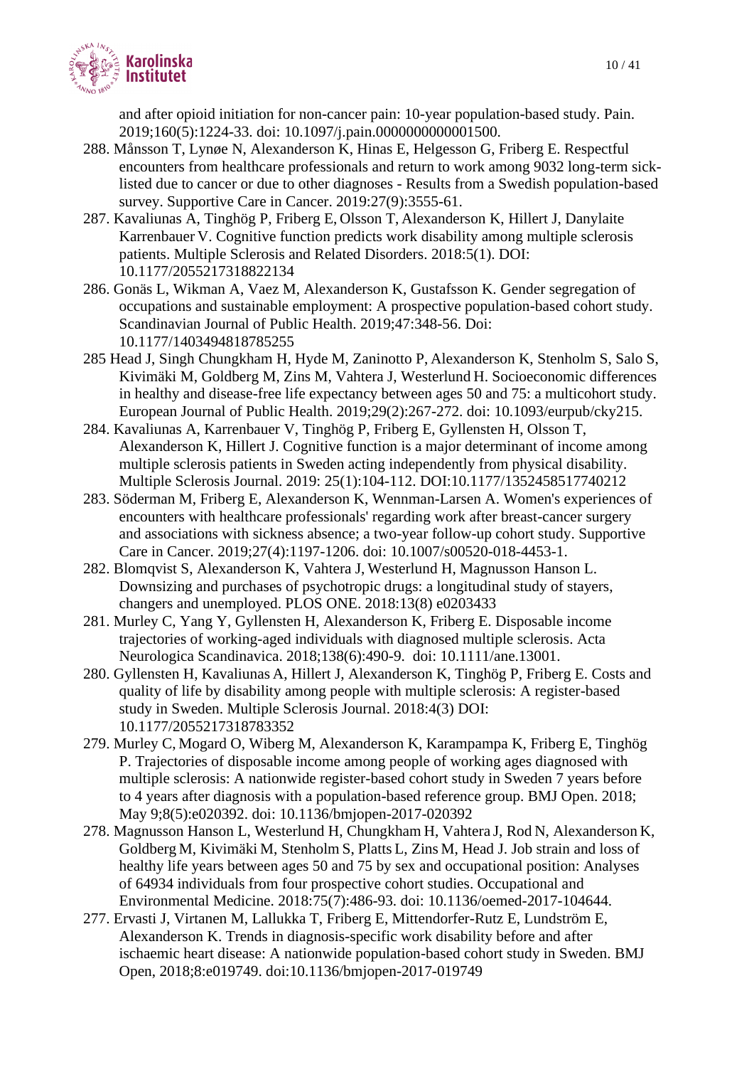and after opioid initiation for non-cancer pain: 10-year population-based study. Pain. 2019;160(5):1224-33. doi: 10.1097/j.pain.0000000000001500.

288. Månsson T, Lynøe N, Alexanderson K, Hinas E, Helgesson G, Friberg E. Respectful encounters from healthcare professionals and return to work among 9032 long-term sick-listed due to cancer or due to other diagnoses - Results from a Swedish population-based survey. Supportive Care in Cancer. 2019:27(9):3555-61.

287. Kavaliunas A, Tinghög P, Friberg E, Olsson T, Alexanderson K, Hillert J, Danylaite Karrenbauer V. Cognitive function predicts work disability among multiple sclerosis patients. Multiple Sclerosis and Related Disorders. 2018:5(1). DOI: 10.1177/2055217318822134

286. Gonäs L, Wikman A, Vaez M, Alexanderson K, Gustafsson K. Gender segregation of occupations and sustainable employment: A prospective population-based cohort study. Scandinavian Journal of Public Health. 2019;47:348-56. Doi: 10.1177/1403494818785255

285 Head J, Singh Chungkham H, Hyde M, Zaninotto P, Alexanderson K, Stenholm S, Salo S, Kivimäki M, Goldberg M, Zins M, Vahtera J, Westerlund H. Socioeconomic differences in healthy and disease-free life expectancy between ages 50 and 75: a multicohort study. European Journal of Public Health. 2019;29(2):267-272. doi: 10.1093/eurpub/cky215.

284. Kavaliunas A, Karrenbauer V, Tinghög P, Friberg E, Gyllensten H, Olsson T, Alexanderson K, Hillert J. Cognitive function is a major determinant of income among multiple sclerosis patients in Sweden acting independently from physical disability. Multiple Sclerosis Journal. 2019: 25(1):104-112. DOI:10.1177/1352458517740212

283. Söderman M, Friberg E, Alexanderson K, Wennman-Larsen A. Women's experiences of encounters with healthcare professionals' regarding work after breast-cancer surgery and associations with sickness absence; a two-year follow-up cohort study. Supportive Care in Cancer. 2019;27(4):1197-1206. doi: 10.1007/s00520-018-4453-1.

282. Blomqvist S, Alexanderson K, Vahtera J, Westerlund H, Magnusson Hanson L. Downsizing and purchases of psychotropic drugs: a longitudinal study of stayers, changers and unemployed. PLOS ONE. 2018:13(8) e0203433

281. Murley C, Yang Y, Gyllensten H, Alexanderson K, Friberg E. Disposable income trajectories of working-aged individuals with diagnosed multiple sclerosis. Acta Neurologica Scandinavica. 2018;138(6):490-9. doi: 10.1111/ane.13001.

280. Gyllensten H, Kavaliunas A, Hillert J, Alexanderson K, Tinghög P, Friberg E. Costs and quality of life by disability among people with multiple sclerosis: A register-based study in Sweden. Multiple Sclerosis Journal. 2018:4(3) DOI: 10.1177/2055217318783352

279. Murley C, Mogard O, Wiberg M, Alexanderson K, Karampampa K, Friberg E, Tinghög P. Trajectories of disposable income among people of working ages diagnosed with multiple sclerosis: A nationwide register-based cohort study in Sweden 7 years before to 4 years after diagnosis with a population-based reference group. BMJ Open. 2018; May 9;8(5):e020392. doi: 10.1136/bmjopen-2017-020392

278. Magnusson Hanson L, Westerlund H, Chungkham H, Vahtera J, Rod N, Alexanderson K, Goldberg M, Kivimäki M, Stenholm S, Platts L, Zins M, Head J. Job strain and loss of healthy life years between ages 50 and 75 by sex and occupational position: Analyses of 64934 individuals from four prospective cohort studies. Occupational and Environmental Medicine. 2018:75(7):486-93. doi: 10.1136/oemed-2017-104644.

277. Ervasti J, Virtanen M, Lallukka T, Friberg E, Mittendorfer-Rutz E, Lundström E, Alexanderson K. Trends in diagnosis-specific work disability before and after ischaemic heart disease: A nationwide population-based cohort study in Sweden. BMJ Open, 2018;8:e019749. doi:10.1136/bmjopen-2017-019749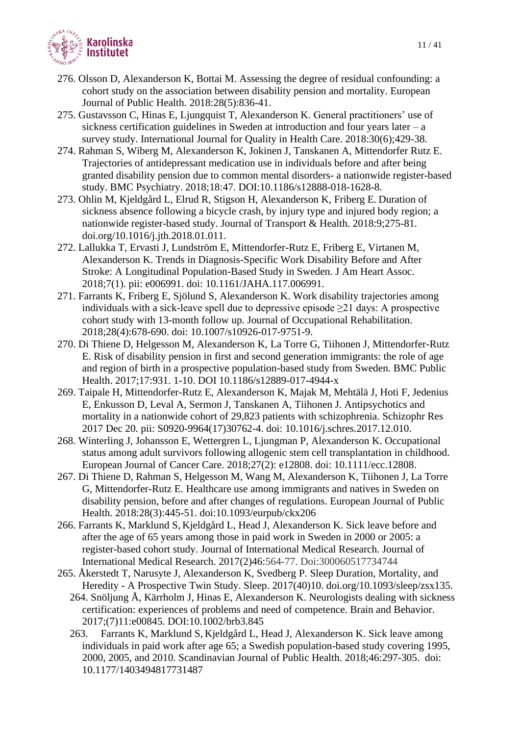276. Olsson D, Alexanderson K, Bottai M. Assessing the degree of residual confounding: a cohort study on the association between disability pension and mortality. European Journal of Public Health. 2018:28(5):836-41.

275. Gustavsson C, Hinas E, Ljungquist T, Alexanderson K. General practitioners' use of sickness certification guidelines in Sweden at introduction and four years later – a survey study. International Journal for Quality in Health Care. 2018:30(6);429-38.

274. Rahman S, Wiberg M, Alexanderson K, Jokinen J, Tanskanen A, Mittendorfer Rutz E. Trajectories of antidepressant medication use in individuals before and after being granted disability pension due to common mental disorders- a nationwide register-based study. BMC Psychiatry. 2018;18:47. DOI:10.1186/s12888-018-1628-8.

273. Ohlin M, Kjeldgård L, Elrud R, Stigson H, Alexanderson K, Friberg E. Duration of sickness absence following a bicycle crash, by injury type and injured body region; a nationwide register-based study. Journal of Transport & Health. 2018:9;275-81. doi.org/10.1016/j.jth.2018.01.011.

272. Lallukka T, Ervasti J, Lundström E, Mittendorfer-Rutz E, Friberg E, Virtanen M, Alexanderson K. Trends in Diagnosis-Specific Work Disability Before and After Stroke: A Longitudinal Population-Based Study in Sweden. J Am Heart Assoc. 2018;7(1). pii: e006991. doi: 10.1161/JAHA.117.006991.

271. Farrants K, Friberg E, Sjölund S, Alexanderson K. Work disability trajectories among individuals with a sick-leave spell due to depressive episode ≥21 days: A prospective cohort study with 13-month follow up. Journal of Occupational Rehabilitation. 2018;28(4):678-690. doi: 10.1007/s10926-017-9751-9.

270. Di Thiene D, Helgesson M, Alexanderson K, La Torre G, Tiihonen J, Mittendorfer-Rutz E. Risk of disability pension in first and second generation immigrants: the role of age and region of birth in a prospective population-based study from Sweden. BMC Public Health. 2017;17:931. 1-10. DOI 10.1186/s12889-017-4944-x

269. Taipale H, Mittendorfer-Rutz E, Alexanderson K, Majak M, Mehtälä J, Hoti F, Jedenius E, Enkusson D, Leval A, Sermon J, Tanskanen A, Tiihonen J. Antipsychotics and mortality in a nationwide cohort of 29,823 patients with schizophrenia. Schizophr Res 2017 Dec 20. pii: S0920-9964(17)30762-4. doi: 10.1016/j.schres.2017.12.010.

268. Winterling J, Johansson E, Wettergren L, Ljungman P, Alexanderson K. Occupational status among adult survivors following allogenic stem cell transplantation in childhood. European Journal of Cancer Care. 2018;27(2): e12808. doi: 10.1111/ecc.12808.

267. Di Thiene D, Rahman S, Helgesson M, Wang M, Alexanderson K, Tiihonen J, La Torre G, Mittendorfer-Rutz E. Healthcare use among immigrants and natives in Sweden on disability pension, before and after changes of regulations. European Journal of Public Health. 2018:28(3):445-51. doi:10.1093/eurpub/ckx206

266. Farrants K, Marklund S, Kjeldgård L, Head J, Alexanderson K. Sick leave before and after the age of 65 years among those in paid work in Sweden in 2000 or 2005: a register-based cohort study. Journal of International Medical Research. Journal of International Medical Research. 2017(2)46:564-77. Doi:300060517734744

265. Åkerstedt T, Narusyte J, Alexanderson K, Svedberg P. Sleep Duration, Mortality, and Heredity - A Prospective Twin Study. Sleep. 2017(40)10. doi.org/10.1093/sleep/zsx135.

264. Snöljung Å, Kärrholm J, Hinas E, Alexanderson K. Neurologists dealing with sickness certification: experiences of problems and need of competence. Brain and Behavior. 2017;(7)11:e00845. DOI:10.1002/brb3.845

263. Farrants K, Marklund S, Kjeldgård L, Head J, Alexanderson K. Sick leave among individuals in paid work after age 65; a Swedish population-based study covering 1995, 2000, 2005, and 2010. Scandinavian Journal of Public Health. 2018;46:297-305. doi: 10.1177/1403494817731487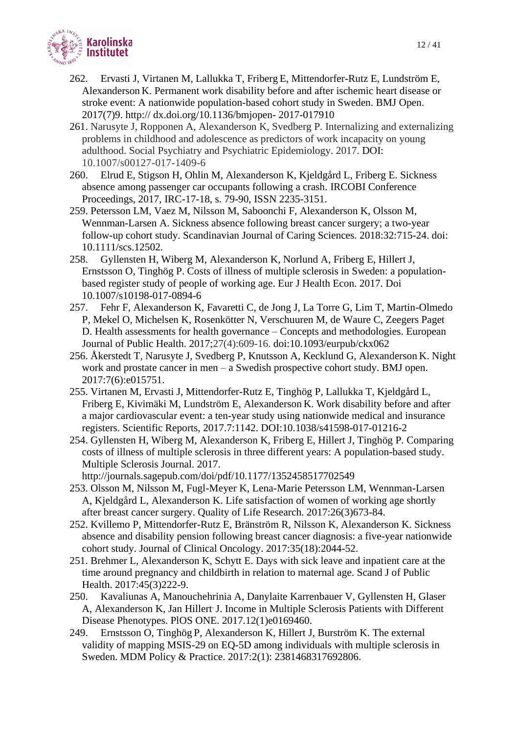262. Ervasti J, Virtanen M, Lallukka T, Friberg E, Mittendorfer-Rutz E, Lundström E, Alexanderson K. Permanent work disability before and after ischemic heart disease or stroke event: A nationwide population-based cohort study in Sweden. BMJ Open. 2017(7)9. http:// dx.doi.org/10.1136/bmjopen- 2017-017910
261. Narusyte J, Ropponen A, Alexanderson K, Svedberg P. Internalizing and externalizing problems in childhood and adolescence as predictors of work incapacity on young adulthood. Social Psychiatry and Psychiatric Epidemiology. 2017. DOI: 10.1007/s00127-017-1409-6
260. Elrud E, Stigson H, Ohlin M, Alexanderson K, Kjeldgård L, Friberg E. Sickness absence among passenger car occupants following a crash. IRCOBI Conference Proceedings, 2017, IRC-17-18, s. 79-90, ISSN 2235-3151.
259. Petersson LM, Vaez M, Nilsson M, Saboonchi F, Alexanderson K, Olsson M, Wennman-Larsen A. Sickness absence following breast cancer surgery; a two-year follow-up cohort study. Scandinavian Journal of Caring Sciences. 2018:32:715-24. doi: 10.1111/scs.12502.
258. Gyllensten H, Wiberg M, Alexanderson K, Norlund A, Friberg E, Hillert J, Ernstsson O, Tinghög P. Costs of illness of multiple sclerosis in Sweden: a population-based register study of people of working age. Eur J Health Econ. 2017. Doi 10.1007/s10198-017-0894-6
257. Fehr F, Alexanderson K, Favaretti C, de Jong J, La Torre G, Lim T, Martin-Olmedo P, Mekel O, Michelsen K, Rosenkötter N, Verschuuren M, de Waure C, Zeegers Paget D. Health assessments for health governance – Concepts and methodologies. European Journal of Public Health. 2017;27(4):609-16. doi:10.1093/eurpub/ckx062
256. Åkerstedt T, Narusyte J, Svedberg P, Knutsson A, Kecklund G, Alexanderson K. Night work and prostate cancer in men – a Swedish prospective cohort study. BMJ open. 2017:7(6):e015751.
255. Virtanen M, Ervasti J, Mittendorfer-Rutz E, Tinghög P, Lallukka T, Kjeldgård L, Friberg E, Kivimäki M, Lundström E, Alexanderson K. Work disability before and after a major cardiovascular event: a ten-year study using nationwide medical and insurance registers. Scientific Reports, 2017.7:1142. DOI:10.1038/s41598-017-01216-2
254. Gyllensten H, Wiberg M, Alexanderson K, Friberg E, Hillert J, Tinghög P. Comparing costs of illness of multiple sclerosis in three different years: A population-based study. Multiple Sclerosis Journal. 2017. http://journals.sagepub.com/doi/pdf/10.1177/1352458517702549
253. Olsson M, Nilsson M, Fugl-Meyer K, Lena-Marie Petersson LM, Wennman-Larsen A, Kjeldgård L, Alexanderson K. Life satisfaction of women of working age shortly after breast cancer surgery. Quality of Life Research. 2017:26(3)673-84.
252. Kvillemo P, Mittendorfer-Rutz E, Bränström R, Nilsson K, Alexanderson K. Sickness absence and disability pension following breast cancer diagnosis: a five-year nationwide cohort study. Journal of Clinical Oncology. 2017:35(18):2044-52.
251. Brehmer L, Alexanderson K, Schytt E. Days with sick leave and inpatient care at the time around pregnancy and childbirth in relation to maternal age. Scand J of Public Health. 2017:45(3)222-9.
250. Kavaliunas A, Manouchehrinia A, Danylaite Karrenbauer V, Gyllensten H, Glaser A, Alexanderson K, Jan Hillert. J. Income in Multiple Sclerosis Patients with Different Disease Phenotypes. PlOS ONE. 2017.12(1)e0169460.
249. Ernstsson O, Tinghög P, Alexanderson K, Hillert J, Burström K. The external validity of mapping MSIS-29 on EQ-5D among individuals with multiple sclerosis in Sweden. MDM Policy & Practice. 2017:2(1): 2381468317692806.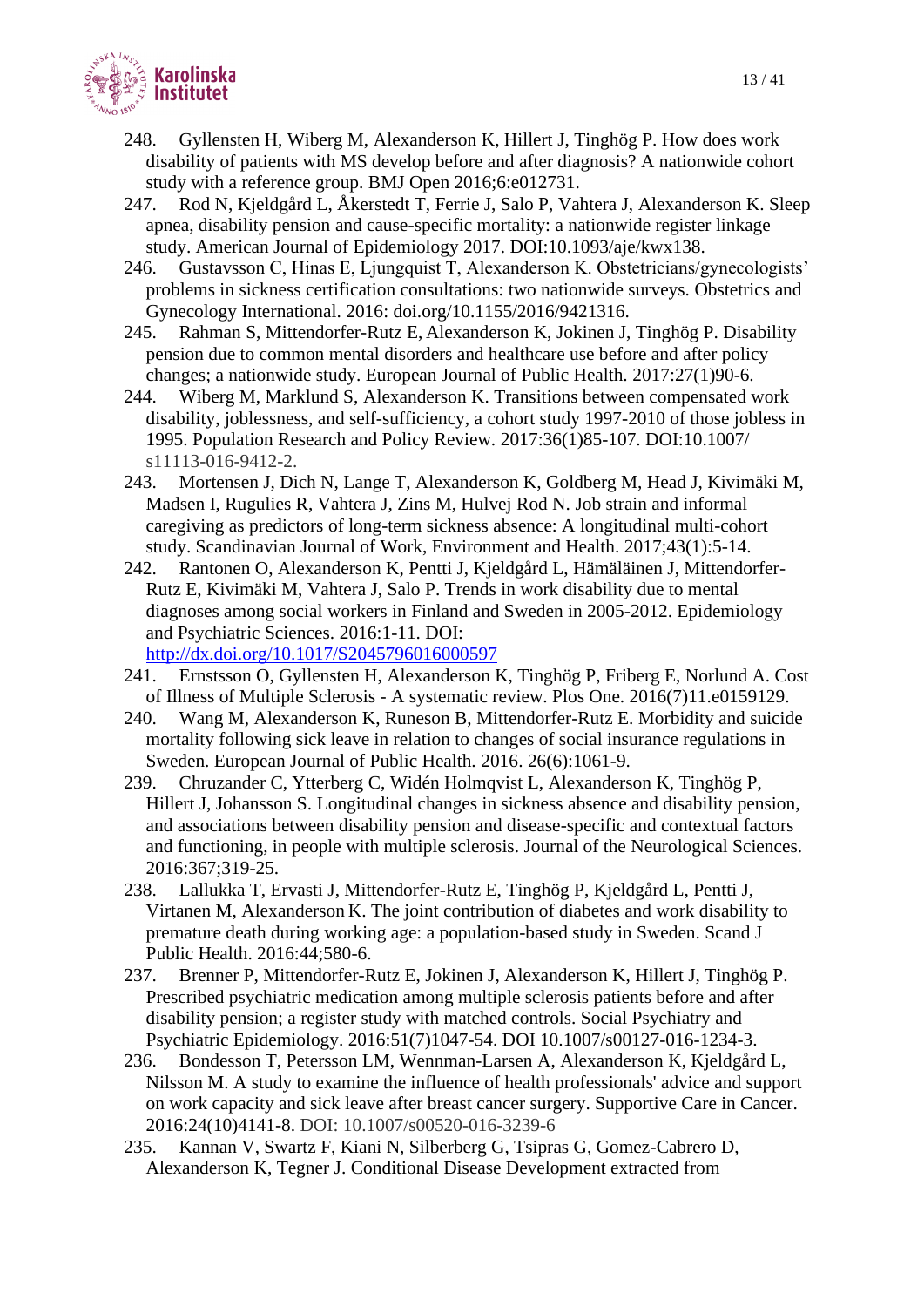248. Gyllensten H, Wiberg M, Alexanderson K, Hillert J, Tinghög P. How does work disability of patients with MS develop before and after diagnosis? A nationwide cohort study with a reference group. BMJ Open 2016;6:e012731.

247. Rod N, Kjeldgård L, Åkerstedt T, Ferrie J, Salo P, Vahtera J, Alexanderson K. Sleep apnea, disability pension and cause-specific mortality: a nationwide register linkage study. American Journal of Epidemiology 2017. DOI:10.1093/aje/kwx138.

246. Gustavsson C, Hinas E, Ljungquist T, Alexanderson K. Obstetricians/gynecologists' problems in sickness certification consultations: two nationwide surveys. Obstetrics and Gynecology International. 2016: doi.org/10.1155/2016/9421316.

245. Rahman S, Mittendorfer-Rutz E, Alexanderson K, Jokinen J, Tinghög P. Disability pension due to common mental disorders and healthcare use before and after policy changes; a nationwide study. European Journal of Public Health. 2017:27(1)90-6.

244. Wiberg M, Marklund S, Alexanderson K. Transitions between compensated work disability, joblessness, and self-sufficiency, a cohort study 1997-2010 of those jobless in 1995. Population Research and Policy Review. 2017:36(1)85-107. DOI:10.1007/s11113-016-9412-2.

243. Mortensen J, Dich N, Lange T, Alexanderson K, Goldberg M, Head J, Kivimäki M, Madsen I, Rugulies R, Vahtera J, Zins M, Hulvej Rod N. Job strain and informal caregiving as predictors of long-term sickness absence: A longitudinal multi-cohort study. Scandinavian Journal of Work, Environment and Health. 2017;43(1):5-14.

242. Rantonen O, Alexanderson K, Pentti J, Kjeldgård L, Hämäläinen J, Mittendorfer-Rutz E, Kivimäki M, Vahtera J, Salo P. Trends in work disability due to mental diagnoses among social workers in Finland and Sweden in 2005-2012. Epidemiology and Psychiatric Sciences. 2016:1-11. DOI: http://dx.doi.org/10.1017/S2045796016000597

241. Ernstsson O, Gyllensten H, Alexanderson K, Tinghög P, Friberg E, Norlund A. Cost of Illness of Multiple Sclerosis - A systematic review. Plos One. 2016(7)11.e0159129.

240. Wang M, Alexanderson K, Runeson B, Mittendorfer-Rutz E. Morbidity and suicide mortality following sick leave in relation to changes of social insurance regulations in Sweden. European Journal of Public Health. 2016. 26(6):1061-9.

239. Chruzander C, Ytterberg C, Widén Holmqvist L, Alexanderson K, Tinghög P, Hillert J, Johansson S. Longitudinal changes in sickness absence and disability pension, and associations between disability pension and disease-specific and contextual factors and functioning, in people with multiple sclerosis. Journal of the Neurological Sciences. 2016:367;319-25.

238. Lallukka T, Ervasti J, Mittendorfer-Rutz E, Tinghög P, Kjeldgård L, Pentti J, Virtanen M, Alexanderson K. The joint contribution of diabetes and work disability to premature death during working age: a population-based study in Sweden. Scand J Public Health. 2016:44;580-6.

237. Brenner P, Mittendorfer-Rutz E, Jokinen J, Alexanderson K, Hillert J, Tinghög P. Prescribed psychiatric medication among multiple sclerosis patients before and after disability pension; a register study with matched controls. Social Psychiatry and Psychiatric Epidemiology. 2016:51(7)1047-54. DOI 10.1007/s00127-016-1234-3.

236. Bondesson T, Petersson LM, Wennman-Larsen A, Alexanderson K, Kjeldgård L, Nilsson M. A study to examine the influence of health professionals' advice and support on work capacity and sick leave after breast cancer surgery. Supportive Care in Cancer. 2016:24(10)4141-8. DOI: 10.1007/s00520-016-3239-6

235. Kannan V, Swartz F, Kiani N, Silberberg G, Tsipras G, Gomez-Cabrero D, Alexanderson K, Tegner J. Conditional Disease Development extracted from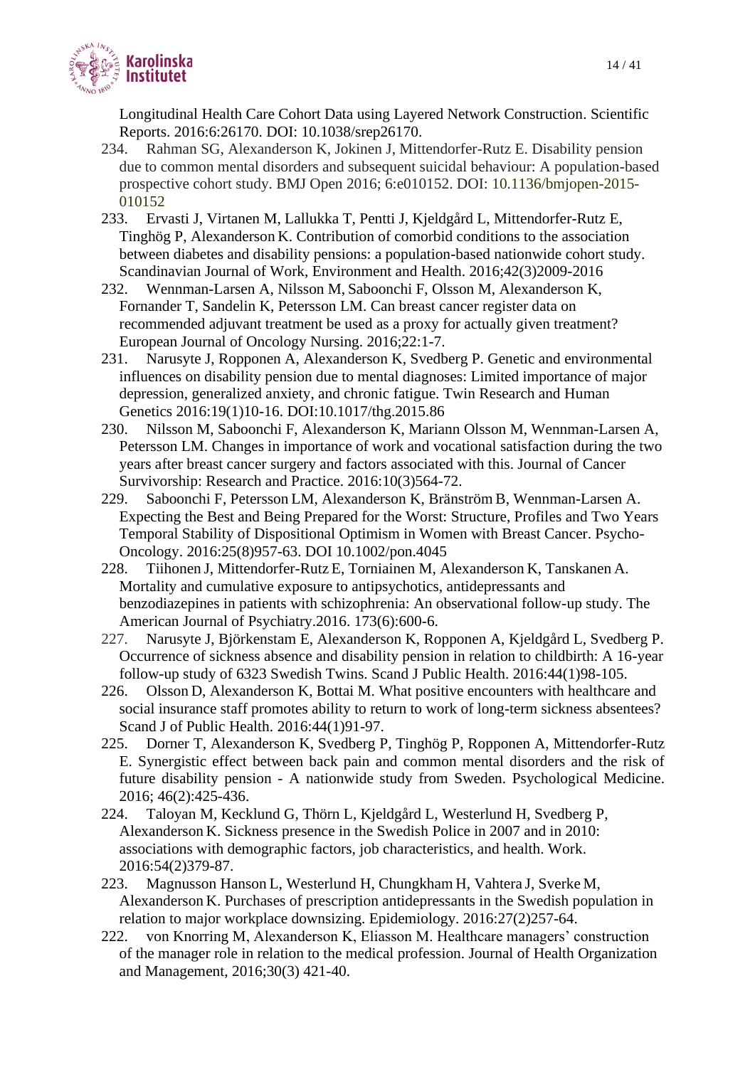Longitudinal Health Care Cohort Data using Layered Network Construction. Scientific Reports. 2016:6:26170. DOI: 10.1038/srep26170.

234. Rahman SG, Alexanderson K, Jokinen J, Mittendorfer-Rutz E. Disability pension due to common mental disorders and subsequent suicidal behaviour: A population-based prospective cohort study. BMJ Open 2016; 6:e010152. DOI: 10.1136/bmjopen-2015-010152

233. Ervasti J, Virtanen M, Lallukka T, Pentti J, Kjeldgård L, Mittendorfer-Rutz E, Tinghög P, Alexanderson K. Contribution of comorbid conditions to the association between diabetes and disability pensions: a population-based nationwide cohort study. Scandinavian Journal of Work, Environment and Health. 2016;42(3)2009-2016

232. Wennman-Larsen A, Nilsson M, Saboonchi F, Olsson M, Alexanderson K, Fornander T, Sandelin K, Petersson LM. Can breast cancer register data on recommended adjuvant treatment be used as a proxy for actually given treatment? European Journal of Oncology Nursing. 2016;22:1-7.

231. Narusyte J, Ropponen A, Alexanderson K, Svedberg P. Genetic and environmental influences on disability pension due to mental diagnoses: Limited importance of major depression, generalized anxiety, and chronic fatigue. Twin Research and Human Genetics 2016:19(1)10-16. DOI:10.1017/thg.2015.86

230. Nilsson M, Saboonchi F, Alexanderson K, Mariann Olsson M, Wennman-Larsen A, Petersson LM. Changes in importance of work and vocational satisfaction during the two years after breast cancer surgery and factors associated with this. Journal of Cancer Survivorship: Research and Practice. 2016:10(3)564-72.

229. Saboonchi F, Petersson LM, Alexanderson K, Bränström B, Wennman-Larsen A. Expecting the Best and Being Prepared for the Worst: Structure, Profiles and Two Years Temporal Stability of Dispositional Optimism in Women with Breast Cancer. Psycho-Oncology. 2016:25(8)957-63. DOI 10.1002/pon.4045

228. Tiihonen J, Mittendorfer-Rutz E, Torniainen M, Alexanderson K, Tanskanen A. Mortality and cumulative exposure to antipsychotics, antidepressants and benzodiazepines in patients with schizophrenia: An observational follow-up study. The American Journal of Psychiatry.2016. 173(6):600-6.

227. Narusyte J, Björkenstam E, Alexanderson K, Ropponen A, Kjeldgård L, Svedberg P. Occurrence of sickness absence and disability pension in relation to childbirth: A 16-year follow-up study of 6323 Swedish Twins. Scand J Public Health. 2016:44(1)98-105.

226. Olsson D, Alexanderson K, Bottai M. What positive encounters with healthcare and social insurance staff promotes ability to return to work of long-term sickness absentees? Scand J of Public Health. 2016:44(1)91-97.

225. Dorner T, Alexanderson K, Svedberg P, Tinghög P, Ropponen A, Mittendorfer-Rutz E. Synergistic effect between back pain and common mental disorders and the risk of future disability pension - A nationwide study from Sweden. Psychological Medicine. 2016; 46(2):425-436.

224. Taloyan M, Kecklund G, Thörn L, Kjeldgård L, Westerlund H, Svedberg P, Alexanderson K. Sickness presence in the Swedish Police in 2007 and in 2010: associations with demographic factors, job characteristics, and health. Work. 2016:54(2)379-87.

223. Magnusson Hanson L, Westerlund H, Chungkham H, Vahtera J, Sverke M, Alexanderson K. Purchases of prescription antidepressants in the Swedish population in relation to major workplace downsizing. Epidemiology. 2016:27(2)257-64.

222. von Knorring M, Alexanderson K, Eliasson M. Healthcare managers' construction of the manager role in relation to the medical profession. Journal of Health Organization and Management, 2016;30(3) 421-40.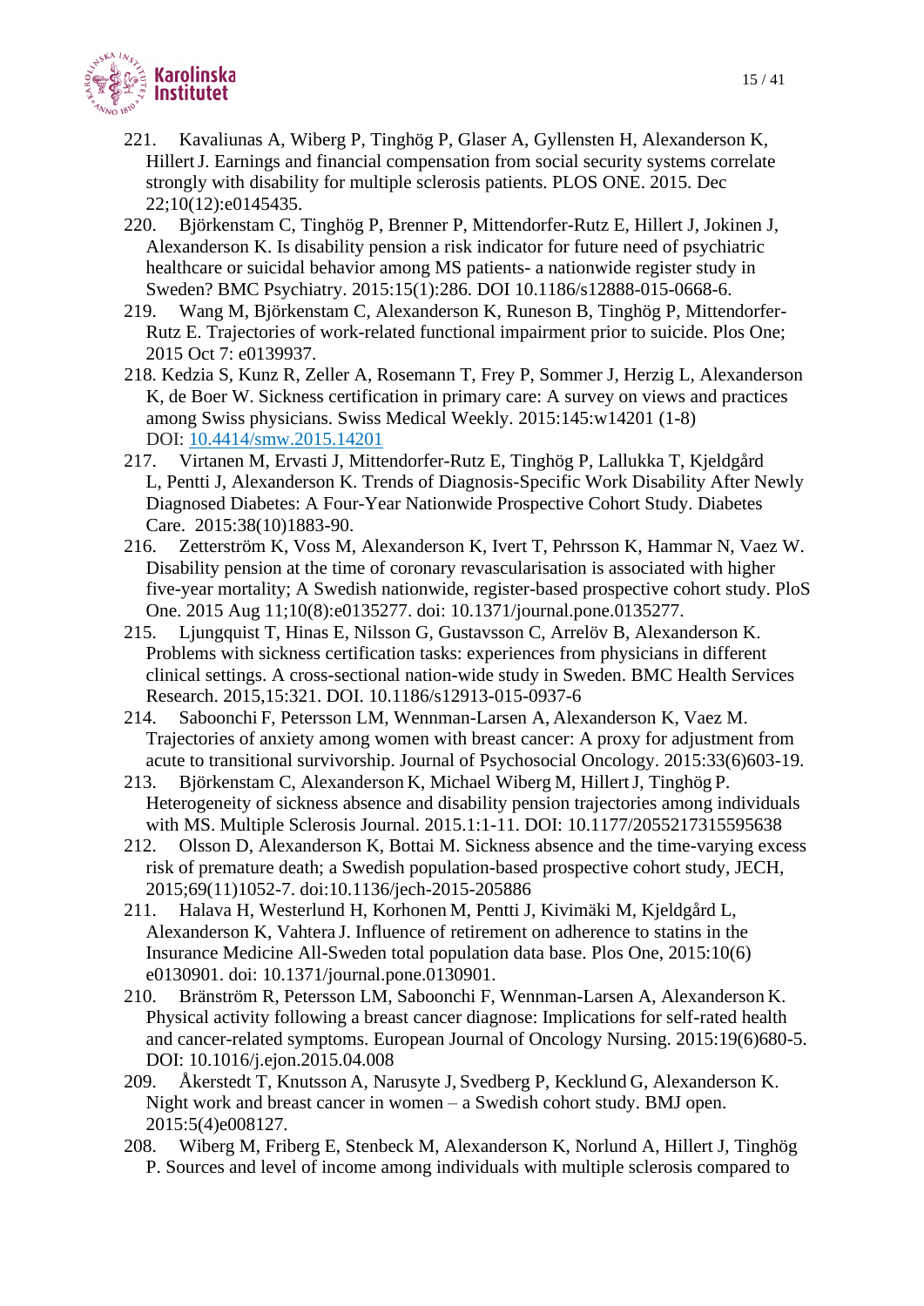221. Kavaliunas A, Wiberg P, Tinghög P, Glaser A, Gyllensten H, Alexanderson K, Hillert J. Earnings and financial compensation from social security systems correlate strongly with disability for multiple sclerosis patients. PLOS ONE. 2015. Dec 22;10(12):e0145435.

220. Björkenstam C, Tinghög P, Brenner P, Mittendorfer-Rutz E, Hillert J, Jokinen J, Alexanderson K. Is disability pension a risk indicator for future need of psychiatric healthcare or suicidal behavior among MS patients- a nationwide register study in Sweden? BMC Psychiatry. 2015:15(1):286. DOI 10.1186/s12888-015-0668-6.

219. Wang M, Björkenstam C, Alexanderson K, Runeson B, Tinghög P, Mittendorfer-Rutz E. Trajectories of work-related functional impairment prior to suicide. Plos One; 2015 Oct 7: e0139937.

218. Kedzia S, Kunz R, Zeller A, Rosemann T, Frey P, Sommer J, Herzig L, Alexanderson K, de Boer W. Sickness certification in primary care: A survey on views and practices among Swiss physicians. Swiss Medical Weekly. 2015:145:w14201 (1-8) DOI: [10.4414/smw.2015.14201](10.4414/smw.2015.14201)

217. Virtanen M, Ervasti J, Mittendorfer-Rutz E, Tinghög P, Lallukka T, Kjeldgård L, Pentti J, Alexanderson K. Trends of Diagnosis-Specific Work Disability After Newly Diagnosed Diabetes: A Four-Year Nationwide Prospective Cohort Study. Diabetes Care. 2015:38(10)1883-90.

216. Zetterström K, Voss M, Alexanderson K, Ivert T, Pehrsson K, Hammar N, Vaez W. Disability pension at the time of coronary revascularisation is associated with higher five-year mortality; A Swedish nationwide, register-based prospective cohort study. PloS One. 2015 Aug 11;10(8):e0135277. doi: 10.1371/journal.pone.0135277.

215. Ljungquist T, Hinas E, Nilsson G, Gustavsson C, Arrelöv B, Alexanderson K. Problems with sickness certification tasks: experiences from physicians in different clinical settings. A cross-sectional nation-wide study in Sweden. BMC Health Services Research. 2015,15:321. DOI. 10.1186/s12913-015-0937-6

214. Saboonchi F, Petersson LM, Wennman-Larsen A, Alexanderson K, Vaez M. Trajectories of anxiety among women with breast cancer: A proxy for adjustment from acute to transitional survivorship. Journal of Psychosocial Oncology. 2015:33(6)603-19.

213. Björkenstam C, Alexanderson K, Michael Wiberg M, Hillert J, Tinghög P. Heterogeneity of sickness absence and disability pension trajectories among individuals with MS. Multiple Sclerosis Journal. 2015.1:1-11. DOI: 10.1177/2055217315595638

212. Olsson D, Alexanderson K, Bottai M. Sickness absence and the time-varying excess risk of premature death; a Swedish population-based prospective cohort study, JECH, 2015;69(11)1052-7. doi:10.1136/jech-2015-205886

211. Halava H, Westerlund H, Korhonen M, Pentti J, Kivimäki M, Kjeldgård L, Alexanderson K, Vahtera J. Influence of retirement on adherence to statins in the Insurance Medicine All-Sweden total population data base. Plos One, 2015:10(6) e0130901. doi: 10.1371/journal.pone.0130901.

210. Bränström R, Petersson LM, Saboonchi F, Wennman-Larsen A, Alexanderson K. Physical activity following a breast cancer diagnose: Implications for self-rated health and cancer-related symptoms. European Journal of Oncology Nursing. 2015:19(6)680-5. DOI: 10.1016/j.ejon.2015.04.008

209. Åkerstedt T, Knutsson A, Narusyte J, Svedberg P, Kecklund G, Alexanderson K. Night work and breast cancer in women – a Swedish cohort study. BMJ open. 2015:5(4)e008127.

208. Wiberg M, Friberg E, Stenbeck M, Alexanderson K, Norlund A, Hillert J, Tinghög P. Sources and level of income among individuals with multiple sclerosis compared to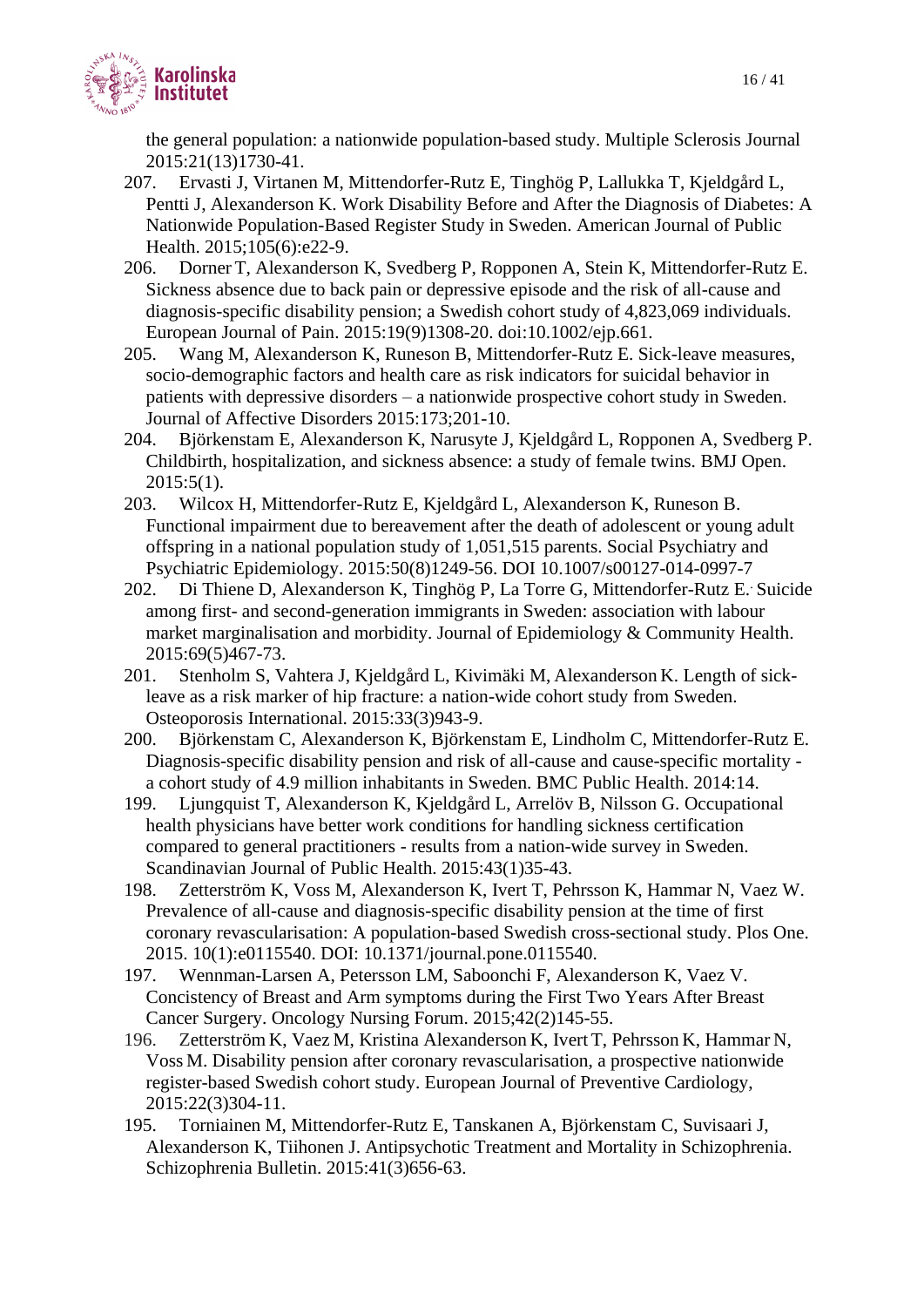the general population: a nationwide population-based study. Multiple Sclerosis Journal 2015:21(13)1730-41.

207. Ervasti J, Virtanen M, Mittendorfer-Rutz E, Tinghög P, Lallukka T, Kjeldgård L, Pentti J, Alexanderson K. Work Disability Before and After the Diagnosis of Diabetes: A Nationwide Population-Based Register Study in Sweden. American Journal of Public Health. 2015;105(6):e22-9.

206. Dorner T, Alexanderson K, Svedberg P, Ropponen A, Stein K, Mittendorfer-Rutz E. Sickness absence due to back pain or depressive episode and the risk of all-cause and diagnosis-specific disability pension; a Swedish cohort study of 4,823,069 individuals. European Journal of Pain. 2015:19(9)1308-20. doi:10.1002/ejp.661.

205. Wang M, Alexanderson K, Runeson B, Mittendorfer-Rutz E. Sick-leave measures, socio-demographic factors and health care as risk indicators for suicidal behavior in patients with depressive disorders – a nationwide prospective cohort study in Sweden. Journal of Affective Disorders 2015:173;201-10.

204. Björkenstam E, Alexanderson K, Narusyte J, Kjeldgård L, Ropponen A, Svedberg P. Childbirth, hospitalization, and sickness absence: a study of female twins. BMJ Open. 2015:5(1).

203. Wilcox H, Mittendorfer-Rutz E, Kjeldgård L, Alexanderson K, Runeson B. Functional impairment due to bereavement after the death of adolescent or young adult offspring in a national population study of 1,051,515 parents. Social Psychiatry and Psychiatric Epidemiology. 2015:50(8)1249-56. DOI 10.1007/s00127-014-0997-7

202. Di Thiene D, Alexanderson K, Tinghög P, La Torre G, Mittendorfer-Rutz E.· Suicide among first- and second-generation immigrants in Sweden: association with labour market marginalisation and morbidity. Journal of Epidemiology & Community Health. 2015:69(5)467-73.

201. Stenholm S, Vahtera J, Kjeldgård L, Kivimäki M, Alexanderson K. Length of sick-leave as a risk marker of hip fracture: a nation-wide cohort study from Sweden. Osteoporosis International. 2015:33(3)943-9.

200. Björkenstam C, Alexanderson K, Björkenstam E, Lindholm C, Mittendorfer-Rutz E. Diagnosis-specific disability pension and risk of all-cause and cause-specific mortality - a cohort study of 4.9 million inhabitants in Sweden. BMC Public Health. 2014:14.

199. Ljungquist T, Alexanderson K, Kjeldgård L, Arrelöv B, Nilsson G. Occupational health physicians have better work conditions for handling sickness certification compared to general practitioners - results from a nation-wide survey in Sweden. Scandinavian Journal of Public Health. 2015:43(1)35-43.

198. Zetterström K, Voss M, Alexanderson K, Ivert T, Pehrsson K, Hammar N, Vaez W. Prevalence of all-cause and diagnosis-specific disability pension at the time of first coronary revascularisation: A population-based Swedish cross-sectional study. Plos One. 2015. 10(1):e0115540. DOI: 10.1371/journal.pone.0115540.

197. Wennman-Larsen A, Petersson LM, Saboonchi F, Alexanderson K, Vaez V. Concistency of Breast and Arm symptoms during the First Two Years After Breast Cancer Surgery. Oncology Nursing Forum. 2015;42(2)145-55.

196. Zetterström K, Vaez M, Kristina Alexanderson K, Ivert T, Pehrsson K, Hammar N, Voss M. Disability pension after coronary revascularisation, a prospective nationwide register-based Swedish cohort study. European Journal of Preventive Cardiology, 2015:22(3)304-11.

195. Torniainen M, Mittendorfer-Rutz E, Tanskanen A, Björkenstam C, Suvisaari J, Alexanderson K, Tiihonen J. Antipsychotic Treatment and Mortality in Schizophrenia. Schizophrenia Bulletin. 2015:41(3)656-63.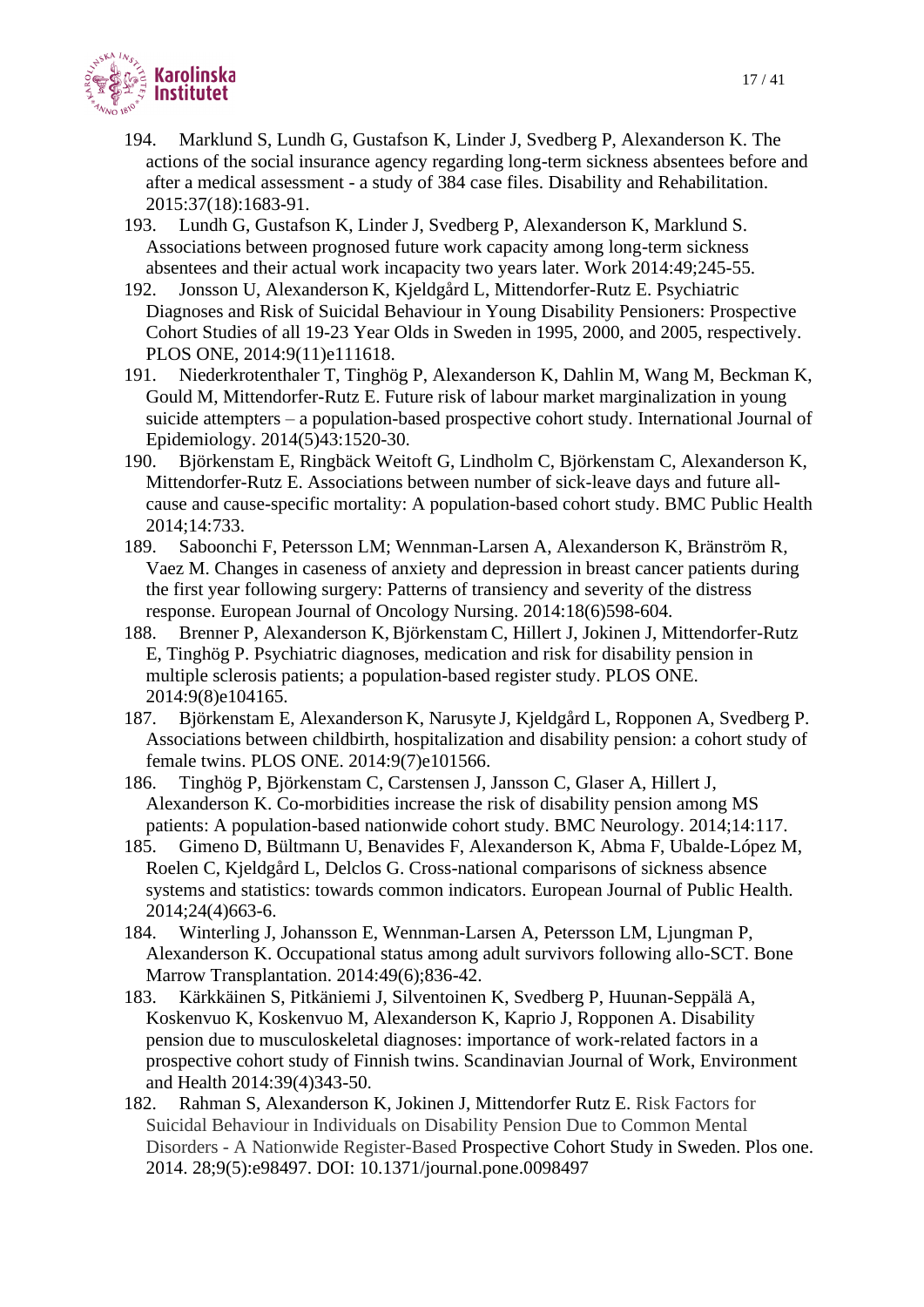194. Marklund S, Lundh G, Gustafson K, Linder J, Svedberg P, Alexanderson K. The actions of the social insurance agency regarding long-term sickness absentees before and after a medical assessment - a study of 384 case files. Disability and Rehabilitation. 2015:37(18):1683-91.
193. Lundh G, Gustafson K, Linder J, Svedberg P, Alexanderson K, Marklund S. Associations between prognosed future work capacity among long-term sickness absentees and their actual work incapacity two years later. Work 2014:49;245-55.
192. Jonsson U, Alexanderson K, Kjeldgård L, Mittendorfer-Rutz E. Psychiatric Diagnoses and Risk of Suicidal Behaviour in Young Disability Pensioners: Prospective Cohort Studies of all 19-23 Year Olds in Sweden in 1995, 2000, and 2005, respectively. PLOS ONE, 2014:9(11)e111618.
191. Niederkrotenthaler T, Tinghög P, Alexanderson K, Dahlin M, Wang M, Beckman K, Gould M, Mittendorfer-Rutz E. Future risk of labour market marginalization in young suicide attempters – a population-based prospective cohort study. International Journal of Epidemiology. 2014(5)43:1520-30.
190. Björkenstam E, Ringbäck Weitoft G, Lindholm C, Björkenstam C, Alexanderson K, Mittendorfer-Rutz E. Associations between number of sick-leave days and future all-cause and cause-specific mortality: A population-based cohort study. BMC Public Health 2014;14:733.
189. Saboonchi F, Petersson LM; Wennman-Larsen A, Alexanderson K, Bränström R, Vaez M. Changes in caseness of anxiety and depression in breast cancer patients during the first year following surgery: Patterns of transiency and severity of the distress response. European Journal of Oncology Nursing. 2014:18(6)598-604.
188. Brenner P, Alexanderson K, Björkenstam C, Hillert J, Jokinen J, Mittendorfer-Rutz E, Tinghög P. Psychiatric diagnoses, medication and risk for disability pension in multiple sclerosis patients; a population-based register study. PLOS ONE. 2014:9(8)e104165.
187. Björkenstam E, Alexanderson K, Narusyte J, Kjeldgård L, Ropponen A, Svedberg P. Associations between childbirth, hospitalization and disability pension: a cohort study of female twins. PLOS ONE. 2014:9(7)e101566.
186. Tinghög P, Björkenstam C, Carstensen J, Jansson C, Glaser A, Hillert J, Alexanderson K. Co-morbidities increase the risk of disability pension among MS patients: A population-based nationwide cohort study. BMC Neurology. 2014;14:117.
185. Gimeno D, Bültmann U, Benavides F, Alexanderson K, Abma F, Ubalde-López M, Roelen C, Kjeldgård L, Delclos G. Cross-national comparisons of sickness absence systems and statistics: towards common indicators. European Journal of Public Health. 2014;24(4)663-6.
184. Winterling J, Johansson E, Wennman-Larsen A, Petersson LM, Ljungman P, Alexanderson K. Occupational status among adult survivors following allo-SCT. Bone Marrow Transplantation. 2014:49(6);836-42.
183. Kärkkäinen S, Pitkäniemi J, Silventoinen K, Svedberg P, Huunan-Seppälä A, Koskenvuo K, Koskenvuo M, Alexanderson K, Kaprio J, Ropponen A. Disability pension due to musculoskeletal diagnoses: importance of work-related factors in a prospective cohort study of Finnish twins. Scandinavian Journal of Work, Environment and Health 2014:39(4)343-50.
182. Rahman S, Alexanderson K, Jokinen J, Mittendorfer Rutz E. Risk Factors for Suicidal Behaviour in Individuals on Disability Pension Due to Common Mental Disorders - A Nationwide Register-Based Prospective Cohort Study in Sweden. Plos one. 2014. 28;9(5):e98497. DOI: 10.1371/journal.pone.0098497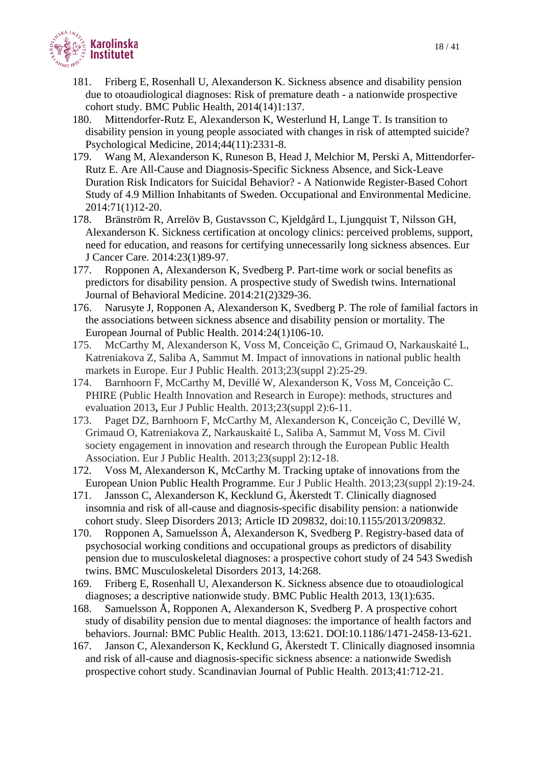181. Friberg E, Rosenhall U, Alexanderson K. Sickness absence and disability pension due to otoaudiological diagnoses: Risk of premature death - a nationwide prospective cohort study. BMC Public Health, 2014(14)1:137.
180. Mittendorfer-Rutz E, Alexanderson K, Westerlund H, Lange T. Is transition to disability pension in young people associated with changes in risk of attempted suicide? Psychological Medicine, 2014;44(11):2331-8.
179. Wang M, Alexanderson K, Runeson B, Head J, Melchior M, Perski A, Mittendorfer-Rutz E. Are All-Cause and Diagnosis-Specific Sickness Absence, and Sick-Leave Duration Risk Indicators for Suicidal Behavior? - A Nationwide Register-Based Cohort Study of 4.9 Million Inhabitants of Sweden. Occupational and Environmental Medicine. 2014:71(1)12-20.
178. Bränström R, Arrelöv B, Gustavsson C, Kjeldgård L, Ljungquist T, Nilsson GH, Alexanderson K. Sickness certification at oncology clinics: perceived problems, support, need for education, and reasons for certifying unnecessarily long sickness absences. Eur J Cancer Care. 2014:23(1)89-97.
177. Ropponen A, Alexanderson K, Svedberg P. Part-time work or social benefits as predictors for disability pension. A prospective study of Swedish twins. International Journal of Behavioral Medicine. 2014:21(2)329-36.
176. Narusyte J, Ropponen A, Alexanderson K, Svedberg P. The role of familial factors in the associations between sickness absence and disability pension or mortality. The European Journal of Public Health. 2014:24(1)106-10.
175. McCarthy M, Alexanderson K, Voss M, Conceição C, Grimaud O, Narkauskaité L, Katreniakova Z, Saliba A, Sammut M. Impact of innovations in national public health markets in Europe. Eur J Public Health. 2013;23(suppl 2):25-29.
174. Barnhoorn F, McCarthy M, Devillé W, Alexanderson K, Voss M, Conceição C. PHIRE (Public Health Innovation and Research in Europe): methods, structures and evaluation 2013**,** Eur J Public Health. 2013;23(suppl 2):6-11.
173. Paget DZ, Barnhoorn F, McCarthy M, Alexanderson K, Conceição C, Devillé W, Grimaud O, Katreniakova Z, Narkauskaité L, Saliba A, Sammut M, Voss M. Civil society engagement in innovation and research through the European Public Health Association. Eur J Public Health. 2013;23(suppl 2):12-18.
172. Voss M, Alexanderson K, McCarthy M. Tracking uptake of innovations from the European Union Public Health Programme. Eur J Public Health. 2013;23(suppl 2):19-24.
171. Jansson C, Alexanderson K, Kecklund G, Åkerstedt T. Clinically diagnosed insomnia and risk of all-cause and diagnosis-specific disability pension: a nationwide cohort study. Sleep Disorders 2013; Article ID 209832, doi:10.1155/2013/209832.
170. Ropponen A, Samuelsson Å, Alexanderson K, Svedberg P. Registry-based data of psychosocial working conditions and occupational groups as predictors of disability pension due to musculoskeletal diagnoses: a prospective cohort study of 24 543 Swedish twins. BMC Musculoskeletal Disorders 2013, 14:268.
169. Friberg E, Rosenhall U, Alexanderson K. Sickness absence due to otoaudiological diagnoses; a descriptive nationwide study. BMC Public Health 2013, 13(1):635.
168. Samuelsson Å, Ropponen A, Alexanderson K, Svedberg P. A prospective cohort study of disability pension due to mental diagnoses: the importance of health factors and behaviors. Journal: BMC Public Health. 2013, 13:621. DOI:10.1186/1471-2458-13-621.
167. Janson C, Alexanderson K, Kecklund G, Åkerstedt T. Clinically diagnosed insomnia and risk of all-cause and diagnosis-specific sickness absence: a nationwide Swedish prospective cohort study. Scandinavian Journal of Public Health. 2013;41:712-21.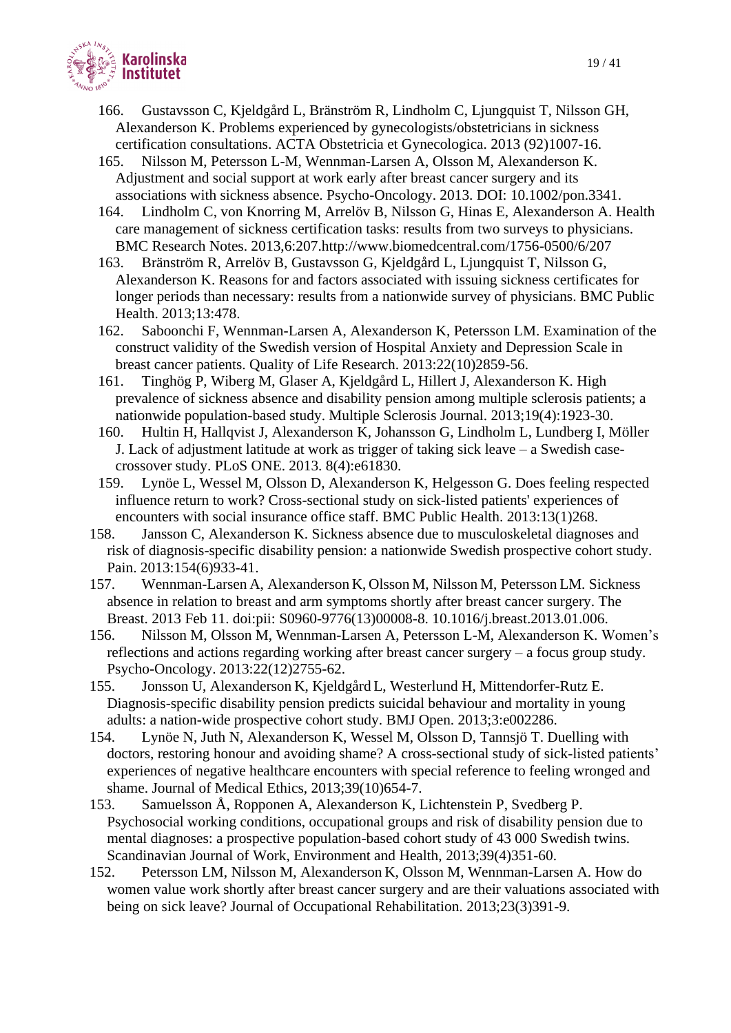166. Gustavsson C, Kjeldgård L, Bränström R, Lindholm C, Ljungquist T, Nilsson GH, Alexanderson K. Problems experienced by gynecologists/obstetricians in sickness certification consultations. ACTA Obstetricia et Gynecologica. 2013 (92)1007-16.

165. Nilsson M, Petersson L-M, Wennman-Larsen A, Olsson M, Alexanderson K. Adjustment and social support at work early after breast cancer surgery and its associations with sickness absence. Psycho-Oncology. 2013. DOI: 10.1002/pon.3341.

164. Lindholm C, von Knorring M, Arrelöv B, Nilsson G, Hinas E, Alexanderson A. Health care management of sickness certification tasks: results from two surveys to physicians. BMC Research Notes. 2013,6:207.http://www.biomedcentral.com/1756-0500/6/207

163. Bränström R, Arrelöv B, Gustavsson G, Kjeldgård L, Ljungquist T, Nilsson G, Alexanderson K. Reasons for and factors associated with issuing sickness certificates for longer periods than necessary: results from a nationwide survey of physicians. BMC Public Health. 2013;13:478.

162. Saboonchi F, Wennman-Larsen A, Alexanderson K, Petersson LM. Examination of the construct validity of the Swedish version of Hospital Anxiety and Depression Scale in breast cancer patients. Quality of Life Research. 2013:22(10)2859-56.

161. Tinghög P, Wiberg M, Glaser A, Kjeldgård L, Hillert J, Alexanderson K. High prevalence of sickness absence and disability pension among multiple sclerosis patients; a nationwide population-based study. Multiple Sclerosis Journal. 2013;19(4):1923-30.

160. Hultin H, Hallqvist J, Alexanderson K, Johansson G, Lindholm L, Lundberg I, Möller J. Lack of adjustment latitude at work as trigger of taking sick leave – a Swedish case-crossover study. PLoS ONE. 2013. 8(4):e61830.

159. Lynöe L, Wessel M, Olsson D, Alexanderson K, Helgesson G. Does feeling respected influence return to work? Cross-sectional study on sick-listed patients' experiences of encounters with social insurance office staff. BMC Public Health. 2013:13(1)268.

158. Jansson C, Alexanderson K. Sickness absence due to musculoskeletal diagnoses and risk of diagnosis-specific disability pension: a nationwide Swedish prospective cohort study. Pain. 2013:154(6)933-41.

157. Wennman-Larsen A, Alexanderson K, Olsson M, Nilsson M, Petersson LM. Sickness absence in relation to breast and arm symptoms shortly after breast cancer surgery. The Breast. 2013 Feb 11. doi:pii: S0960-9776(13)00008-8. 10.1016/j.breast.2013.01.006.

156. Nilsson M, Olsson M, Wennman-Larsen A, Petersson L-M, Alexanderson K. Women's reflections and actions regarding working after breast cancer surgery – a focus group study. Psycho-Oncology. 2013:22(12)2755-62.

155. Jonsson U, Alexanderson K, Kjeldgård L, Westerlund H, Mittendorfer-Rutz E. Diagnosis-specific disability pension predicts suicidal behaviour and mortality in young adults: a nation-wide prospective cohort study. BMJ Open. 2013;3:e002286.

154. Lynöe N, Juth N, Alexanderson K, Wessel M, Olsson D, Tannsjö T. Duelling with doctors, restoring honour and avoiding shame? A cross-sectional study of sick-listed patients' experiences of negative healthcare encounters with special reference to feeling wronged and shame. Journal of Medical Ethics, 2013;39(10)654-7.

153. Samuelsson Å, Ropponen A, Alexanderson K, Lichtenstein P, Svedberg P. Psychosocial working conditions, occupational groups and risk of disability pension due to mental diagnoses: a prospective population-based cohort study of 43 000 Swedish twins. Scandinavian Journal of Work, Environment and Health, 2013;39(4)351-60.

152. Petersson LM, Nilsson M, Alexanderson K, Olsson M, Wennman-Larsen A. How do women value work shortly after breast cancer surgery and are their valuations associated with being on sick leave? Journal of Occupational Rehabilitation. 2013;23(3)391-9.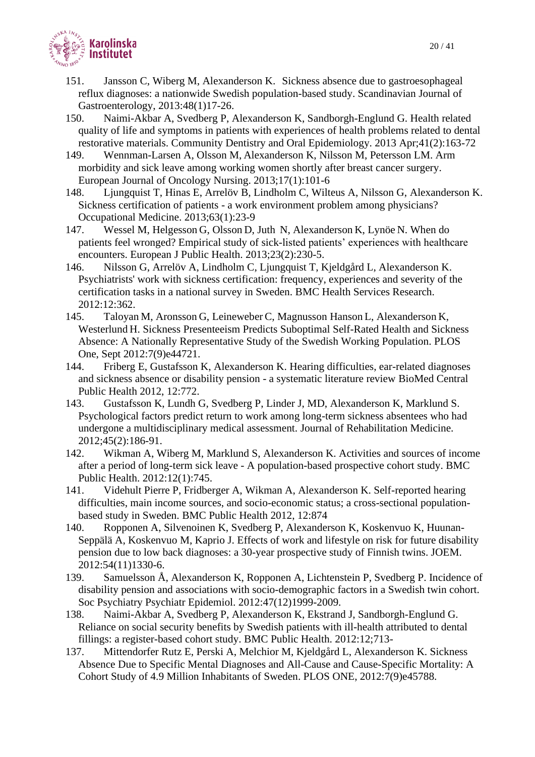151. Jansson C, Wiberg M, Alexanderson K. Sickness absence due to gastroesophageal reflux diagnoses: a nationwide Swedish population-based study. Scandinavian Journal of Gastroenterology, 2013:48(1)17-26.

150. Naimi-Akbar A, Svedberg P, Alexanderson K, Sandborgh-Englund G. Health related quality of life and symptoms in patients with experiences of health problems related to dental restorative materials. Community Dentistry and Oral Epidemiology. 2013 Apr;41(2):163-72

149. Wennman-Larsen A, Olsson M, Alexanderson K, Nilsson M, Petersson LM. Arm morbidity and sick leave among working women shortly after breast cancer surgery. European Journal of Oncology Nursing. 2013;17(1):101-6

148. Ljungquist T, Hinas E, Arrelöv B, Lindholm C, Wilteus A, Nilsson G, Alexanderson K. Sickness certification of patients - a work environment problem among physicians? Occupational Medicine. 2013;63(1):23-9

147. Wessel M, Helgesson G, Olsson D, Juth N, Alexanderson K, Lynöe N. When do patients feel wronged? Empirical study of sick-listed patients' experiences with healthcare encounters. European J Public Health. 2013;23(2):230-5.

146. Nilsson G, Arrelöv A, Lindholm C, Ljungquist T, Kjeldgård L, Alexanderson K. Psychiatrists' work with sickness certification: frequency, experiences and severity of the certification tasks in a national survey in Sweden. BMC Health Services Research. 2012:12:362.

145. Taloyan M, Aronsson G, Leineweber C, Magnusson Hanson L, Alexanderson K, Westerlund H. Sickness Presenteeism Predicts Suboptimal Self-Rated Health and Sickness Absence: A Nationally Representative Study of the Swedish Working Population. PLOS One, Sept 2012:7(9)e44721.

144. Friberg E, Gustafsson K, Alexanderson K. Hearing difficulties, ear-related diagnoses and sickness absence or disability pension - a systematic literature review BioMed Central Public Health 2012, 12:772.

143. Gustafsson K, Lundh G, Svedberg P, Linder J, MD, Alexanderson K, Marklund S. Psychological factors predict return to work among long-term sickness absentees who had undergone a multidisciplinary medical assessment. Journal of Rehabilitation Medicine. 2012;45(2):186-91.

142. Wikman A, Wiberg M, Marklund S, Alexanderson K. Activities and sources of income after a period of long-term sick leave - A population-based prospective cohort study. BMC Public Health. 2012:12(1):745.

141. Videhult Pierre P, Fridberger A, Wikman A, Alexanderson K. Self-reported hearing difficulties, main income sources, and socio-economic status; a cross-sectional population-based study in Sweden. BMC Public Health 2012, 12:874

140. Ropponen A, Silvenoinen K, Svedberg P, Alexanderson K, Koskenvuo K, Huunan-Seppälä A, Koskenvuo M, Kaprio J. Effects of work and lifestyle on risk for future disability pension due to low back diagnoses: a 30-year prospective study of Finnish twins. JOEM. 2012:54(11)1330-6.

139. Samuelsson Å, Alexanderson K, Ropponen A, Lichtenstein P, Svedberg P. Incidence of disability pension and associations with socio-demographic factors in a Swedish twin cohort. Soc Psychiatry Psychiatr Epidemiol. 2012:47(12)1999-2009.

138. Naimi-Akbar A, Svedberg P, Alexanderson K, Ekstrand J, Sandborgh-Englund G. Reliance on social security benefits by Swedish patients with ill-health attributed to dental fillings: a register-based cohort study. BMC Public Health. 2012:12;713-

137. Mittendorfer Rutz E, Perski A, Melchior M, Kjeldgård L, Alexanderson K. Sickness Absence Due to Specific Mental Diagnoses and All-Cause and Cause-Specific Mortality: A Cohort Study of 4.9 Million Inhabitants of Sweden. PLOS ONE, 2012:7(9)e45788.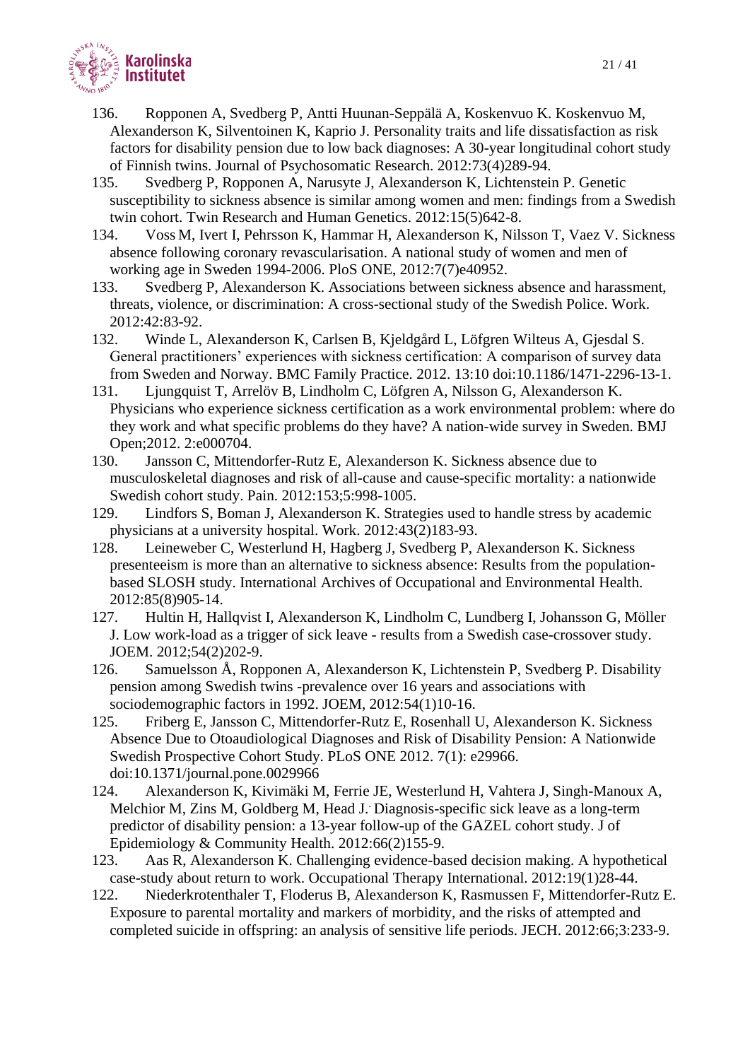136. Ropponen A, Svedberg P, Antti Huunan-Seppälä A, Koskenvuo K. Koskenvuo M, Alexanderson K, Silventoinen K, Kaprio J. Personality traits and life dissatisfaction as risk factors for disability pension due to low back diagnoses: A 30-year longitudinal cohort study of Finnish twins. Journal of Psychosomatic Research. 2012:73(4)289-94.

135. Svedberg P, Ropponen A, Narusyte J, Alexanderson K, Lichtenstein P. Genetic susceptibility to sickness absence is similar among women and men: findings from a Swedish twin cohort. Twin Research and Human Genetics. 2012:15(5)642-8.

134. Voss M, Ivert I, Pehrsson K, Hammar H, Alexanderson K, Nilsson T, Vaez V. Sickness absence following coronary revascularisation. A national study of women and men of working age in Sweden 1994-2006. PloS ONE, 2012:7(7)e40952.

133. Svedberg P, Alexanderson K. Associations between sickness absence and harassment, threats, violence, or discrimination: A cross-sectional study of the Swedish Police. Work. 2012:42:83-92.

132. Winde L, Alexanderson K, Carlsen B, Kjeldgård L, Löfgren Wilteus A, Gjesdal S. General practitioners' experiences with sickness certification: A comparison of survey data from Sweden and Norway. BMC Family Practice. 2012. 13:10 doi:10.1186/1471-2296-13-1.

131. Ljungquist T, Arrelöv B, Lindholm C, Löfgren A, Nilsson G, Alexanderson K. Physicians who experience sickness certification as a work environmental problem: where do they work and what specific problems do they have? A nation-wide survey in Sweden. BMJ Open;2012. 2:e000704.

130. Jansson C, Mittendorfer-Rutz E, Alexanderson K. Sickness absence due to musculoskeletal diagnoses and risk of all-cause and cause-specific mortality: a nationwide Swedish cohort study. Pain. 2012:153;5:998-1005.

129. Lindfors S, Boman J, Alexanderson K. Strategies used to handle stress by academic physicians at a university hospital. Work. 2012:43(2)183-93.

128. Leineweber C, Westerlund H, Hagberg J, Svedberg P, Alexanderson K. Sickness presenteeism is more than an alternative to sickness absence: Results from the population-based SLOSH study. International Archives of Occupational and Environmental Health. 2012:85(8)905-14.

127. Hultin H, Hallqvist I, Alexanderson K, Lindholm C, Lundberg I, Johansson G, Möller J. Low work-load as a trigger of sick leave - results from a Swedish case-crossover study. JOEM. 2012;54(2)202-9.

126. Samuelsson Å, Ropponen A, Alexanderson K, Lichtenstein P, Svedberg P. Disability pension among Swedish twins -prevalence over 16 years and associations with sociodemographic factors in 1992. JOEM, 2012:54(1)10-16.

125. Friberg E, Jansson C, Mittendorfer-Rutz E, Rosenhall U, Alexanderson K. Sickness Absence Due to Otoaudiological Diagnoses and Risk of Disability Pension: A Nationwide Swedish Prospective Cohort Study. PLoS ONE 2012. 7(1): e29966. doi:10.1371/journal.pone.0029966

124. Alexanderson K, Kivimäki M, Ferrie JE, Westerlund H, Vahtera J, Singh-Manoux A, Melchior M, Zins M, Goldberg M, Head J. Diagnosis-specific sick leave as a long-term predictor of disability pension: a 13-year follow-up of the GAZEL cohort study. J of Epidemiology & Community Health. 2012:66(2)155-9.

123. Aas R, Alexanderson K. Challenging evidence-based decision making. A hypothetical case-study about return to work. Occupational Therapy International. 2012:19(1)28-44.

122. Niederkrotenthaler T, Floderus B, Alexanderson K, Rasmussen F, Mittendorfer-Rutz E. Exposure to parental mortality and markers of morbidity, and the risks of attempted and completed suicide in offspring: an analysis of sensitive life periods. JECH. 2012:66;3:233-9.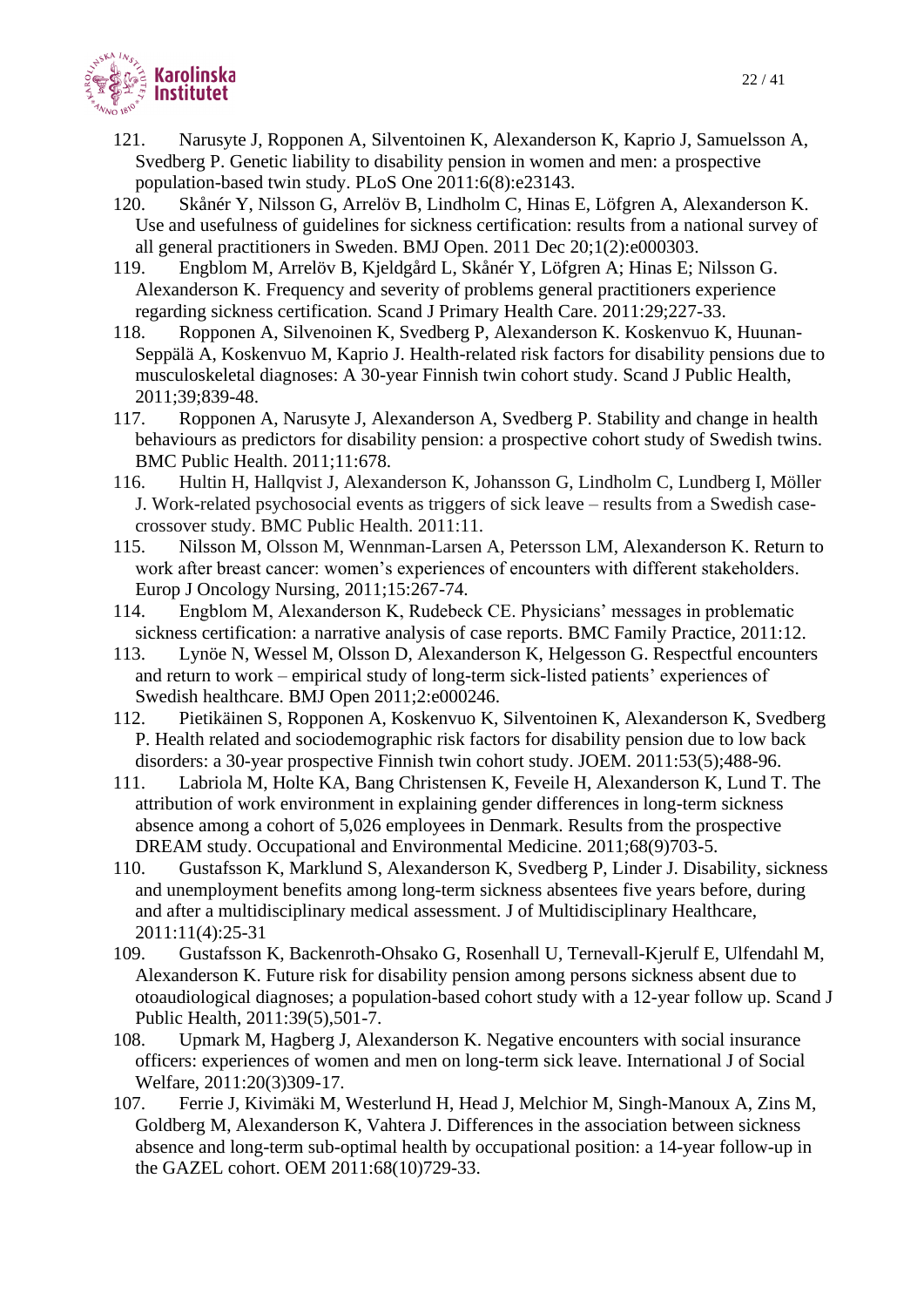121. Narusyte J, Ropponen A, Silventoinen K, Alexanderson K, Kaprio J, Samuelsson A, Svedberg P. Genetic liability to disability pension in women and men: a prospective population-based twin study. PLoS One 2011:6(8):e23143.

120. Skånér Y, Nilsson G, Arrelöv B, Lindholm C, Hinas E, Löfgren A, Alexanderson K. Use and usefulness of guidelines for sickness certification: results from a national survey of all general practitioners in Sweden. BMJ Open. 2011 Dec 20;1(2):e000303.

119. Engblom M, Arrelöv B, Kjeldgård L, Skånér Y, Löfgren A; Hinas E; Nilsson G. Alexanderson K. Frequency and severity of problems general practitioners experience regarding sickness certification. Scand J Primary Health Care. 2011:29;227-33.

118. Ropponen A, Silvenoinen K, Svedberg P, Alexanderson K. Koskenvuo K, Huunan-Seppälä A, Koskenvuo M, Kaprio J. Health-related risk factors for disability pensions due to musculoskeletal diagnoses: A 30-year Finnish twin cohort study. Scand J Public Health, 2011;39;839-48.

117. Ropponen A, Narusyte J, Alexanderson A, Svedberg P. Stability and change in health behaviours as predictors for disability pension: a prospective cohort study of Swedish twins. BMC Public Health. 2011;11:678.

116. Hultin H, Hallqvist J, Alexanderson K, Johansson G, Lindholm C, Lundberg I, Möller J. Work-related psychosocial events as triggers of sick leave – results from a Swedish case-crossover study. BMC Public Health. 2011:11.

115. Nilsson M, Olsson M, Wennman-Larsen A, Petersson LM, Alexanderson K. Return to work after breast cancer: women's experiences of encounters with different stakeholders. Europ J Oncology Nursing, 2011;15:267-74.

114. Engblom M, Alexanderson K, Rudebeck CE. Physicians' messages in problematic sickness certification: a narrative analysis of case reports. BMC Family Practice, 2011:12.

113. Lynöe N, Wessel M, Olsson D, Alexanderson K, Helgesson G. Respectful encounters and return to work – empirical study of long-term sick-listed patients' experiences of Swedish healthcare. BMJ Open 2011;2:e000246.

112. Pietikäinen S, Ropponen A, Koskenvuo K, Silventoinen K, Alexanderson K, Svedberg P. Health related and sociodemographic risk factors for disability pension due to low back disorders: a 30-year prospective Finnish twin cohort study. JOEM. 2011:53(5);488-96.

111. Labriola M, Holte KA, Bang Christensen K, Feveile H, Alexanderson K, Lund T. The attribution of work environment in explaining gender differences in long-term sickness absence among a cohort of 5,026 employees in Denmark. Results from the prospective DREAM study. Occupational and Environmental Medicine. 2011;68(9)703-5.

110. Gustafsson K, Marklund S, Alexanderson K, Svedberg P, Linder J. Disability, sickness and unemployment benefits among long-term sickness absentees five years before, during and after a multidisciplinary medical assessment. J of Multidisciplinary Healthcare, 2011:11(4):25-31

109. Gustafsson K, Backenroth-Ohsako G, Rosenhall U, Ternevall-Kjerulf E, Ulfendahl M, Alexanderson K. Future risk for disability pension among persons sickness absent due to otoaudiological diagnoses; a population-based cohort study with a 12-year follow up. Scand J Public Health, 2011:39(5),501-7.

108. Upmark M, Hagberg J, Alexanderson K. Negative encounters with social insurance officers: experiences of women and men on long-term sick leave. International J of Social Welfare, 2011:20(3)309-17.

107. Ferrie J, Kivimäki M, Westerlund H, Head J, Melchior M, Singh-Manoux A, Zins M, Goldberg M, Alexanderson K, Vahtera J. Differences in the association between sickness absence and long-term sub-optimal health by occupational position: a 14-year follow-up in the GAZEL cohort. OEM 2011:68(10)729-33.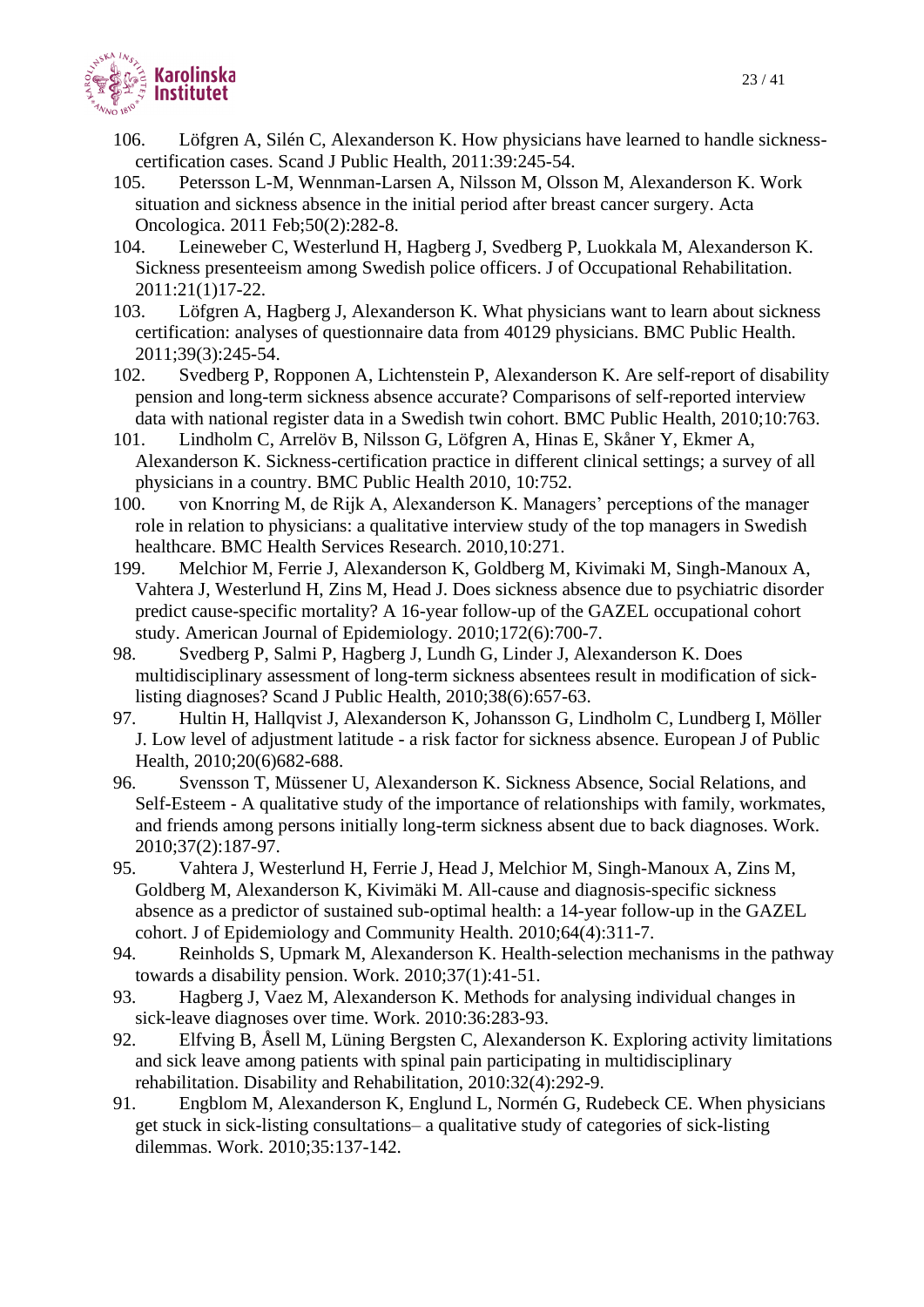106. Löfgren A, Silén C, Alexanderson K. How physicians have learned to handle sickness-certification cases. Scand J Public Health, 2011:39:245-54.

105. Petersson L-M, Wennman-Larsen A, Nilsson M, Olsson M, Alexanderson K. Work situation and sickness absence in the initial period after breast cancer surgery. Acta Oncologica. 2011 Feb;50(2):282-8.

104. Leineweber C, Westerlund H, Hagberg J, Svedberg P, Luokkala M, Alexanderson K. Sickness presenteeism among Swedish police officers. J of Occupational Rehabilitation. 2011:21(1)17-22.

103. Löfgren A, Hagberg J, Alexanderson K. What physicians want to learn about sickness certification: analyses of questionnaire data from 40129 physicians. BMC Public Health. 2011;39(3):245-54.

102. Svedberg P, Ropponen A, Lichtenstein P, Alexanderson K. Are self-report of disability pension and long-term sickness absence accurate? Comparisons of self-reported interview data with national register data in a Swedish twin cohort. BMC Public Health, 2010;10:763.

101. Lindholm C, Arrelöv B, Nilsson G, Löfgren A, Hinas E, Skåner Y, Ekmer A, Alexanderson K. Sickness-certification practice in different clinical settings; a survey of all physicians in a country. BMC Public Health 2010, 10:752.

100. von Knorring M, de Rijk A, Alexanderson K. Managers' perceptions of the manager role in relation to physicians: a qualitative interview study of the top managers in Swedish healthcare. BMC Health Services Research. 2010,10:271.

199. Melchior M, Ferrie J, Alexanderson K, Goldberg M, Kivimaki M, Singh-Manoux A, Vahtera J, Westerlund H, Zins M, Head J. Does sickness absence due to psychiatric disorder predict cause-specific mortality? A 16-year follow-up of the GAZEL occupational cohort study. American Journal of Epidemiology. 2010;172(6):700-7.

98. Svedberg P, Salmi P, Hagberg J, Lundh G, Linder J, Alexanderson K. Does multidisciplinary assessment of long-term sickness absentees result in modification of sick-listing diagnoses? Scand J Public Health, 2010;38(6):657-63.

97. Hultin H, Hallqvist J, Alexanderson K, Johansson G, Lindholm C, Lundberg I, Möller J. Low level of adjustment latitude - a risk factor for sickness absence. European J of Public Health, 2010;20(6)682-688.

96. Svensson T, Müssener U, Alexanderson K. Sickness Absence, Social Relations, and Self-Esteem - A qualitative study of the importance of relationships with family, workmates, and friends among persons initially long-term sickness absent due to back diagnoses. Work. 2010;37(2):187-97.

95. Vahtera J, Westerlund H, Ferrie J, Head J, Melchior M, Singh-Manoux A, Zins M, Goldberg M, Alexanderson K, Kivimäki M. All-cause and diagnosis-specific sickness absence as a predictor of sustained sub-optimal health: a 14-year follow-up in the GAZEL cohort. J of Epidemiology and Community Health. 2010;64(4):311-7.

94. Reinholds S, Upmark M, Alexanderson K. Health-selection mechanisms in the pathway towards a disability pension. Work. 2010;37(1):41-51.

93. Hagberg J, Vaez M, Alexanderson K. Methods for analysing individual changes in sick-leave diagnoses over time. Work. 2010:36:283-93.

92. Elfving B, Åsell M, Lüning Bergsten C, Alexanderson K. Exploring activity limitations and sick leave among patients with spinal pain participating in multidisciplinary rehabilitation. Disability and Rehabilitation, 2010:32(4):292-9.

91. Engblom M, Alexanderson K, Englund L, Normén G, Rudebeck CE. When physicians get stuck in sick-listing consultations– a qualitative study of categories of sick-listing dilemmas. Work. 2010;35:137-142.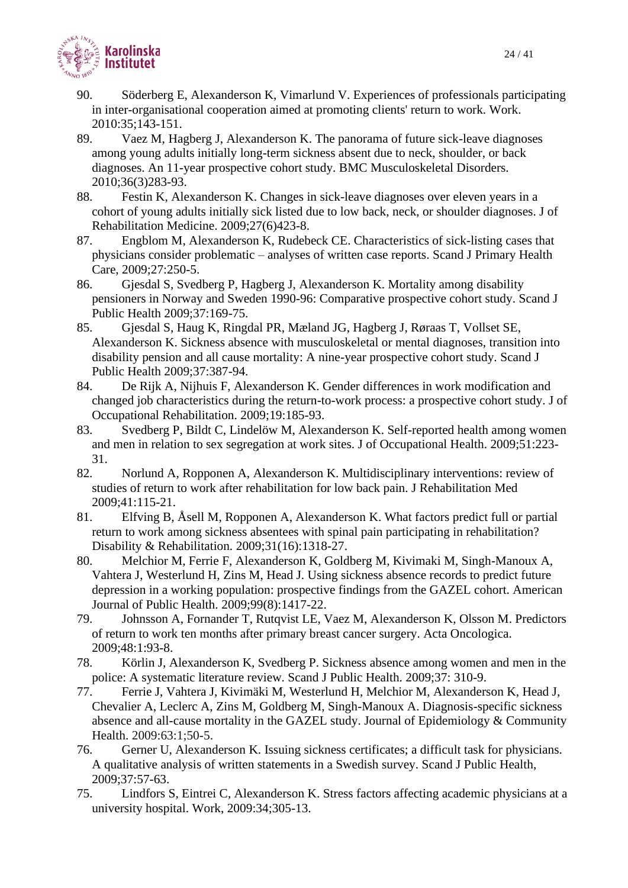90. Söderberg E, Alexanderson K, Vimarlund V. Experiences of professionals participating in inter-organisational cooperation aimed at promoting clients' return to work. Work. 2010:35;143-151.

89. Vaez M, Hagberg J, Alexanderson K. The panorama of future sick-leave diagnoses among young adults initially long-term sickness absent due to neck, shoulder, or back diagnoses. An 11-year prospective cohort study. BMC Musculoskeletal Disorders. 2010;36(3)283-93.

88. Festin K, Alexanderson K. Changes in sick-leave diagnoses over eleven years in a cohort of young adults initially sick listed due to low back, neck, or shoulder diagnoses. J of Rehabilitation Medicine. 2009;27(6)423-8.

87. Engblom M, Alexanderson K, Rudebeck CE. Characteristics of sick-listing cases that physicians consider problematic – analyses of written case reports. Scand J Primary Health Care, 2009;27:250-5.

86. Gjesdal S, Svedberg P, Hagberg J, Alexanderson K. Mortality among disability pensioners in Norway and Sweden 1990-96: Comparative prospective cohort study. Scand J Public Health 2009;37:169-75.

85. Gjesdal S, Haug K, Ringdal PR, Mæland JG, Hagberg J, Røraas T, Vollset SE, Alexanderson K. Sickness absence with musculoskeletal or mental diagnoses, transition into disability pension and all cause mortality: A nine-year prospective cohort study. Scand J Public Health 2009;37:387-94.

84. De Rijk A, Nijhuis F, Alexanderson K. Gender differences in work modification and changed job characteristics during the return-to-work process: a prospective cohort study. J of Occupational Rehabilitation. 2009;19:185-93.

83. Svedberg P, Bildt C, Lindelöw M, Alexanderson K. Self-reported health among women and men in relation to sex segregation at work sites. J of Occupational Health. 2009;51:223-31.

82. Norlund A, Ropponen A, Alexanderson K. Multidisciplinary interventions: review of studies of return to work after rehabilitation for low back pain. J Rehabilitation Med 2009;41:115-21.

81. Elfving B, Åsell M, Ropponen A, Alexanderson K. What factors predict full or partial return to work among sickness absentees with spinal pain participating in rehabilitation? Disability & Rehabilitation. 2009;31(16):1318-27.

80. Melchior M, Ferrie F, Alexanderson K, Goldberg M, Kivimaki M, Singh-Manoux A, Vahtera J, Westerlund H, Zins M, Head J. Using sickness absence records to predict future depression in a working population: prospective findings from the GAZEL cohort. American Journal of Public Health. 2009;99(8):1417-22.

79. Johnsson A, Fornander T, Rutqvist LE, Vaez M, Alexanderson K, Olsson M. Predictors of return to work ten months after primary breast cancer surgery. Acta Oncologica. 2009;48:1:93-8.

78. Körlin J, Alexanderson K, Svedberg P. Sickness absence among women and men in the police: A systematic literature review. Scand J Public Health. 2009;37: 310-9.

77. Ferrie J, Vahtera J, Kivimäki M, Westerlund H, Melchior M, Alexanderson K, Head J, Chevalier A, Leclerc A, Zins M, Goldberg M, Singh-Manoux A. Diagnosis-specific sickness absence and all-cause mortality in the GAZEL study. Journal of Epidemiology & Community Health. 2009:63:1;50-5.

76. Gerner U, Alexanderson K. Issuing sickness certificates; a difficult task for physicians. A qualitative analysis of written statements in a Swedish survey. Scand J Public Health, 2009;37:57-63.

75. Lindfors S, Eintrei C, Alexanderson K. Stress factors affecting academic physicians at a university hospital. Work, 2009:34;305-13.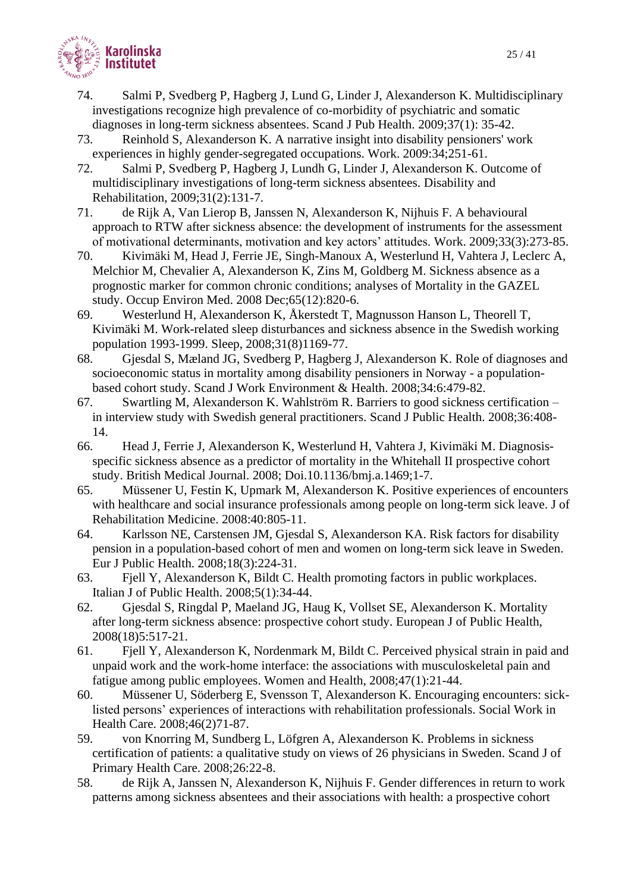74. Salmi P, Svedberg P, Hagberg J, Lund G, Linder J, Alexanderson K. Multidisciplinary investigations recognize high prevalence of co-morbidity of psychiatric and somatic diagnoses in long-term sickness absentees. Scand J Pub Health. 2009;37(1): 35-42.

73. Reinhold S, Alexanderson K. A narrative insight into disability pensioners' work experiences in highly gender-segregated occupations. Work. 2009:34;251-61.

72. Salmi P, Svedberg P, Hagberg J, Lundh G, Linder J, Alexanderson K. Outcome of multidisciplinary investigations of long-term sickness absentees. Disability and Rehabilitation, 2009;31(2):131-7.

71. de Rijk A, Van Lierop B, Janssen N, Alexanderson K, Nijhuis F. A behavioural approach to RTW after sickness absence: the development of instruments for the assessment of motivational determinants, motivation and key actors' attitudes. Work. 2009;33(3):273-85.

70. Kivimäki M, Head J, Ferrie JE, Singh-Manoux A, Westerlund H, Vahtera J, Leclerc A, Melchior M, Chevalier A, Alexanderson K, Zins M, Goldberg M. Sickness absence as a prognostic marker for common chronic conditions; analyses of Mortality in the GAZEL study. Occup Environ Med. 2008 Dec;65(12):820-6.

69. Westerlund H, Alexanderson K, Åkerstedt T, Magnusson Hanson L, Theorell T, Kivimäki M. Work-related sleep disturbances and sickness absence in the Swedish working population 1993-1999. Sleep, 2008;31(8)1169-77.

68. Gjesdal S, Mæland JG, Svedberg P, Hagberg J, Alexanderson K. Role of diagnoses and socioeconomic status in mortality among disability pensioners in Norway - a population-based cohort study. Scand J Work Environment & Health. 2008;34:6:479-82.

67. Swartling M, Alexanderson K. Wahlström R. Barriers to good sickness certification – in interview study with Swedish general practitioners. Scand J Public Health. 2008;36:408-14.

66. Head J, Ferrie J, Alexanderson K, Westerlund H, Vahtera J, Kivimäki M. Diagnosis-specific sickness absence as a predictor of mortality in the Whitehall II prospective cohort study. British Medical Journal. 2008; Doi.10.1136/bmj.a.1469;1-7.

65. Müssener U, Festin K, Upmark M, Alexanderson K. Positive experiences of encounters with healthcare and social insurance professionals among people on long-term sick leave. J of Rehabilitation Medicine. 2008:40:805-11.

64. Karlsson NE, Carstensen JM, Gjesdal S, Alexanderson KA. Risk factors for disability pension in a population-based cohort of men and women on long-term sick leave in Sweden. Eur J Public Health. 2008;18(3):224-31.

63. Fjell Y, Alexanderson K, Bildt C. Health promoting factors in public workplaces. Italian J of Public Health. 2008;5(1):34-44.

62. Gjesdal S, Ringdal P, Maeland JG, Haug K, Vollset SE, Alexanderson K. Mortality after long-term sickness absence: prospective cohort study. European J of Public Health, 2008(18)5:517-21.

61. Fjell Y, Alexanderson K, Nordenmark M, Bildt C. Perceived physical strain in paid and unpaid work and the work-home interface: the associations with musculoskeletal pain and fatigue among public employees. Women and Health, 2008;47(1):21-44.

60. Müssener U, Söderberg E, Svensson T, Alexanderson K. Encouraging encounters: sick-listed persons' experiences of interactions with rehabilitation professionals. Social Work in Health Care. 2008;46(2)71-87.

59. von Knorring M, Sundberg L, Löfgren A, Alexanderson K. Problems in sickness certification of patients: a qualitative study on views of 26 physicians in Sweden. Scand J of Primary Health Care. 2008;26:22-8.

58. de Rijk A, Janssen N, Alexanderson K, Nijhuis F. Gender differences in return to work patterns among sickness absentees and their associations with health: a prospective cohort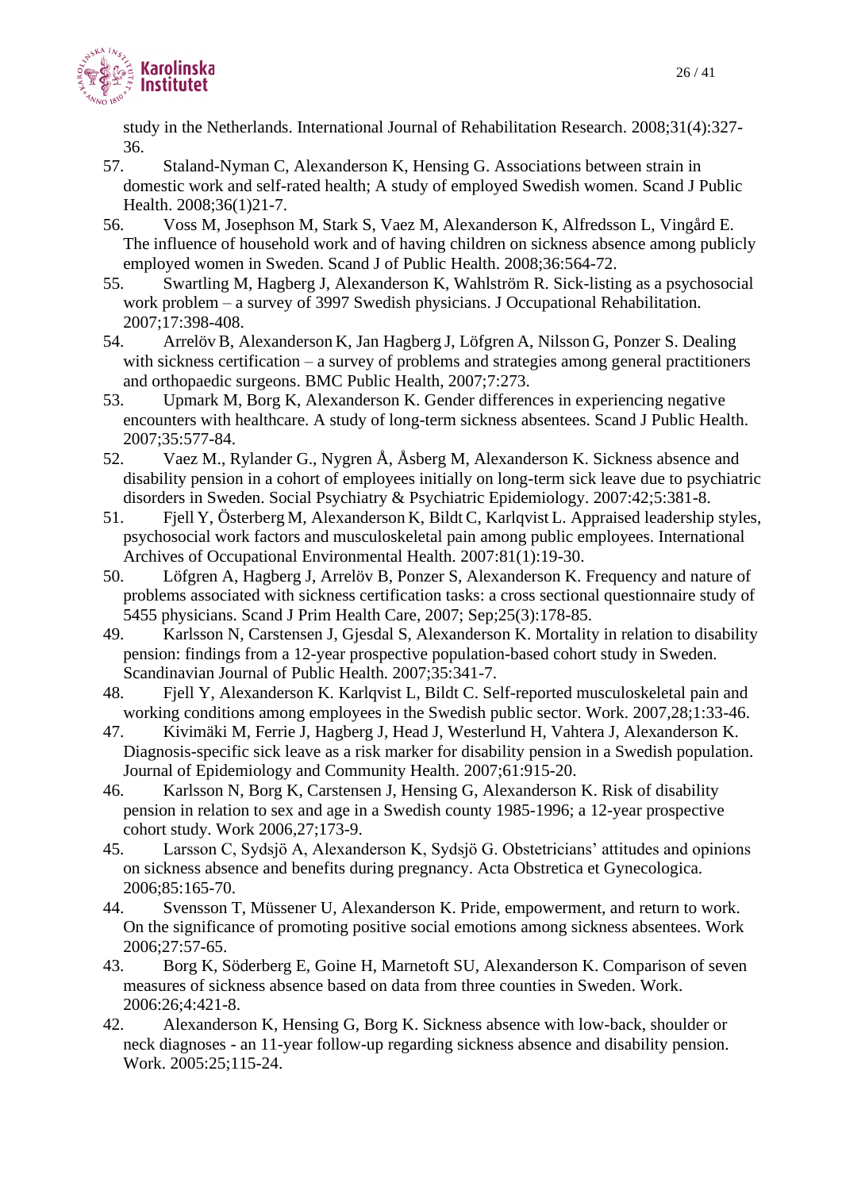study in the Netherlands. International Journal of Rehabilitation Research. 2008;31(4):327-36.

57. Staland-Nyman C, Alexanderson K, Hensing G. Associations between strain in domestic work and self-rated health; A study of employed Swedish women. Scand J Public Health. 2008;36(1)21-7.

56. Voss M, Josephson M, Stark S, Vaez M, Alexanderson K, Alfredsson L, Vingård E. The influence of household work and of having children on sickness absence among publicly employed women in Sweden. Scand J of Public Health. 2008;36:564-72.

55. Swartling M, Hagberg J, Alexanderson K, Wahlström R. Sick-listing as a psychosocial work problem – a survey of 3997 Swedish physicians. J Occupational Rehabilitation. 2007;17:398-408.

54. Arrelöv B, Alexanderson K, Jan Hagberg J, Löfgren A, Nilsson G, Ponzer S. Dealing with sickness certification – a survey of problems and strategies among general practitioners and orthopaedic surgeons. BMC Public Health, 2007;7:273.

53. Upmark M, Borg K, Alexanderson K. Gender differences in experiencing negative encounters with healthcare. A study of long-term sickness absentees. Scand J Public Health. 2007;35:577-84.

52. Vaez M., Rylander G., Nygren Å, Åsberg M, Alexanderson K. Sickness absence and disability pension in a cohort of employees initially on long-term sick leave due to psychiatric disorders in Sweden. Social Psychiatry & Psychiatric Epidemiology. 2007:42;5:381-8.

51. Fjell Y, Österberg M, Alexanderson K, Bildt C, Karlqvist L. Appraised leadership styles, psychosocial work factors and musculoskeletal pain among public employees. International Archives of Occupational Environmental Health. 2007:81(1):19-30.

50. Löfgren A, Hagberg J, Arrelöv B, Ponzer S, Alexanderson K. Frequency and nature of problems associated with sickness certification tasks: a cross sectional questionnaire study of 5455 physicians. Scand J Prim Health Care, 2007; Sep;25(3):178-85.

49. Karlsson N, Carstensen J, Gjesdal S, Alexanderson K. Mortality in relation to disability pension: findings from a 12-year prospective population-based cohort study in Sweden. Scandinavian Journal of Public Health. 2007;35:341-7.

48. Fjell Y, Alexanderson K. Karlqvist L, Bildt C. Self-reported musculoskeletal pain and working conditions among employees in the Swedish public sector. Work. 2007,28;1:33-46.

47. Kivimäki M, Ferrie J, Hagberg J, Head J, Westerlund H, Vahtera J, Alexanderson K. Diagnosis-specific sick leave as a risk marker for disability pension in a Swedish population. Journal of Epidemiology and Community Health. 2007;61:915-20.

46. Karlsson N, Borg K, Carstensen J, Hensing G, Alexanderson K. Risk of disability pension in relation to sex and age in a Swedish county 1985-1996; a 12-year prospective cohort study. Work 2006,27;173-9.

45. Larsson C, Sydsjö A, Alexanderson K, Sydsjö G. Obstetricians' attitudes and opinions on sickness absence and benefits during pregnancy. Acta Obstretica et Gynecologica. 2006;85:165-70.

44. Svensson T, Müssener U, Alexanderson K. Pride, empowerment, and return to work. On the significance of promoting positive social emotions among sickness absentees. Work 2006;27:57-65.

43. Borg K, Söderberg E, Goine H, Marnetoft SU, Alexanderson K. Comparison of seven measures of sickness absence based on data from three counties in Sweden. Work. 2006:26;4:421-8.

42. Alexanderson K, Hensing G, Borg K. Sickness absence with low-back, shoulder or neck diagnoses - an 11-year follow-up regarding sickness absence and disability pension. Work. 2005:25;115-24.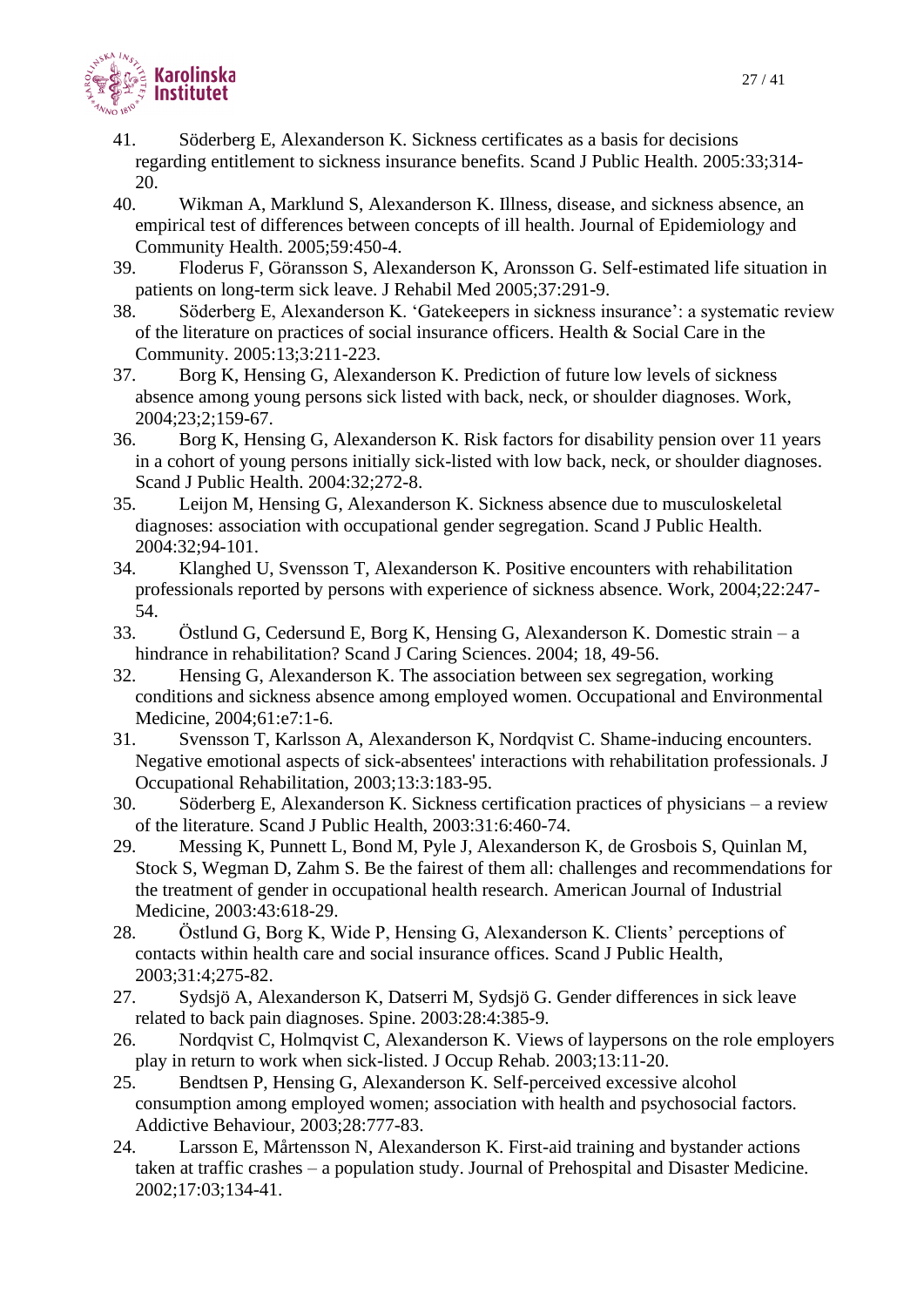41. Söderberg E, Alexanderson K. Sickness certificates as a basis for decisions regarding entitlement to sickness insurance benefits. Scand J Public Health. 2005:33;314-20.
40. Wikman A, Marklund S, Alexanderson K. Illness, disease, and sickness absence, an empirical test of differences between concepts of ill health. Journal of Epidemiology and Community Health. 2005;59:450-4.
39. Floderus F, Göransson S, Alexanderson K, Aronsson G. Self-estimated life situation in patients on long-term sick leave. J Rehabil Med 2005;37:291-9.
38. Söderberg E, Alexanderson K. 'Gatekeepers in sickness insurance': a systematic review of the literature on practices of social insurance officers. Health & Social Care in the Community. 2005:13;3:211-223.
37. Borg K, Hensing G, Alexanderson K. Prediction of future low levels of sickness absence among young persons sick listed with back, neck, or shoulder diagnoses. Work, 2004;23;2;159-67.
36. Borg K, Hensing G, Alexanderson K. Risk factors for disability pension over 11 years in a cohort of young persons initially sick-listed with low back, neck, or shoulder diagnoses. Scand J Public Health. 2004:32;272-8.
35. Leijon M, Hensing G, Alexanderson K. Sickness absence due to musculoskeletal diagnoses: association with occupational gender segregation. Scand J Public Health. 2004:32;94-101.
34. Klanghed U, Svensson T, Alexanderson K. Positive encounters with rehabilitation professionals reported by persons with experience of sickness absence. Work, 2004;22:247-54.
33. Östlund G, Cedersund E, Borg K, Hensing G, Alexanderson K. Domestic strain – a hindrance in rehabilitation? Scand J Caring Sciences. 2004; 18, 49-56.
32. Hensing G, Alexanderson K. The association between sex segregation, working conditions and sickness absence among employed women. Occupational and Environmental Medicine, 2004;61:e7:1-6.
31. Svensson T, Karlsson A, Alexanderson K, Nordqvist C. Shame-inducing encounters. Negative emotional aspects of sick-absentees' interactions with rehabilitation professionals. J Occupational Rehabilitation, 2003;13:3:183-95.
30. Söderberg E, Alexanderson K. Sickness certification practices of physicians – a review of the literature. Scand J Public Health, 2003:31:6:460-74.
29. Messing K, Punnett L, Bond M, Pyle J, Alexanderson K, de Grosbois S, Quinlan M, Stock S, Wegman D, Zahm S. Be the fairest of them all: challenges and recommendations for the treatment of gender in occupational health research. American Journal of Industrial Medicine, 2003:43:618-29.
28. Östlund G, Borg K, Wide P, Hensing G, Alexanderson K. Clients' perceptions of contacts within health care and social insurance offices. Scand J Public Health, 2003;31:4;275-82.
27. Sydsjö A, Alexanderson K, Datserri M, Sydsjö G. Gender differences in sick leave related to back pain diagnoses. Spine. 2003:28:4:385-9.
26. Nordqvist C, Holmqvist C, Alexanderson K. Views of laypersons on the role employers play in return to work when sick-listed. J Occup Rehab. 2003;13:11-20.
25. Bendtsen P, Hensing G, Alexanderson K. Self-perceived excessive alcohol consumption among employed women; association with health and psychosocial factors. Addictive Behaviour, 2003;28:777-83.
24. Larsson E, Mårtensson N, Alexanderson K. First-aid training and bystander actions taken at traffic crashes – a population study. Journal of Prehospital and Disaster Medicine. 2002;17:03;134-41.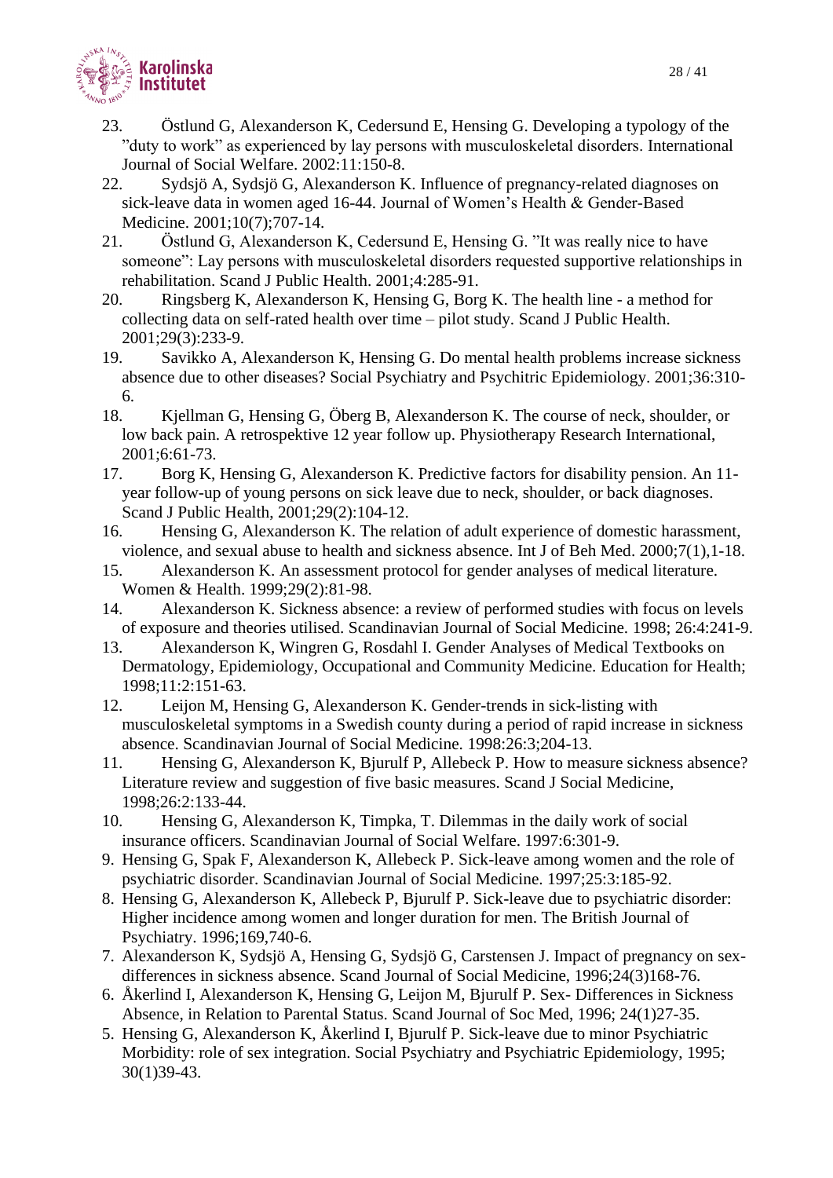23. Östlund G, Alexanderson K, Cedersund E, Hensing G. Developing a typology of the "duty to work" as experienced by lay persons with musculoskeletal disorders. International Journal of Social Welfare. 2002:11:150-8.

22. Sydsjö A, Sydsjö G, Alexanderson K. Influence of pregnancy-related diagnoses on sick-leave data in women aged 16-44. Journal of Women's Health & Gender-Based Medicine. 2001;10(7);707-14.

21. Östlund G, Alexanderson K, Cedersund E, Hensing G. "It was really nice to have someone": Lay persons with musculoskeletal disorders requested supportive relationships in rehabilitation. Scand J Public Health. 2001;4:285-91.

20. Ringsberg K, Alexanderson K, Hensing G, Borg K. The health line - a method for collecting data on self-rated health over time – pilot study. Scand J Public Health. 2001;29(3):233-9.

19. Savikko A, Alexanderson K, Hensing G. Do mental health problems increase sickness absence due to other diseases? Social Psychiatry and Psychitric Epidemiology. 2001;36:310-6.

18. Kjellman G, Hensing G, Öberg B, Alexanderson K. The course of neck, shoulder, or low back pain. A retrospektive 12 year follow up. Physiotherapy Research International, 2001;6:61-73.

17. Borg K, Hensing G, Alexanderson K. Predictive factors for disability pension. An 11-year follow-up of young persons on sick leave due to neck, shoulder, or back diagnoses. Scand J Public Health, 2001;29(2):104-12.

16. Hensing G, Alexanderson K. The relation of adult experience of domestic harassment, violence, and sexual abuse to health and sickness absence. Int J of Beh Med. 2000;7(1),1-18.

15. Alexanderson K. An assessment protocol for gender analyses of medical literature. Women & Health. 1999;29(2):81-98.

14. Alexanderson K. Sickness absence: a review of performed studies with focus on levels of exposure and theories utilised. Scandinavian Journal of Social Medicine. 1998; 26:4:241-9.

13. Alexanderson K, Wingren G, Rosdahl I. Gender Analyses of Medical Textbooks on Dermatology, Epidemiology, Occupational and Community Medicine. Education for Health; 1998;11:2:151-63.

12. Leijon M, Hensing G, Alexanderson K. Gender-trends in sick-listing with musculoskeletal symptoms in a Swedish county during a period of rapid increase in sickness absence. Scandinavian Journal of Social Medicine. 1998:26:3;204-13.

11. Hensing G, Alexanderson K, Bjurulf P, Allebeck P. How to measure sickness absence? Literature review and suggestion of five basic measures. Scand J Social Medicine, 1998;26:2:133-44.

10. Hensing G, Alexanderson K, Timpka, T. Dilemmas in the daily work of social insurance officers. Scandinavian Journal of Social Welfare. 1997:6:301-9.

9. Hensing G, Spak F, Alexanderson K, Allebeck P. Sick-leave among women and the role of psychiatric disorder. Scandinavian Journal of Social Medicine. 1997;25:3:185-92.

8. Hensing G, Alexanderson K, Allebeck P, Bjurulf P. Sick-leave due to psychiatric disorder: Higher incidence among women and longer duration for men. The British Journal of Psychiatry. 1996;169,740-6.

7. Alexanderson K, Sydsjö A, Hensing G, Sydsjö G, Carstensen J. Impact of pregnancy on sex-differences in sickness absence. Scand Journal of Social Medicine, 1996;24(3)168-76.

6. Åkerlind I, Alexanderson K, Hensing G, Leijon M, Bjurulf P. Sex- Differences in Sickness Absence, in Relation to Parental Status. Scand Journal of Soc Med, 1996; 24(1)27-35.

5. Hensing G, Alexanderson K, Åkerlind I, Bjurulf P. Sick-leave due to minor Psychiatric Morbidity: role of sex integration. Social Psychiatry and Psychiatric Epidemiology, 1995; 30(1)39-43.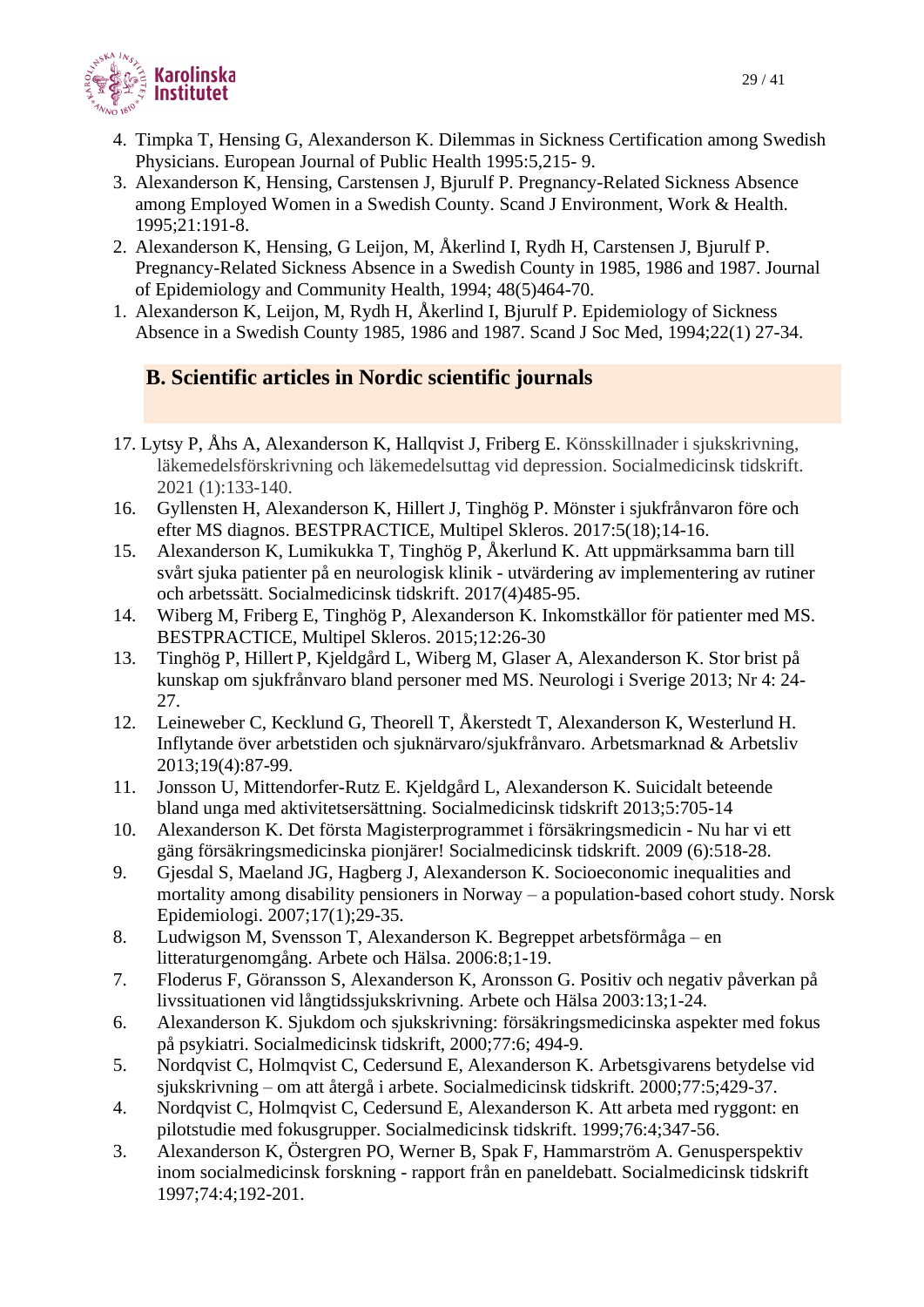4. Timpka T, Hensing G, Alexanderson K. Dilemmas in Sickness Certification among Swedish Physicians. European Journal of Public Health 1995:5,215- 9.
3. Alexanderson K, Hensing, Carstensen J, Bjurulf P. Pregnancy-Related Sickness Absence among Employed Women in a Swedish County. Scand J Environment, Work & Health. 1995;21:191-8.
2. Alexanderson K, Hensing, G Leijon, M, Åkerlind I, Rydh H, Carstensen J, Bjurulf P. Pregnancy-Related Sickness Absence in a Swedish County in 1985, 1986 and 1987. Journal of Epidemiology and Community Health, 1994; 48(5)464-70.
1. Alexanderson K, Leijon, M, Rydh H, Åkerlind I, Bjurulf P. Epidemiology of Sickness Absence in a Swedish County 1985, 1986 and 1987. Scand J Soc Med, 1994;22(1) 27-34.

## B. Scientific articles in Nordic scientific journals

17. Lytsy P, Åhs A, Alexanderson K, Hallqvist J, Friberg E. Könsskillnader i sjukskrivning, läkemedelsförskrivning och läkemedelsuttag vid depression. Socialmedicinsk tidskrift. 2021 (1):133-140.
16. Gyllensten H, Alexanderson K, Hillert J, Tinghög P. Mönster i sjukfrånvaron före och efter MS diagnos. BESTPRACTICE, Multipel Skleros. 2017:5(18);14-16.
15. Alexanderson K, Lumikukka T, Tinghög P, Åkerlund K. Att uppmärksamma barn till svårt sjuka patienter på en neurologisk klinik - utvärdering av implementering av rutiner och arbetssätt. Socialmedicinsk tidskrift. 2017(4)485-95.
14. Wiberg M, Friberg E, Tinghög P, Alexanderson K. Inkomstkällor för patienter med MS. BESTPRACTICE, Multipel Skleros. 2015;12:26-30
13. Tinghög P, Hillert P, Kjeldgård L, Wiberg M, Glaser A, Alexanderson K. Stor brist på kunskap om sjukfrånvaro bland personer med MS. Neurologi i Sverige 2013; Nr 4: 24-27.
12. Leineweber C, Kecklund G, Theorell T, Åkerstedt T, Alexanderson K, Westerlund H. Inflytande över arbetstiden och sjuknärvaro/sjukfrånvaro. Arbetsmarknad & Arbetsliv 2013;19(4):87-99.
11. Jonsson U, Mittendorfer-Rutz E. Kjeldgård L, Alexanderson K. Suicidalt beteende bland unga med aktivitetsersättning. Socialmedicinsk tidskrift 2013;5:705-14
10. Alexanderson K. Det första Magisterprogrammet i försäkringsmedicin - Nu har vi ett gäng försäkringsmedicinska pionjärer! Socialmedicinsk tidskrift. 2009 (6):518-28.
9. Gjesdal S, Maeland JG, Hagberg J, Alexanderson K. Socioeconomic inequalities and mortality among disability pensioners in Norway – a population-based cohort study. Norsk Epidemiologi. 2007;17(1);29-35.
8. Ludwigson M, Svensson T, Alexanderson K. Begreppet arbetsförmåga – en litteraturgenomgång. Arbete och Hälsa. 2006:8;1-19.
7. Floderus F, Göransson S, Alexanderson K, Aronsson G. Positiv och negativ påverkan på livssituationen vid långtidssjukskrivning. Arbete och Hälsa 2003:13;1-24.
6. Alexanderson K. Sjukdom och sjukskrivning: försäkringsmedicinska aspekter med fokus på psykiatri. Socialmedicinsk tidskrift, 2000;77:6; 494-9.
5. Nordqvist C, Holmqvist C, Cedersund E, Alexanderson K. Arbetsgivarens betydelse vid sjukskrivning – om att återgå i arbete. Socialmedicinsk tidskrift. 2000;77:5;429-37.
4. Nordqvist C, Holmqvist C, Cedersund E, Alexanderson K. Att arbeta med ryggont: en pilotstudie med fokusgrupper. Socialmedicinsk tidskrift. 1999;76:4;347-56.
3. Alexanderson K, Östergren PO, Werner B, Spak F, Hammarström A. Genusperspektiv inom socialmedicinsk forskning - rapport från en paneldebatt. Socialmedicinsk tidskrift 1997;74:4;192-201.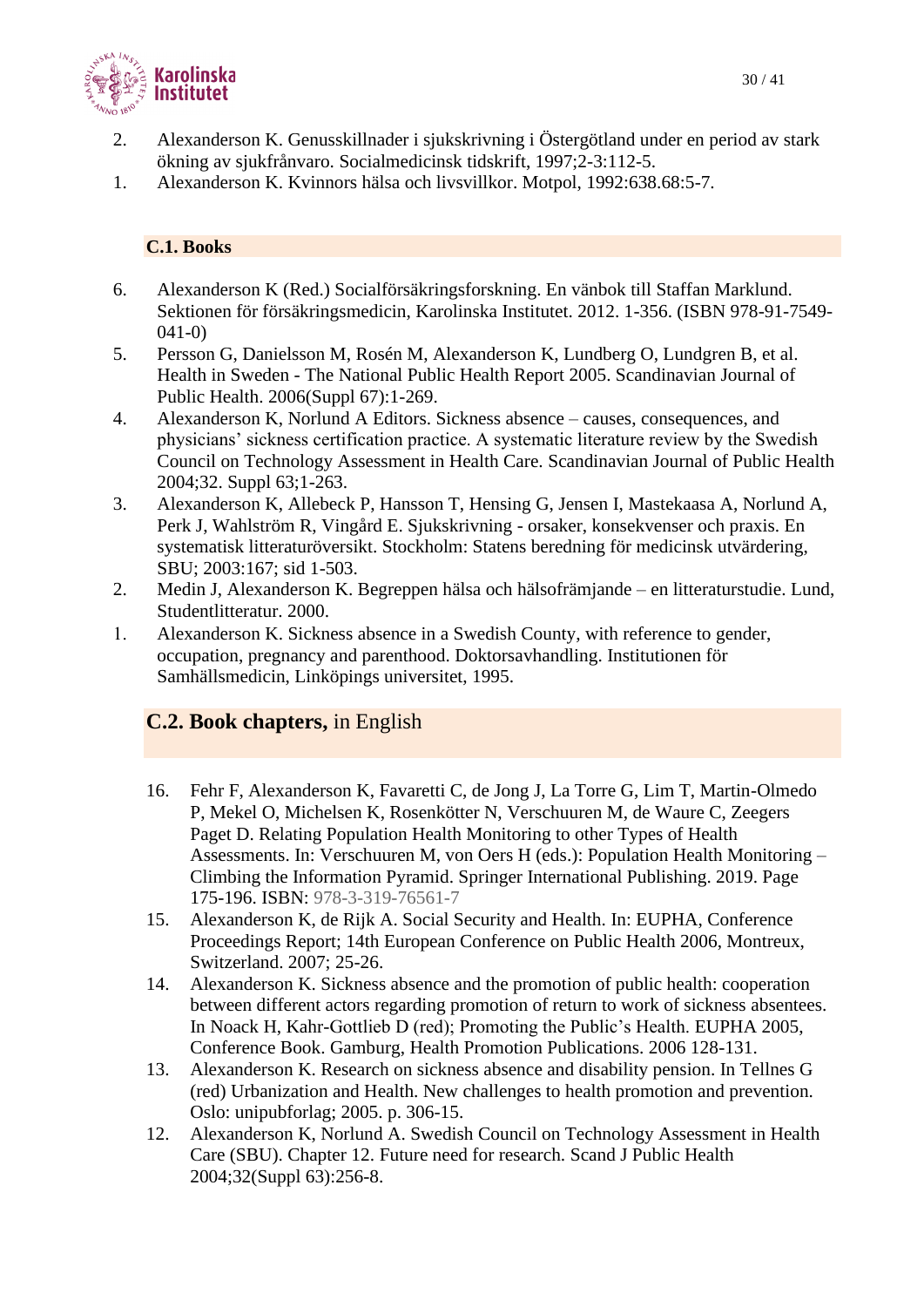2. Alexanderson K. Genusskillnader i sjukskrivning i Östergötland under en period av stark ökning av sjukfrånvaro. Socialmedicinsk tidskrift, 1997;2-3:112-5.
1. Alexanderson K. Kvinnors hälsa och livsvillkor. Motpol, 1992:638.68:5-7.

### C.1. Books

6. Alexanderson K (Red.) Socialförsäkringsforskning. En vänbok till Staffan Marklund. Sektionen för försäkringsmedicin, Karolinska Institutet. 2012. 1-356. (ISBN 978-91-7549-041-0)
5. Persson G, Danielsson M, Rosén M, Alexanderson K, Lundberg O, Lundgren B, et al. Health in Sweden - The National Public Health Report 2005. Scandinavian Journal of Public Health. 2006(Suppl 67):1-269.
4. Alexanderson K, Norlund A Editors. Sickness absence – causes, consequences, and physicians' sickness certification practice. A systematic literature review by the Swedish Council on Technology Assessment in Health Care. Scandinavian Journal of Public Health 2004;32. Suppl 63;1-263.
3. Alexanderson K, Allebeck P, Hansson T, Hensing G, Jensen I, Mastekaasa A, Norlund A, Perk J, Wahlström R, Vingård E. Sjukskrivning - orsaker, konsekvenser och praxis. En systematisk litteraturöversikt. Stockholm: Statens beredning för medicinsk utvärdering, SBU; 2003:167; sid 1-503.
2. Medin J, Alexanderson K. Begreppen hälsa och hälsofrämjande – en litteraturstudie. Lund, Studentlitteratur. 2000.
1. Alexanderson K. Sickness absence in a Swedish County, with reference to gender, occupation, pregnancy and parenthood. Doktorsavhandling. Institutionen för Samhällsmedicin, Linköpings universitet, 1995.

### C.2. Book chapters, in English

16. Fehr F, Alexanderson K, Favaretti C, de Jong J, La Torre G, Lim T, Martin-Olmedo P, Mekel O, Michelsen K, Rosenkötter N, Verschuuren M, de Waure C, Zeegers Paget D. Relating Population Health Monitoring to other Types of Health Assessments. In: Verschuuren M, von Oers H (eds.): Population Health Monitoring – Climbing the Information Pyramid. Springer International Publishing. 2019. Page 175-196. ISBN: 978-3-319-76561-7
15. Alexanderson K, de Rijk A. Social Security and Health. In: EUPHA, Conference Proceedings Report; 14th European Conference on Public Health 2006, Montreux, Switzerland. 2007; 25-26.
14. Alexanderson K. Sickness absence and the promotion of public health: cooperation between different actors regarding promotion of return to work of sickness absentees. In Noack H, Kahr-Gottlieb D (red); Promoting the Public's Health. EUPHA 2005, Conference Book. Gamburg, Health Promotion Publications. 2006 128-131.
13. Alexanderson K. Research on sickness absence and disability pension. In Tellnes G (red) Urbanization and Health. New challenges to health promotion and prevention. Oslo: unipubforlag; 2005. p. 306-15.
12. Alexanderson K, Norlund A. Swedish Council on Technology Assessment in Health Care (SBU). Chapter 12. Future need for research. Scand J Public Health 2004;32(Suppl 63):256-8.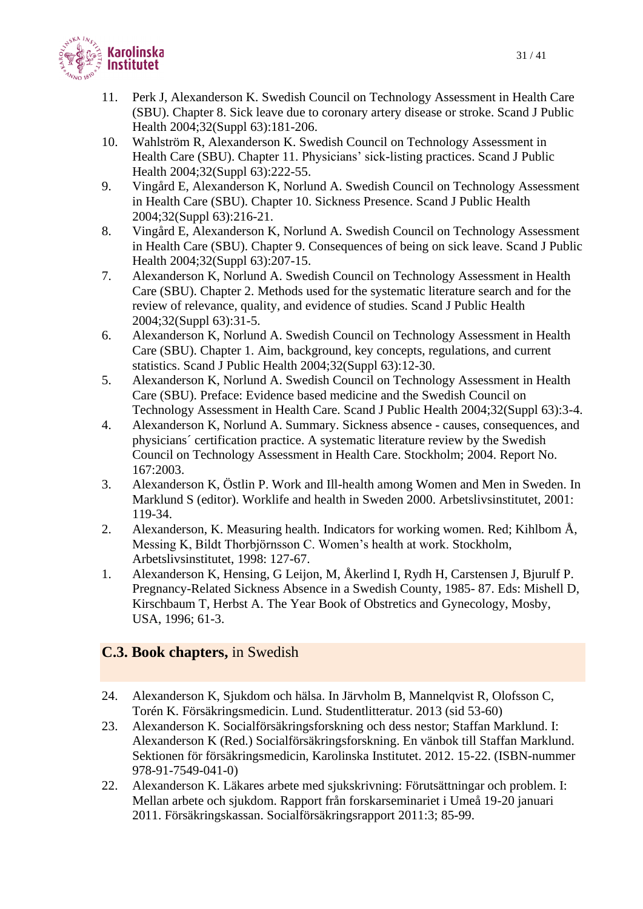11. Perk J, Alexanderson K. Swedish Council on Technology Assessment in Health Care (SBU). Chapter 8. Sick leave due to coronary artery disease or stroke. Scand J Public Health 2004;32(Suppl 63):181-206.
10. Wahlström R, Alexanderson K. Swedish Council on Technology Assessment in Health Care (SBU). Chapter 11. Physicians' sick-listing practices. Scand J Public Health 2004;32(Suppl 63):222-55.
9. Vingård E, Alexanderson K, Norlund A. Swedish Council on Technology Assessment in Health Care (SBU). Chapter 10. Sickness Presence. Scand J Public Health 2004;32(Suppl 63):216-21.
8. Vingård E, Alexanderson K, Norlund A. Swedish Council on Technology Assessment in Health Care (SBU). Chapter 9. Consequences of being on sick leave. Scand J Public Health 2004;32(Suppl 63):207-15.
7. Alexanderson K, Norlund A. Swedish Council on Technology Assessment in Health Care (SBU). Chapter 2. Methods used for the systematic literature search and for the review of relevance, quality, and evidence of studies. Scand J Public Health 2004;32(Suppl 63):31-5.
6. Alexanderson K, Norlund A. Swedish Council on Technology Assessment in Health Care (SBU). Chapter 1. Aim, background, key concepts, regulations, and current statistics. Scand J Public Health 2004;32(Suppl 63):12-30.
5. Alexanderson K, Norlund A. Swedish Council on Technology Assessment in Health Care (SBU). Preface: Evidence based medicine and the Swedish Council on Technology Assessment in Health Care. Scand J Public Health 2004;32(Suppl 63):3-4.
4. Alexanderson K, Norlund A. Summary. Sickness absence - causes, consequences, and physicians´ certification practice. A systematic literature review by the Swedish Council on Technology Assessment in Health Care. Stockholm; 2004. Report No. 167:2003.
3. Alexanderson K, Östlin P. Work and Ill-health among Women and Men in Sweden. In Marklund S (editor). Worklife and health in Sweden 2000. Arbetslivsinstitutet, 2001: 119-34.
2. Alexanderson, K. Measuring health. Indicators for working women. Red; Kihlbom Å, Messing K, Bildt Thorbjörnsson C. Women's health at work. Stockholm, Arbetslivsinstitutet, 1998: 127-67.
1. Alexanderson K, Hensing, G Leijon, M, Åkerlind I, Rydh H, Carstensen J, Bjurulf P. Pregnancy-Related Sickness Absence in a Swedish County, 1985- 87. Eds: Mishell D, Kirschbaum T, Herbst A. The Year Book of Obstretics and Gynecology, Mosby, USA, 1996; 61-3.

## C.3. **Book chapters,** in Swedish

24. Alexanderson K, Sjukdom och hälsa. In Järvholm B, Mannelqvist R, Olofsson C, Torén K. Försäkringsmedicin. Lund. Studentlitteratur. 2013 (sid 53-60)
23. Alexanderson K. Socialförsäkringsforskning och dess nestor; Staffan Marklund. I: Alexanderson K (Red.) Socialförsäkringsforskning. En vänbok till Staffan Marklund. Sektionen för försäkringsmedicin, Karolinska Institutet. 2012. 15-22. (ISBN-nummer 978-91-7549-041-0)
22. Alexanderson K. Läkares arbete med sjukskrivning: Förutsättningar och problem. I: Mellan arbete och sjukdom. Rapport från forskarseminariet i Umeå 19-20 januari 2011. Försäkringskassan. Socialförsäkringsrapport 2011:3; 85-99.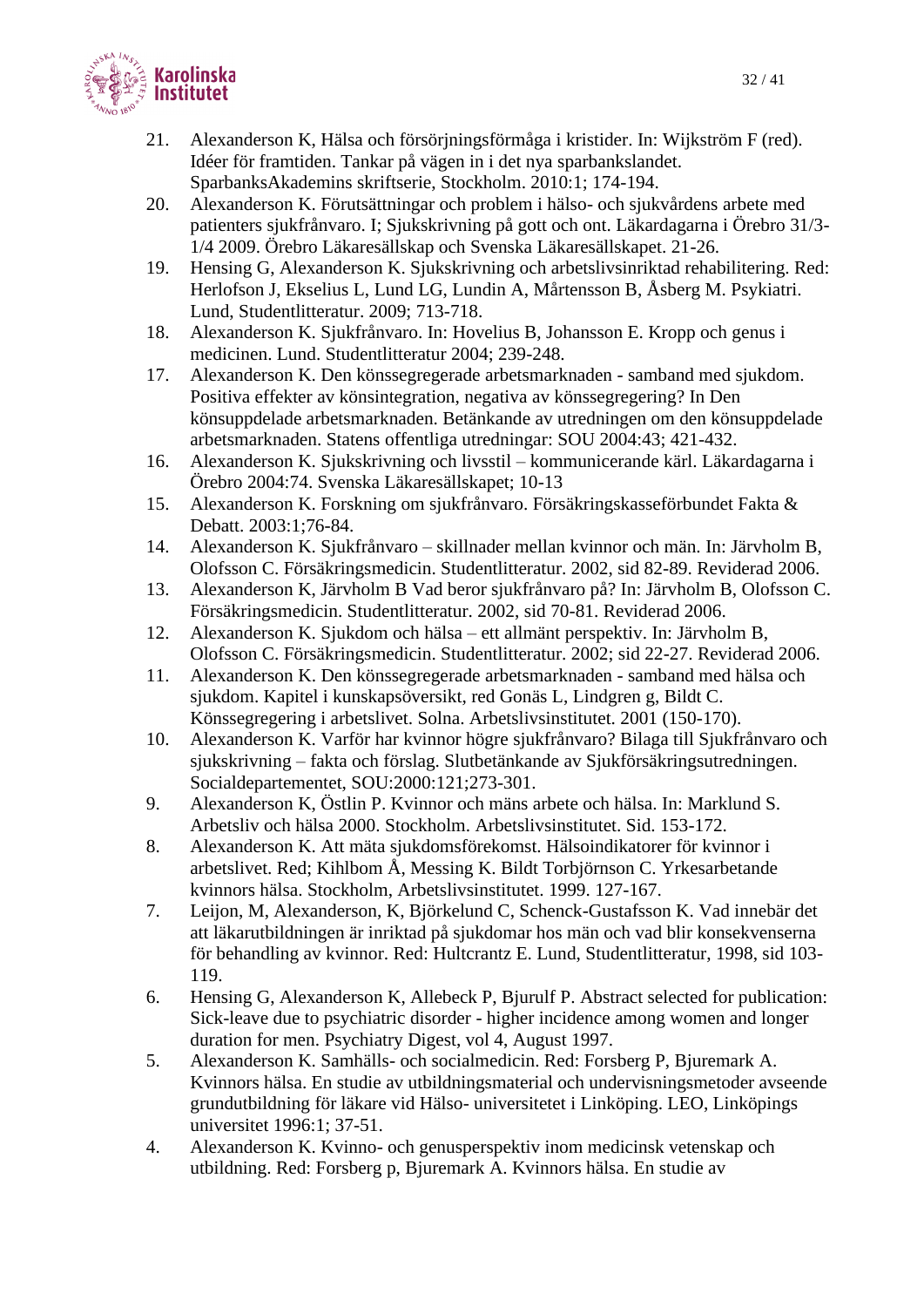21. Alexanderson K, Hälsa och försörjningsförmåga i kristider. In: Wijkström F (red). Idéer för framtiden. Tankar på vägen in i det nya sparbankslandet. SparbanksAkademins skriftserie, Stockholm. 2010:1; 174-194.
20. Alexanderson K. Förutsättningar och problem i hälso- och sjukvårdens arbete med patienters sjukfrånvaro. I; Sjukskrivning på gott och ont. Läkardagarna i Örebro 31/3-1/4 2009. Örebro Läkaresällskap och Svenska Läkaresällskapet. 21-26.
19. Hensing G, Alexanderson K. Sjukskrivning och arbetslivsinriktad rehabilitering. Red: Herlofson J, Ekselius L, Lund LG, Lundin A, Mårtensson B, Åsberg M. Psykiatri. Lund, Studentlitteratur. 2009; 713-718.
18. Alexanderson K. Sjukfrånvaro. In: Hovelius B, Johansson E. Kropp och genus i medicinen. Lund. Studentlitteratur 2004; 239-248.
17. Alexanderson K. Den könssegregerade arbetsmarknaden - samband med sjukdom. Positiva effekter av könsintegration, negativa av könssegregering? In Den könsuppdelade arbetsmarknaden. Betänkande av utredningen om den könsuppdelade arbetsmarknaden. Statens offentliga utredningar: SOU 2004:43; 421-432.
16. Alexanderson K. Sjukskrivning och livsstil – kommunicerande kärl. Läkardagarna i Örebro 2004:74. Svenska Läkaresällskapet; 10-13
15. Alexanderson K. Forskning om sjukfrånvaro. Försäkringskasseförbundet Fakta & Debatt. 2003:1;76-84.
14. Alexanderson K. Sjukfrånvaro – skillnader mellan kvinnor och män. In: Järvholm B, Olofsson C. Försäkringsmedicin. Studentlitteratur. 2002, sid 82-89. Reviderad 2006.
13. Alexanderson K, Järvholm B Vad beror sjukfrånvaro på? In: Järvholm B, Olofsson C. Försäkringsmedicin. Studentlitteratur. 2002, sid 70-81. Reviderad 2006.
12. Alexanderson K. Sjukdom och hälsa – ett allmänt perspektiv. In: Järvholm B, Olofsson C. Försäkringsmedicin. Studentlitteratur. 2002; sid 22-27. Reviderad 2006.
11. Alexanderson K. Den könssegregerade arbetsmarknaden - samband med hälsa och sjukdom. Kapitel i kunskapsöversikt, red Gonäs L, Lindgren g, Bildt C. Könssegregering i arbetslivet. Solna. Arbetslivsinstitutet. 2001 (150-170).
10. Alexanderson K. Varför har kvinnor högre sjukfrånvaro? Bilaga till Sjukfrånvaro och sjukskrivning – fakta och förslag. Slutbetänkande av Sjukförsäkringsutredningen. Socialdepartementet, SOU:2000:121;273-301.
9. Alexanderson K, Östlin P. Kvinnor och mäns arbete och hälsa. In: Marklund S. Arbetsliv och hälsa 2000. Stockholm. Arbetslivsinstitutet. Sid. 153-172.
8. Alexanderson K. Att mäta sjukdomsförekomst. Hälsoindikatorer för kvinnor i arbetslivet. Red; Kihlbom Å, Messing K. Bildt Torbjörnson C. Yrkesarbetande kvinnors hälsa. Stockholm, Arbetslivsinstitutet. 1999. 127-167.
7. Leijon, M, Alexanderson, K, Björkelund C, Schenck-Gustafsson K. Vad innebär det att läkarutbildningen är inriktad på sjukdomar hos män och vad blir konsekvenserna för behandling av kvinnor. Red: Hultcrantz E. Lund, Studentlitteratur, 1998, sid 103-119.
6. Hensing G, Alexanderson K, Allebeck P, Bjurulf P. Abstract selected for publication: Sick-leave due to psychiatric disorder - higher incidence among women and longer duration for men. Psychiatry Digest, vol 4, August 1997.
5. Alexanderson K. Samhälls- och socialmedicin. Red: Forsberg P, Bjuremark A. Kvinnors hälsa. En studie av utbildningsmaterial och undervisningsmetoder avseende grundutbildning för läkare vid Hälso- universitetet i Linköping. LEO, Linköpings universitet 1996:1; 37-51.
4. Alexanderson K. Kvinno- och genusperspektiv inom medicinsk vetenskap och utbildning. Red: Forsberg p, Bjuremark A. Kvinnors hälsa. En studie av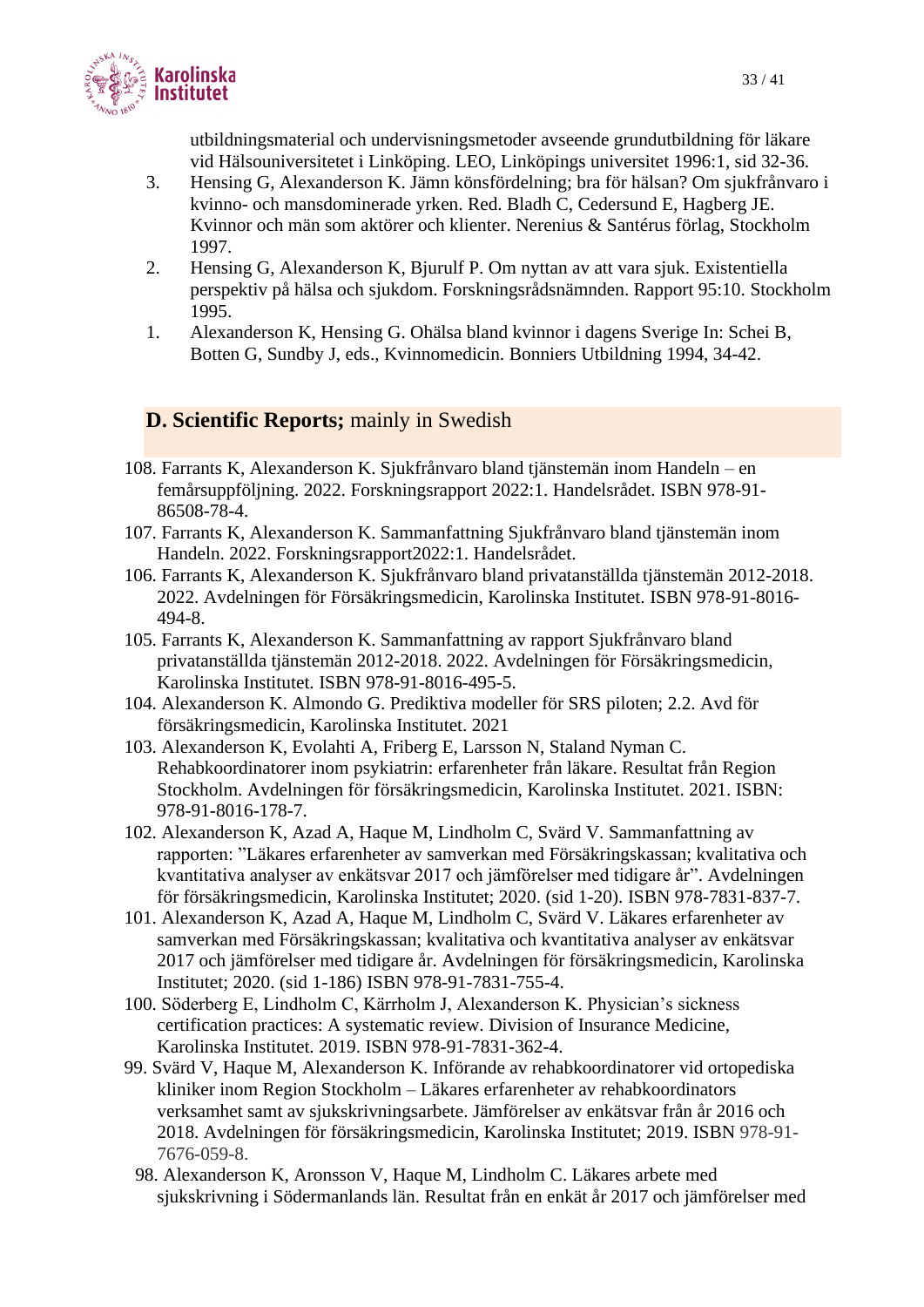utbildningsmaterial och undervisningsmetoder avseende grundutbildning för läkare vid Hälsouniversitetet i Linköping. LEO, Linköpings universitet 1996:1, sid 32-36.

3. Hensing G, Alexanderson K. Jämn könsfördelning; bra för hälsan? Om sjukfrånvaro i kvinno- och mansdominerade yrken. Red. Bladh C, Cedersund E, Hagberg JE. Kvinnor och män som aktörer och klienter. Nerenius & Santérus förlag, Stockholm 1997.
2. Hensing G, Alexanderson K, Bjurulf P. Om nyttan av att vara sjuk. Existentiella perspektiv på hälsa och sjukdom. Forskningsrådsnämnden. Rapport 95:10. Stockholm 1995.
1. Alexanderson K, Hensing G. Ohälsa bland kvinnor i dagens Sverige In: Schei B, Botten G, Sundby J, eds., Kvinnomedicin. Bonniers Utbildning 1994, 34-42.

## **D. Scientific Reports;** mainly in Swedish

108. Farrants K, Alexanderson K. Sjukfrånvaro bland tjänstemän inom Handeln – en femårsuppföljning. 2022. Forskningsrapport 2022:1. Handelsrådet. ISBN 978-91-86508-78-4.
107. Farrants K, Alexanderson K. Sammanfattning Sjukfrånvaro bland tjänstemän inom Handeln. 2022. Forskningsrapport2022:1. Handelsrådet.
106. Farrants K, Alexanderson K. Sjukfrånvaro bland privatanställda tjänstemän 2012-2018. 2022. Avdelningen för Försäkringsmedicin, Karolinska Institutet. ISBN 978-91-8016-494-8.
105. Farrants K, Alexanderson K. Sammanfattning av rapport Sjukfrånvaro bland privatanställda tjänstemän 2012-2018. 2022. Avdelningen för Försäkringsmedicin, Karolinska Institutet. ISBN 978-91-8016-495-5.
104. Alexanderson K. Almondo G. Prediktiva modeller för SRS piloten; 2.2. Avd för försäkringsmedicin, Karolinska Institutet. 2021
103. Alexanderson K, Evolahti A, Friberg E, Larsson N, Staland Nyman C. Rehabkoordinatorer inom psykiatrin: erfarenheter från läkare. Resultat från Region Stockholm. Avdelningen för försäkringsmedicin, Karolinska Institutet. 2021. ISBN: 978-91-8016-178-7.
102. Alexanderson K, Azad A, Haque M, Lindholm C, Svärd V. Sammanfattning av rapporten: "Läkares erfarenheter av samverkan med Försäkringskassan; kvalitativa och kvantitativa analyser av enkätsvar 2017 och jämförelser med tidigare år". Avdelningen för försäkringsmedicin, Karolinska Institutet; 2020. (sid 1-20). ISBN 978-7831-837-7.
101. Alexanderson K, Azad A, Haque M, Lindholm C, Svärd V. Läkares erfarenheter av samverkan med Försäkringskassan; kvalitativa och kvantitativa analyser av enkätsvar 2017 och jämförelser med tidigare år. Avdelningen för försäkringsmedicin, Karolinska Institutet; 2020. (sid 1-186) ISBN 978-91-7831-755-4.
100. Söderberg E, Lindholm C, Kärrholm J, Alexanderson K. Physician's sickness certification practices: A systematic review. Division of Insurance Medicine, Karolinska Institutet. 2019. ISBN 978-91-7831-362-4.
99. Svärd V, Haque M, Alexanderson K. Införande av rehabkoordinatorer vid ortopediska kliniker inom Region Stockholm – Läkares erfarenheter av rehabkoordinators verksamhet samt av sjukskrivningsarbete. Jämförelser av enkätsvar från år 2016 och 2018. Avdelningen för försäkringsmedicin, Karolinska Institutet; 2019. ISBN 978-91-7676-059-8.
98. Alexanderson K, Aronsson V, Haque M, Lindholm C. Läkares arbete med sjukskrivning i Södermanlands län. Resultat från en enkät år 2017 och jämförelser med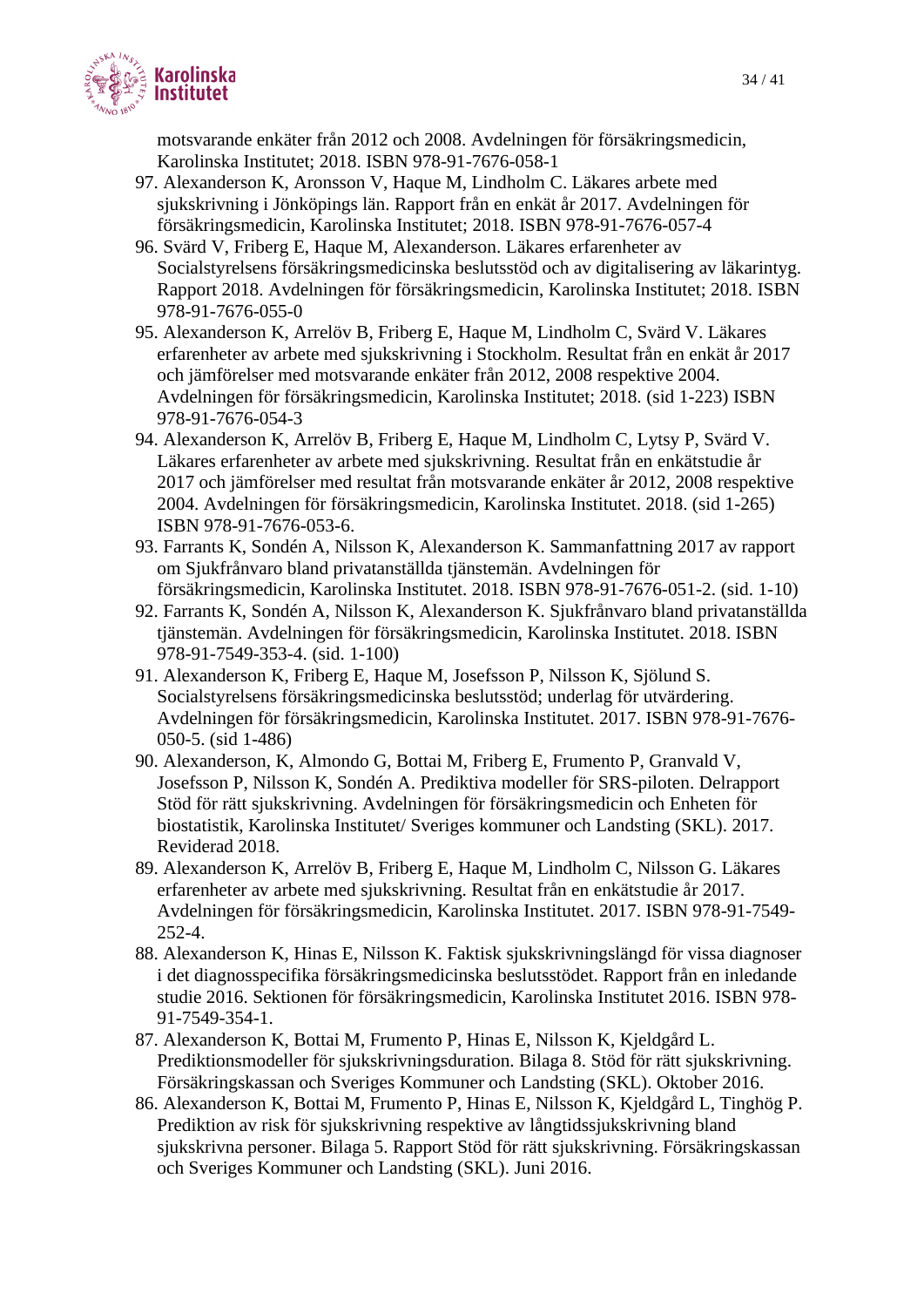motsvarande enkäter från 2012 och 2008. Avdelningen för försäkringsmedicin, Karolinska Institutet; 2018. ISBN 978-91-7676-058-1

97. Alexanderson K, Aronsson V, Haque M, Lindholm C. Läkares arbete med sjukskrivning i Jönköpings län. Rapport från en enkät år 2017. Avdelningen för försäkringsmedicin, Karolinska Institutet; 2018. ISBN 978-91-7676-057-4
96. Svärd V, Friberg E, Haque M, Alexanderson. Läkares erfarenheter av Socialstyrelsens försäkringsmedicinska beslutsstöd och av digitalisering av läkarintyg. Rapport 2018. Avdelningen för försäkringsmedicin, Karolinska Institutet; 2018. ISBN 978-91-7676-055-0
95. Alexanderson K, Arrelöv B, Friberg E, Haque M, Lindholm C, Svärd V. Läkares erfarenheter av arbete med sjukskrivning i Stockholm. Resultat från en enkät år 2017 och jämförelser med motsvarande enkäter från 2012, 2008 respektive 2004. Avdelningen för försäkringsmedicin, Karolinska Institutet; 2018. (sid 1-223) ISBN 978-91-7676-054-3
94. Alexanderson K, Arrelöv B, Friberg E, Haque M, Lindholm C, Lytsy P, Svärd V. Läkares erfarenheter av arbete med sjukskrivning. Resultat från en enkätstudie år 2017 och jämförelser med resultat från motsvarande enkäter år 2012, 2008 respektive 2004. Avdelningen för försäkringsmedicin, Karolinska Institutet. 2018. (sid 1-265) ISBN 978-91-7676-053-6.
93. Farrants K, Sondén A, Nilsson K, Alexanderson K. Sammanfattning 2017 av rapport om Sjukfrånvaro bland privatanställda tjänstemän. Avdelningen för försäkringsmedicin, Karolinska Institutet. 2018. ISBN 978-91-7676-051-2. (sid. 1-10)
92. Farrants K, Sondén A, Nilsson K, Alexanderson K. Sjukfrånvaro bland privatanställda tjänstemän. Avdelningen för försäkringsmedicin, Karolinska Institutet. 2018. ISBN 978-91-7549-353-4. (sid. 1-100)
91. Alexanderson K, Friberg E, Haque M, Josefsson P, Nilsson K, Sjölund S. Socialstyrelsens försäkringsmedicinska beslutsstöd; underlag för utvärdering. Avdelningen för försäkringsmedicin, Karolinska Institutet. 2017. ISBN 978-91-7676-050-5. (sid 1-486)
90. Alexanderson, K, Almondo G, Bottai M, Friberg E, Frumento P, Granvald V, Josefsson P, Nilsson K, Sondén A. Prediktiva modeller för SRS-piloten. Delrapport Stöd för rätt sjukskrivning. Avdelningen för försäkringsmedicin och Enheten för biostatistik, Karolinska Institutet/ Sveriges kommuner och Landsting (SKL). 2017. Reviderad 2018.
89. Alexanderson K, Arrelöv B, Friberg E, Haque M, Lindholm C, Nilsson G. Läkares erfarenheter av arbete med sjukskrivning. Resultat från en enkätstudie år 2017. Avdelningen för försäkringsmedicin, Karolinska Institutet. 2017. ISBN 978-91-7549-252-4.
88. Alexanderson K, Hinas E, Nilsson K. Faktisk sjukskrivningslängd för vissa diagnoser i det diagnosspecifika försäkringsmedicinska beslutsstödet. Rapport från en inledande studie 2016. Sektionen för försäkringsmedicin, Karolinska Institutet 2016. ISBN 978-91-7549-354-1.
87. Alexanderson K, Bottai M, Frumento P, Hinas E, Nilsson K, Kjeldgård L. Prediktionsmodeller för sjukskrivningsduration. Bilaga 8. Stöd för rätt sjukskrivning. Försäkringskassan och Sveriges Kommuner och Landsting (SKL). Oktober 2016.
86. Alexanderson K, Bottai M, Frumento P, Hinas E, Nilsson K, Kjeldgård L, Tinghög P. Prediktion av risk för sjukskrivning respektive av långtidssjukskrivning bland sjukskrivna personer. Bilaga 5. Rapport Stöd för rätt sjukskrivning. Försäkringskassan och Sveriges Kommuner och Landsting (SKL). Juni 2016.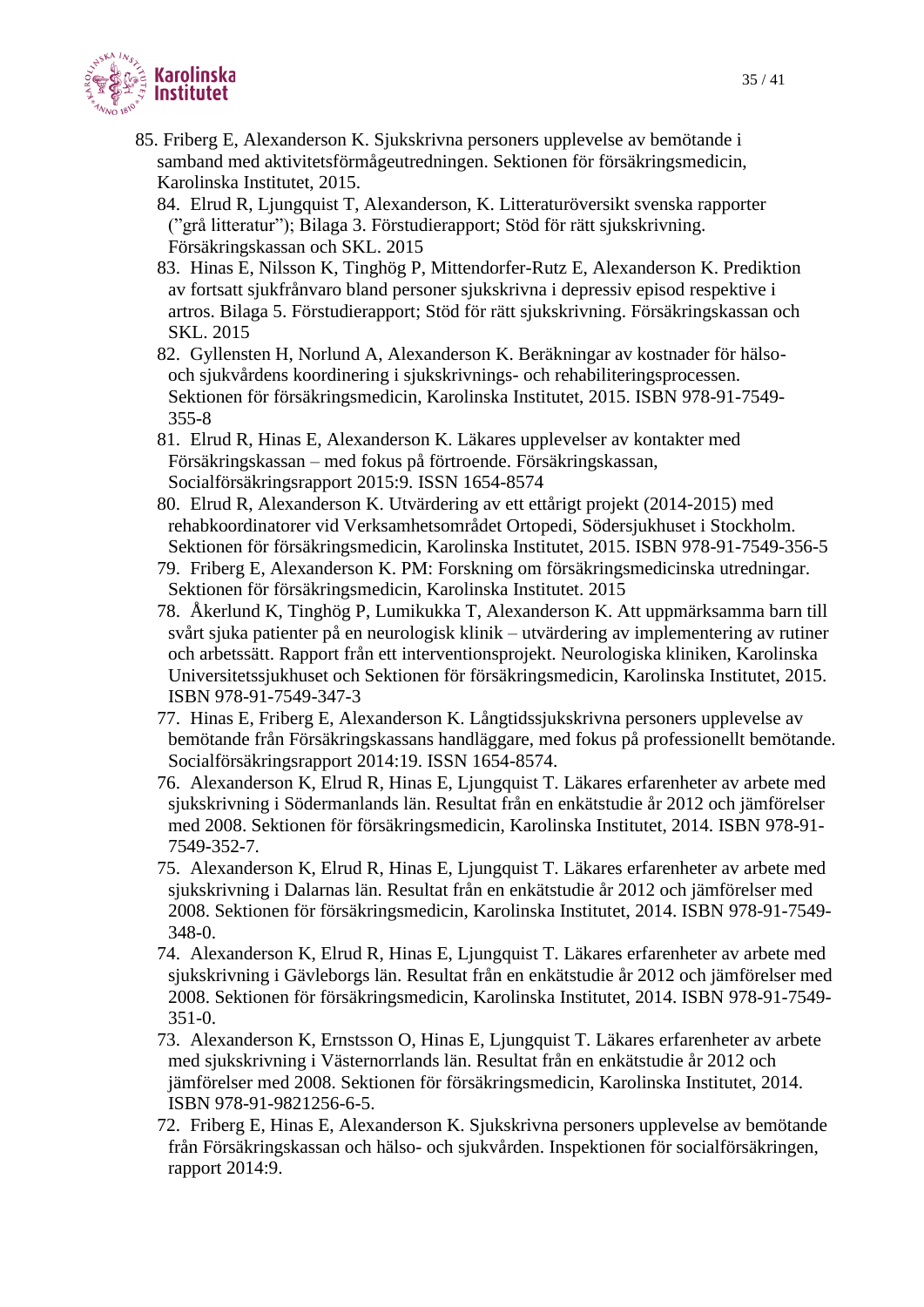85. Friberg E, Alexanderson K. Sjukskrivna personers upplevelse av bemötande i samband med aktivitetsförmågeutredningen. Sektionen för försäkringsmedicin, Karolinska Institutet, 2015.
84. Elrud R, Ljungquist T, Alexanderson, K. Litteraturöversikt svenska rapporter ("grå litteratur"); Bilaga 3. Förstudierapport; Stöd för rätt sjukskrivning. Försäkringskassan och SKL. 2015
83. Hinas E, Nilsson K, Tinghög P, Mittendorfer-Rutz E, Alexanderson K. Prediktion av fortsatt sjukfrånvaro bland personer sjukskrivna i depressiv episod respektive i artros. Bilaga 5. Förstudierapport; Stöd för rätt sjukskrivning. Försäkringskassan och SKL. 2015
82. Gyllensten H, Norlund A, Alexanderson K. Beräkningar av kostnader för hälso- och sjukvårdens koordinering i sjukskrivnings- och rehabiliteringsprocessen. Sektionen för försäkringsmedicin, Karolinska Institutet, 2015. ISBN 978-91-7549-355-8
81. Elrud R, Hinas E, Alexanderson K. Läkares upplevelser av kontakter med Försäkringskassan – med fokus på förtroende. Försäkringskassan, Socialförsäkringsrapport 2015:9. ISSN 1654-8574
80. Elrud R, Alexanderson K. Utvärdering av ett ettårigt projekt (2014-2015) med rehabkoordinatorer vid Verksamhetsområdet Ortopedi, Södersjukhuset i Stockholm. Sektionen för försäkringsmedicin, Karolinska Institutet, 2015. ISBN 978-91-7549-356-5
79. Friberg E, Alexanderson K. PM: Forskning om försäkringsmedicinska utredningar. Sektionen för försäkringsmedicin, Karolinska Institutet. 2015
78. Åkerlund K, Tinghög P, Lumikukka T, Alexanderson K. Att uppmärksamma barn till svårt sjuka patienter på en neurologisk klinik – utvärdering av implementering av rutiner och arbetssätt. Rapport från ett interventionsprojekt. Neurologiska kliniken, Karolinska Universitetssjukhuset och Sektionen för försäkringsmedicin, Karolinska Institutet, 2015. ISBN 978-91-7549-347-3
77. Hinas E, Friberg E, Alexanderson K. Långtidssjukskrivna personers upplevelse av bemötande från Försäkringskassans handläggare, med fokus på professionellt bemötande. Socialförsäkringsrapport 2014:19. ISSN 1654-8574.
76. Alexanderson K, Elrud R, Hinas E, Ljungquist T. Läkares erfarenheter av arbete med sjukskrivning i Södermanlands län. Resultat från en enkätstudie år 2012 och jämförelser med 2008. Sektionen för försäkringsmedicin, Karolinska Institutet, 2014. ISBN 978-91-7549-352-7.
75. Alexanderson K, Elrud R, Hinas E, Ljungquist T. Läkares erfarenheter av arbete med sjukskrivning i Dalarnas län. Resultat från en enkätstudie år 2012 och jämförelser med 2008. Sektionen för försäkringsmedicin, Karolinska Institutet, 2014. ISBN 978-91-7549-348-0.
74. Alexanderson K, Elrud R, Hinas E, Ljungquist T. Läkares erfarenheter av arbete med sjukskrivning i Gävleborgs län. Resultat från en enkätstudie år 2012 och jämförelser med 2008. Sektionen för försäkringsmedicin, Karolinska Institutet, 2014. ISBN 978-91-7549-351-0.
73. Alexanderson K, Ernstsson O, Hinas E, Ljungquist T. Läkares erfarenheter av arbete med sjukskrivning i Västernorrlands län. Resultat från en enkätstudie år 2012 och jämförelser med 2008. Sektionen för försäkringsmedicin, Karolinska Institutet, 2014. ISBN 978-91-9821256-6-5.
72. Friberg E, Hinas E, Alexanderson K. Sjukskrivna personers upplevelse av bemötande från Försäkringskassan och hälso- och sjukvården. Inspektionen för socialförsäkringen, rapport 2014:9.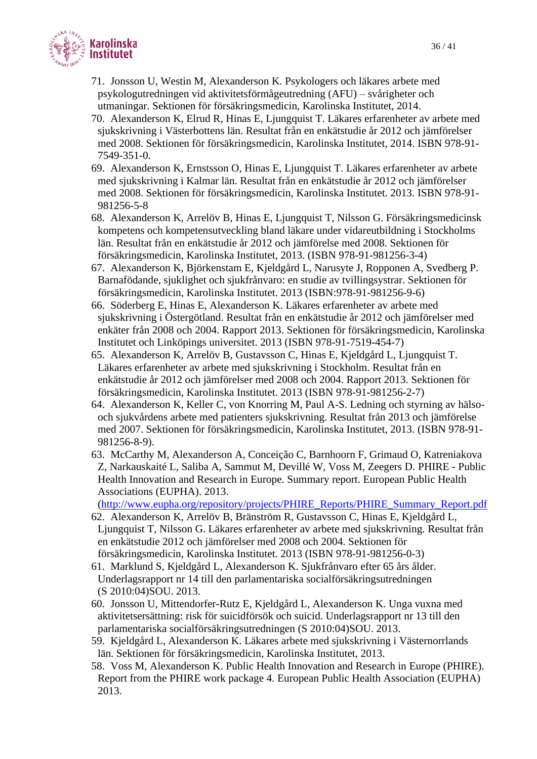71. Jonsson U, Westin M, Alexanderson K. Psykologers och läkares arbete med psykologutredningen vid aktivitetsförmågeutredning (AFU) – svårigheter och utmaningar. Sektionen för försäkringsmedicin, Karolinska Institutet, 2014.
70. Alexanderson K, Elrud R, Hinas E, Ljungquist T. Läkares erfarenheter av arbete med sjukskrivning i Västerbottens län. Resultat från en enkätstudie år 2012 och jämförelser med 2008. Sektionen för försäkringsmedicin, Karolinska Institutet, 2014. ISBN 978-91-7549-351-0.
69. Alexanderson K, Ernstsson O, Hinas E, Ljungquist T. Läkares erfarenheter av arbete med sjukskrivning i Kalmar län. Resultat från en enkätstudie år 2012 och jämförelser med 2008. Sektionen för försäkringsmedicin, Karolinska Institutet. 2013. ISBN 978-91-981256-5-8
68. Alexanderson K, Arrelöv B, Hinas E, Ljungquist T, Nilsson G. Försäkringsmedicinsk kompetens och kompetensutveckling bland läkare under vidareutbildning i Stockholms län. Resultat från en enkätstudie år 2012 och jämförelse med 2008. Sektionen för försäkringsmedicin, Karolinska Institutet, 2013. (ISBN 978-91-981256-3-4)
67. Alexanderson K, Björkenstam E, Kjeldgård L, Narusyte J, Ropponen A, Svedberg P. Barnafödande, sjuklighet och sjukfrånvaro: en studie av tvillingsystrar. Sektionen för försäkringsmedicin, Karolinska Institutet. 2013 (ISBN:978-91-981256-9-6)
66. Söderberg E, Hinas E, Alexanderson K. Läkares erfarenheter av arbete med sjukskrivning i Östergötland. Resultat från en enkätstudie år 2012 och jämförelser med enkäter från 2008 och 2004. Rapport 2013. Sektionen för försäkringsmedicin, Karolinska Institutet och Linköpings universitet. 2013 (ISBN 978-91-7519-454-7)
65. Alexanderson K, Arrelöv B, Gustavsson C, Hinas E, Kjeldgård L, Ljungquist T. Läkares erfarenheter av arbete med sjukskrivning i Stockholm. Resultat från en enkätstudie år 2012 och jämförelser med 2008 och 2004. Rapport 2013. Sektionen för försäkringsmedicin, Karolinska Institutet. 2013 (ISBN 978-91-981256-2-7)
64. Alexanderson K, Keller C, von Knorring M, Paul A-S. Ledning och styrning av hälso- och sjukvårdens arbete med patienters sjukskrivning. Resultat från 2013 och jämförelse med 2007. Sektionen för försäkringsmedicin, Karolinska Institutet, 2013. (ISBN 978-91-981256-8-9).
63. McCarthy M, Alexanderson A, Conceição C, Barnhoorn F, Grimaud O, Katreniakova Z, Narkauskaité L, Saliba A, Sammut M, Devillé W, Voss M, Zeegers D. PHIRE - Public Health Innovation and Research in Europe. Summary report. European Public Health Associations (EUPHA). 2013. (http://www.eupha.org/repository/projects/PHIRE_Reports/PHIRE_Summary_Report.pdf
62. Alexanderson K, Arrelöv B, Bränström R, Gustavsson C, Hinas E, Kjeldgård L, Ljungquist T, Nilsson G. Läkares erfarenheter av arbete med sjukskrivning. Resultat från en enkätstudie 2012 och jämförelser med 2008 och 2004. Sektionen för försäkringsmedicin, Karolinska Institutet. 2013 (ISBN 978-91-981256-0-3)
61. Marklund S, Kjeldgård L, Alexanderson K. Sjukfrånvaro efter 65 års ålder. Underlagsrapport nr 14 till den parlamentariska socialförsäkringsutredningen (S 2010:04)SOU. 2013.
60. Jonsson U, Mittendorfer-Rutz E, Kjeldgård L, Alexanderson K. Unga vuxna med aktivitetsersättning: risk för suicidförsök och suicid. Underlagsrapport nr 13 till den parlamentariska socialförsäkringsutredningen (S 2010:04)SOU. 2013.
59. Kjeldgård L, Alexanderson K. Läkares arbete med sjukskrivning i Västernorrlands län. Sektionen för försäkringsmedicin, Karolinska Institutet, 2013.
58. Voss M, Alexanderson K. Public Health Innovation and Research in Europe (PHIRE). Report from the PHIRE work package 4. European Public Health Association (EUPHA) 2013.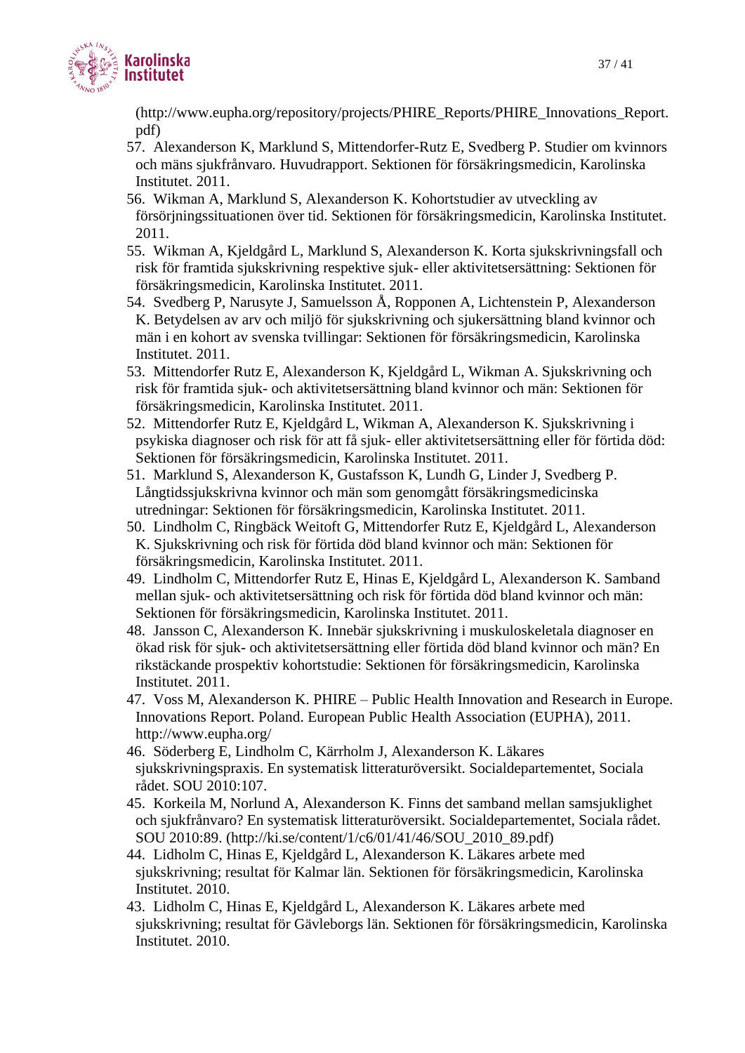(http://www.eupha.org/repository/projects/PHIRE_Reports/PHIRE_Innovations_Report.pdf)

57. Alexanderson K, Marklund S, Mittendorfer-Rutz E, Svedberg P. Studier om kvinnors och mäns sjukfrånvaro. Huvudrapport. Sektionen för försäkringsmedicin, Karolinska Institutet. 2011.
56. Wikman A, Marklund S, Alexanderson K. Kohortstudier av utveckling av försörjningssituationen över tid. Sektionen för försäkringsmedicin, Karolinska Institutet. 2011.
55. Wikman A, Kjeldgård L, Marklund S, Alexanderson K. Korta sjukskrivningsfall och risk för framtida sjukskrivning respektive sjuk- eller aktivitetsersättning: Sektionen för försäkringsmedicin, Karolinska Institutet. 2011.
54. Svedberg P, Narusyte J, Samuelsson Å, Ropponen A, Lichtenstein P, Alexanderson K. Betydelsen av arv och miljö för sjukskrivning och sjukersättning bland kvinnor och män i en kohort av svenska tvillingar: Sektionen för försäkringsmedicin, Karolinska Institutet. 2011.
53. Mittendorfer Rutz E, Alexanderson K, Kjeldgård L, Wikman A. Sjukskrivning och risk för framtida sjuk- och aktivitetsersättning bland kvinnor och män: Sektionen för försäkringsmedicin, Karolinska Institutet. 2011.
52. Mittendorfer Rutz E, Kjeldgård L, Wikman A, Alexanderson K. Sjukskrivning i psykiska diagnoser och risk för att få sjuk- eller aktivitetsersättning eller för förtida död: Sektionen för försäkringsmedicin, Karolinska Institutet. 2011.
51. Marklund S, Alexanderson K, Gustafsson K, Lundh G, Linder J, Svedberg P. Långtidssjukskrivna kvinnor och män som genomgått försäkringsmedicinska utredningar: Sektionen för försäkringsmedicin, Karolinska Institutet. 2011.
50. Lindholm C, Ringbäck Weitoft G, Mittendorfer Rutz E, Kjeldgård L, Alexanderson K. Sjukskrivning och risk för förtida död bland kvinnor och män: Sektionen för försäkringsmedicin, Karolinska Institutet. 2011.
49. Lindholm C, Mittendorfer Rutz E, Hinas E, Kjeldgård L, Alexanderson K. Samband mellan sjuk- och aktivitetsersättning och risk för förtida död bland kvinnor och män: Sektionen för försäkringsmedicin, Karolinska Institutet. 2011.
48. Jansson C, Alexanderson K. Innebär sjukskrivning i muskuloskeletala diagnoser en ökad risk för sjuk- och aktivitetsersättning eller förtida död bland kvinnor och män? En rikstäckande prospektiv kohortstudie: Sektionen för försäkringsmedicin, Karolinska Institutet. 2011.
47. Voss M, Alexanderson K. PHIRE – Public Health Innovation and Research in Europe. Innovations Report. Poland. European Public Health Association (EUPHA), 2011. http://www.eupha.org/
46. Söderberg E, Lindholm C, Kärrholm J, Alexanderson K. Läkares sjukskrivningspraxis. En systematisk litteraturöversikt. Socialdepartementet, Sociala rådet. SOU 2010:107.
45. Korkeila M, Norlund A, Alexanderson K. Finns det samband mellan samsjuklighet och sjukfrånvaro? En systematisk litteraturöversikt. Socialdepartementet, Sociala rådet. SOU 2010:89. (http://ki.se/content/1/c6/01/41/46/SOU_2010_89.pdf)
44. Lidholm C, Hinas E, Kjeldgård L, Alexanderson K. Läkares arbete med sjukskrivning; resultat för Kalmar län. Sektionen för försäkringsmedicin, Karolinska Institutet. 2010.
43. Lidholm C, Hinas E, Kjeldgård L, Alexanderson K. Läkares arbete med sjukskrivning; resultat för Gävleborgs län. Sektionen för försäkringsmedicin, Karolinska Institutet. 2010.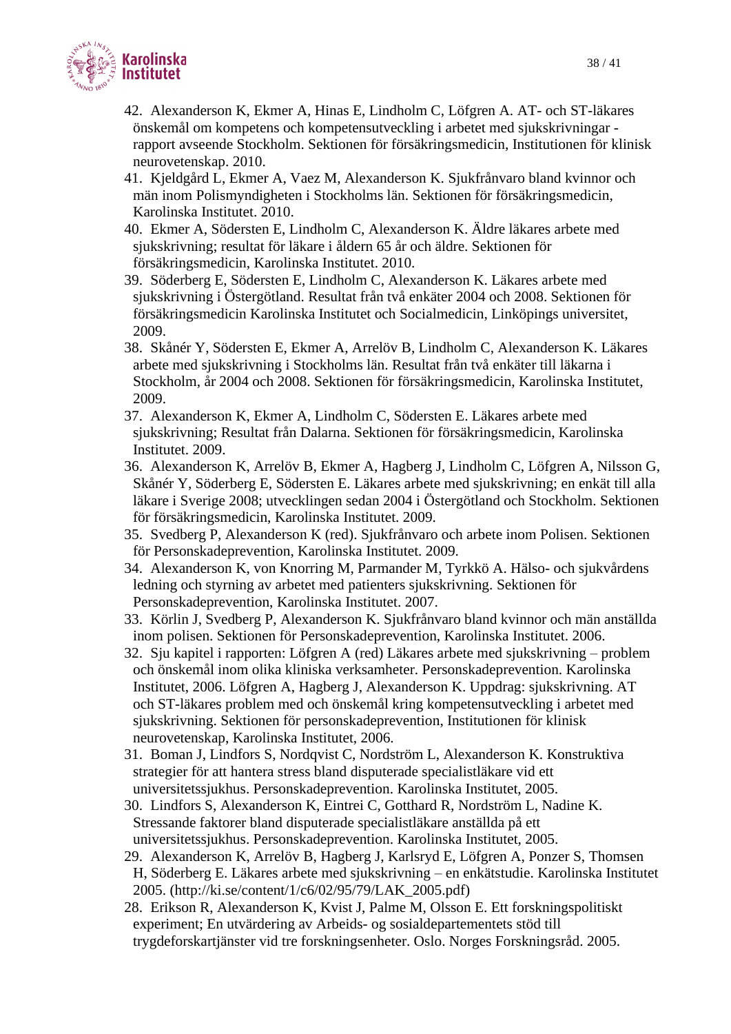42. Alexanderson K, Ekmer A, Hinas E, Lindholm C, Löfgren A. AT- och ST-läkares önskemål om kompetens och kompetensutveckling i arbetet med sjukskrivningar - rapport avseende Stockholm. Sektionen för försäkringsmedicin, Institutionen för klinisk neurovetenskap. 2010.
41. Kjeldgård L, Ekmer A, Vaez M, Alexanderson K. Sjukfrånvaro bland kvinnor och män inom Polismyndigheten i Stockholms län. Sektionen för försäkringsmedicin, Karolinska Institutet. 2010.
40. Ekmer A, Södersten E, Lindholm C, Alexanderson K. Äldre läkares arbete med sjukskrivning; resultat för läkare i åldern 65 år och äldre. Sektionen för försäkringsmedicin, Karolinska Institutet. 2010.
39. Söderberg E, Södersten E, Lindholm C, Alexanderson K. Läkares arbete med sjukskrivning i Östergötland. Resultat från två enkäter 2004 och 2008. Sektionen för försäkringsmedicin Karolinska Institutet och Socialmedicin, Linköpings universitet, 2009.
38. Skånér Y, Södersten E, Ekmer A, Arrelöv B, Lindholm C, Alexanderson K. Läkares arbete med sjukskrivning i Stockholms län. Resultat från två enkäter till läkarna i Stockholm, år 2004 och 2008. Sektionen för försäkringsmedicin, Karolinska Institutet, 2009.
37. Alexanderson K, Ekmer A, Lindholm C, Södersten E. Läkares arbete med sjukskrivning; Resultat från Dalarna. Sektionen för försäkringsmedicin, Karolinska Institutet. 2009.
36. Alexanderson K, Arrelöv B, Ekmer A, Hagberg J, Lindholm C, Löfgren A, Nilsson G, Skånér Y, Söderberg E, Södersten E. Läkares arbete med sjukskrivning; en enkät till alla läkare i Sverige 2008; utvecklingen sedan 2004 i Östergötland och Stockholm. Sektionen för försäkringsmedicin, Karolinska Institutet. 2009.
35. Svedberg P, Alexanderson K (red). Sjukfrånvaro och arbete inom Polisen. Sektionen för Personskadeprevention, Karolinska Institutet. 2009.
34. Alexanderson K, von Knorring M, Parmander M, Tyrkkö A. Hälso- och sjukvårdens ledning och styrning av arbetet med patienters sjukskrivning. Sektionen för Personskadeprevention, Karolinska Institutet. 2007.
33. Körlin J, Svedberg P, Alexanderson K. Sjukfrånvaro bland kvinnor och män anställda inom polisen. Sektionen för Personskadeprevention, Karolinska Institutet. 2006.
32. Sju kapitel i rapporten: Löfgren A (red) Läkares arbete med sjukskrivning – problem och önskemål inom olika kliniska verksamheter. Personskadeprevention. Karolinska Institutet, 2006. Löfgren A, Hagberg J, Alexanderson K. Uppdrag: sjukskrivning. AT och ST-läkares problem med och önskemål kring kompetensutveckling i arbetet med sjukskrivning. Sektionen för personskadeprevention, Institutionen för klinisk neurovetenskap, Karolinska Institutet, 2006.
31. Boman J, Lindfors S, Nordqvist C, Nordström L, Alexanderson K. Konstruktiva strategier för att hantera stress bland disputerade specialistläkare vid ett universitetssjukhus. Personskadeprevention. Karolinska Institutet, 2005.
30. Lindfors S, Alexanderson K, Eintrei C, Gotthard R, Nordström L, Nadine K. Stressande faktorer bland disputerade specialistläkare anställda på ett universitetssjukhus. Personskadeprevention. Karolinska Institutet, 2005.
29. Alexanderson K, Arrelöv B, Hagberg J, Karlsryd E, Löfgren A, Ponzer S, Thomsen H, Söderberg E. Läkares arbete med sjukskrivning – en enkätstudie. Karolinska Institutet 2005. (http://ki.se/content/1/c6/02/95/79/LAK_2005.pdf)
28. Erikson R, Alexanderson K, Kvist J, Palme M, Olsson E. Ett forskningspolitiskt experiment; En utvärdering av Arbeids- og sosialdepartementets stöd till trygdeforskartjänster vid tre forskningsenheter. Oslo. Norges Forskningsråd. 2005.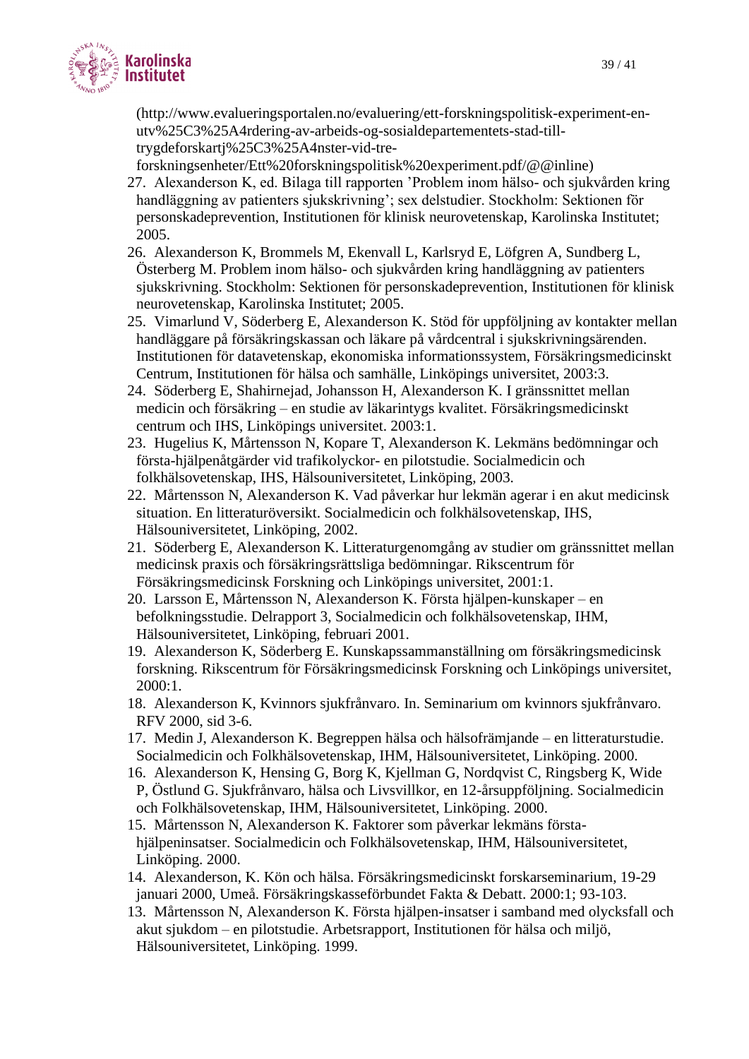(http://www.evalueringsportalen.no/evaluering/ett-forskningspolitisk-experiment-en-utv%25C3%25A4rdering-av-arbeids-og-sosialdepartementets-stad-till-trygdeforskartj%25C3%25A4nster-vid-tre-forskningsenheter/Ett%20forskningspolitisk%20experiment.pdf/@@inline)

27. Alexanderson K, ed. Bilaga till rapporten 'Problem inom hälso- och sjukvården kring handläggning av patienters sjukskrivning'; sex delstudier. Stockholm: Sektionen för personskadeprevention, Institutionen för klinisk neurovetenskap, Karolinska Institutet; 2005.
26. Alexanderson K, Brommels M, Ekenvall L, Karlsryd E, Löfgren A, Sundberg L, Österberg M. Problem inom hälso- och sjukvården kring handläggning av patienters sjukskrivning. Stockholm: Sektionen för personskadeprevention, Institutionen för klinisk neurovetenskap, Karolinska Institutet; 2005.
25. Vimarlund V, Söderberg E, Alexanderson K. Stöd för uppföljning av kontakter mellan handläggare på försäkringskassan och läkare på vårdcentral i sjukskrivningsärenden. Institutionen för datavetenskap, ekonomiska informationssystem, Försäkringsmedicinskt Centrum, Institutionen för hälsa och samhälle, Linköpings universitet, 2003:3.
24. Söderberg E, Shahirnejad, Johansson H, Alexanderson K. I gränssnittet mellan medicin och försäkring – en studie av läkarintygs kvalitet. Försäkringsmedicinskt centrum och IHS, Linköpings universitet. 2003:1.
23. Hugelius K, Mårtensson N, Kopare T, Alexanderson K. Lekmäns bedömningar och första-hjälpenåtgärder vid trafikolyckor- en pilotstudie. Socialmedicin och folkhälsovetenskap, IHS, Hälsouniversitetet, Linköping, 2003.
22. Mårtensson N, Alexanderson K. Vad påverkar hur lekmän agerar i en akut medicinsk situation. En litteraturöversikt. Socialmedicin och folkhälsovetenskap, IHS, Hälsouniversitetet, Linköping, 2002.
21. Söderberg E, Alexanderson K. Litteraturgenomgång av studier om gränssnittet mellan medicinsk praxis och försäkringsrättsliga bedömningar. Rikscentrum för Försäkringsmedicinsk Forskning och Linköpings universitet, 2001:1.
20. Larsson E, Mårtensson N, Alexanderson K. Första hjälpen-kunskaper – en befolkningsstudie. Delrapport 3, Socialmedicin och folkhälsovetenskap, IHM, Hälsouniversitetet, Linköping, februari 2001.
19. Alexanderson K, Söderberg E. Kunskapssammanställning om försäkringsmedicinsk forskning. Rikscentrum för Försäkringsmedicinsk Forskning och Linköpings universitet, 2000:1.
18. Alexanderson K, Kvinnors sjukfrånvaro. In. Seminarium om kvinnors sjukfrånvaro. RFV 2000, sid 3-6.
17. Medin J, Alexanderson K. Begreppen hälsa och hälsofrämjande – en litteraturstudie. Socialmedicin och Folkhälsovetenskap, IHM, Hälsouniversitetet, Linköping. 2000.
16. Alexanderson K, Hensing G, Borg K, Kjellman G, Nordqvist C, Ringsberg K, Wide P, Östlund G. Sjukfrånvaro, hälsa och Livsvillkor, en 12-årsuppföljning. Socialmedicin och Folkhälsovetenskap, IHM, Hälsouniversitetet, Linköping. 2000.
15. Mårtensson N, Alexanderson K. Faktorer som påverkar lekmäns första-hjälpeninsatser. Socialmedicin och Folkhälsovetenskap, IHM, Hälsouniversitetet, Linköping. 2000.
14. Alexanderson, K. Kön och hälsa. Försäkringsmedicinskt forskarseminarium, 19-29 januari 2000, Umeå. Försäkringskasseförbundet Fakta & Debatt. 2000:1; 93-103.
13. Mårtensson N, Alexanderson K. Första hjälpen-insatser i samband med olycksfall och akut sjukdom – en pilotstudie. Arbetsrapport, Institutionen för hälsa och miljö, Hälsouniversitetet, Linköping. 1999.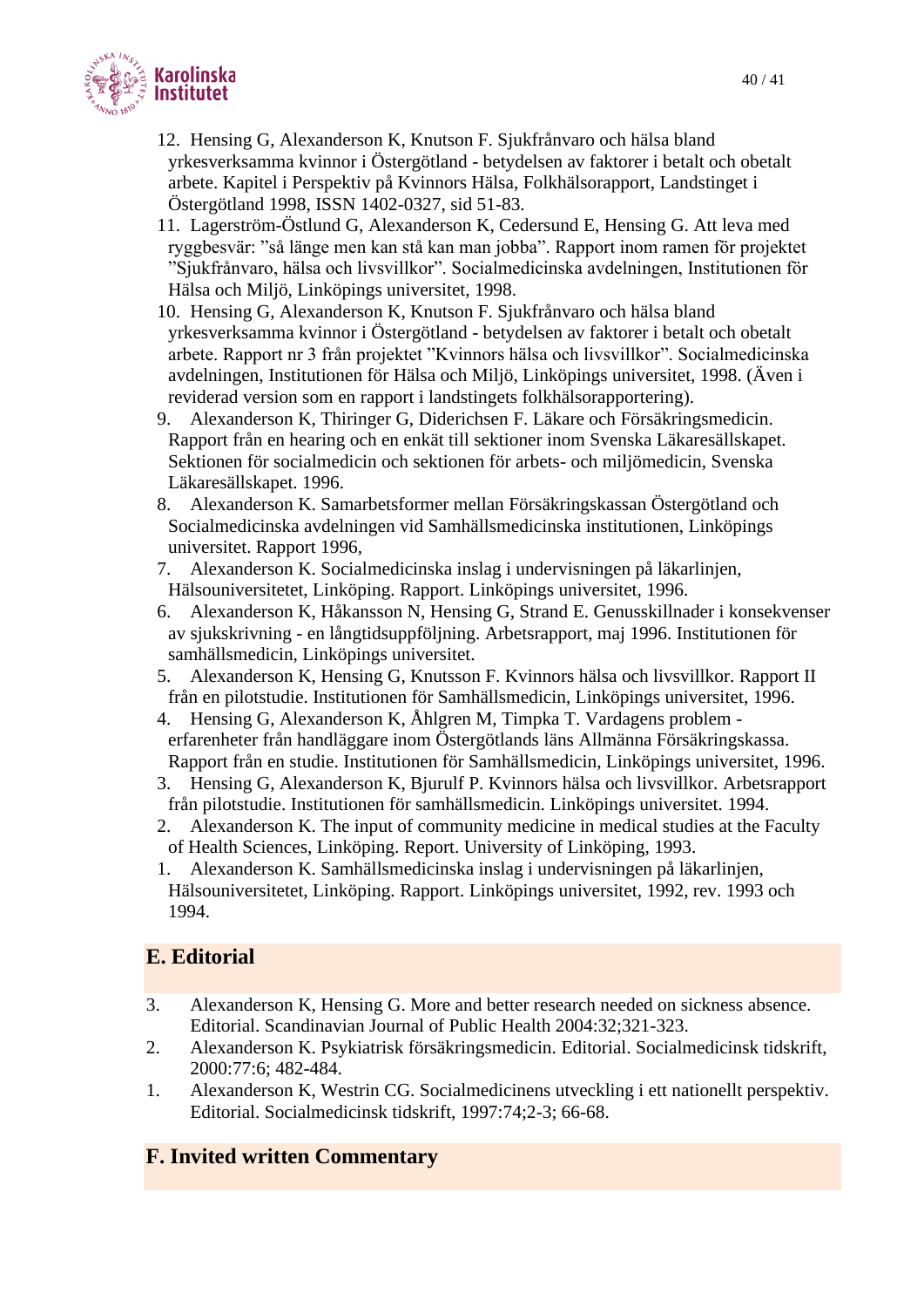12. Hensing G, Alexanderson K, Knutson F. Sjukfrånvaro och hälsa bland yrkesverksamma kvinnor i Östergötland - betydelsen av faktorer i betalt och obetalt arbete. Kapitel i Perspektiv på Kvinnors Hälsa, Folkhälsorapport, Landstinget i Östergötland 1998, ISSN 1402-0327, sid 51-83.
11. Lagerström-Östlund G, Alexanderson K, Cedersund E, Hensing G. Att leva med ryggbesvär: ”så länge men kan stå kan man jobba”. Rapport inom ramen för projektet ”Sjukfrånvaro, hälsa och livsvillkor”. Socialmedicinska avdelningen, Institutionen för Hälsa och Miljö, Linköpings universitet, 1998.
10. Hensing G, Alexanderson K, Knutson F. Sjukfrånvaro och hälsa bland yrkesverksamma kvinnor i Östergötland - betydelsen av faktorer i betalt och obetalt arbete. Rapport nr 3 från projektet ”Kvinnors hälsa och livsvillkor”. Socialmedicinska avdelningen, Institutionen för Hälsa och Miljö, Linköpings universitet, 1998. (Även i reviderad version som en rapport i landstingets folkhälsorapportering).
9. Alexanderson K, Thiringer G, Diderichsen F. Läkare och Försäkringsmedicin. Rapport från en hearing och en enkät till sektioner inom Svenska Läkaresällskapet. Sektionen för socialmedicin och sektionen för arbets- och miljömedicin, Svenska Läkaresällskapet. 1996.
8. Alexanderson K. Samarbetsformer mellan Försäkringskassan Östergötland och Socialmedicinska avdelningen vid Samhällsmedicinska institutionen, Linköpings universitet. Rapport 1996,
7. Alexanderson K. Socialmedicinska inslag i undervisningen på läkarlinjen, Hälsouniversitetet, Linköping. Rapport. Linköpings universitet, 1996.
6. Alexanderson K, Håkansson N, Hensing G, Strand E. Genusskillnader i konsekvenser av sjukskrivning - en långtidsuppföljning. Arbetsrapport, maj 1996. Institutionen för samhällsmedicin, Linköpings universitet.
5. Alexanderson K, Hensing G, Knutsson F. Kvinnors hälsa och livsvillkor. Rapport II från en pilotstudie. Institutionen för Samhällsmedicin, Linköpings universitet, 1996.
4. Hensing G, Alexanderson K, Åhlgren M, Timpka T. Vardagens problem - erfarenheter från handläggare inom Östergötlands läns Allmänna Försäkringskassa. Rapport från en studie. Institutionen för Samhällsmedicin, Linköpings universitet, 1996.
3. Hensing G, Alexanderson K, Bjurulf P. Kvinnors hälsa och livsvillkor. Arbetsrapport från pilotstudie. Institutionen för samhällsmedicin. Linköpings universitet. 1994.
2. Alexanderson K. The input of community medicine in medical studies at the Faculty of Health Sciences, Linköping. Report. University of Linköping, 1993.
1. Alexanderson K. Samhällsmedicinska inslag i undervisningen på läkarlinjen, Hälsouniversitetet, Linköping. Rapport. Linköpings universitet, 1992, rev. 1993 och 1994.

## E. Editorial

3. Alexanderson K, Hensing G. More and better research needed on sickness absence. Editorial. Scandinavian Journal of Public Health 2004:32;321-323.
2. Alexanderson K. Psykiatrisk försäkringsmedicin. Editorial. Socialmedicinsk tidskrift, 2000:77:6; 482-484.
1. Alexanderson K, Westrin CG. Socialmedicinens utveckling i ett nationellt perspektiv. Editorial. Socialmedicinsk tidskrift, 1997:74;2-3; 66-68.

## F. Invited written Commentary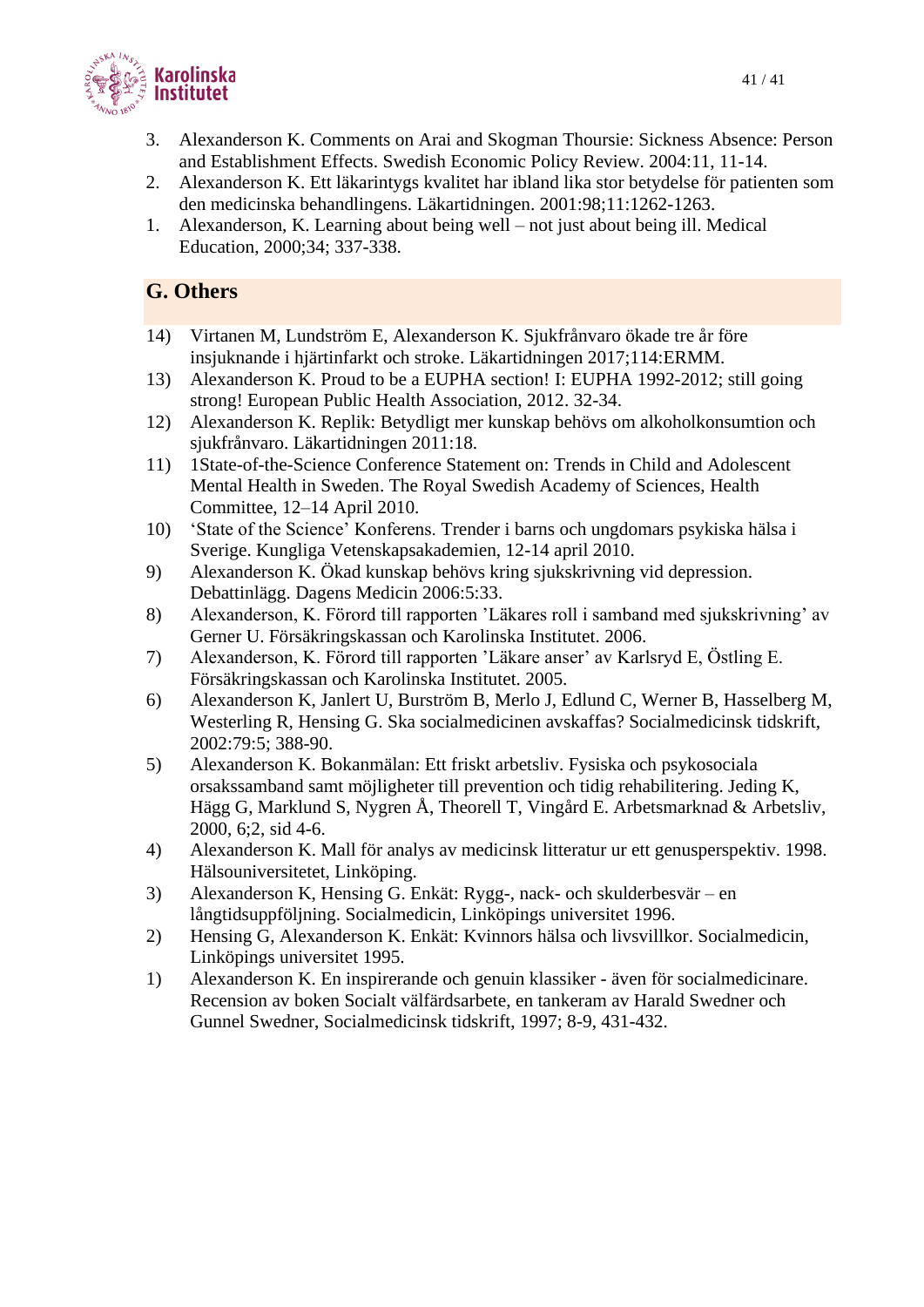3. Alexanderson K. Comments on Arai and Skogman Thoursie: Sickness Absence: Person and Establishment Effects. Swedish Economic Policy Review. 2004:11, 11-14.
2. Alexanderson K. Ett läkarintygs kvalitet har ibland lika stor betydelse för patienten som den medicinska behandlingens. Läkartidningen. 2001:98;11:1262-1263.
1. Alexanderson, K. Learning about being well – not just about being ill. Medical Education, 2000;34; 337-338.

## G. Others

14) Virtanen M, Lundström E, Alexanderson K. Sjukfrånvaro ökade tre år före insjuknande i hjärtinfarkt och stroke. Läkartidningen 2017;114:ERMM.

13) Alexanderson K. Proud to be a EUPHA section! I: EUPHA 1992-2012; still going strong! European Public Health Association, 2012. 32-34.

12) Alexanderson K. Replik: Betydligt mer kunskap behövs om alkoholkonsumtion och sjukfrånvaro. Läkartidningen 2011:18.

11) 1State-of-the-Science Conference Statement on: Trends in Child and Adolescent Mental Health in Sweden. The Royal Swedish Academy of Sciences, Health Committee, 12–14 April 2010.

10) 'State of the Science' Konferens. Trender i barns och ungdomars psykiska hälsa i Sverige. Kungliga Vetenskapsakademien, 12-14 april 2010.

9) Alexanderson K. Ökad kunskap behövs kring sjukskrivning vid depression. Debattinlägg. Dagens Medicin 2006:5:33.

8) Alexanderson, K. Förord till rapporten 'Läkares roll i samband med sjukskrivning' av Gerner U. Försäkringskassan och Karolinska Institutet. 2006.

7) Alexanderson, K. Förord till rapporten 'Läkare anser' av Karlsryd E, Östling E. Försäkringskassan och Karolinska Institutet. 2005.

6) Alexanderson K, Janlert U, Burström B, Merlo J, Edlund C, Werner B, Hasselberg M, Westerling R, Hensing G. Ska socialmedicinen avskaffas? Socialmedicinsk tidskrift, 2002:79:5; 388-90.

5) Alexanderson K. Bokanmälan: Ett friskt arbetsliv. Fysiska och psykosociala orsakssamband samt möjligheter till prevention och tidig rehabilitering. Jeding K, Hägg G, Marklund S, Nygren Å, Theorell T, Vingård E. Arbetsmarknad & Arbetsliv, 2000, 6;2, sid 4-6.

4) Alexanderson K. Mall för analys av medicinsk litteratur ur ett genusperspektiv. 1998. Hälsouniversitetet, Linköping.

3) Alexanderson K, Hensing G. Enkät: Rygg-, nack- och skulderbesvär – en långtidsuppföljning. Socialmedicin, Linköpings universitet 1996.

2) Hensing G, Alexanderson K. Enkät: Kvinnors hälsa och livsvillkor. Socialmedicin, Linköpings universitet 1995.

1) Alexanderson K. En inspirerande och genuin klassiker - även för socialmedicinare. Recension av boken Socialt välfärdsarbete, en tankeram av Harald Swedner och Gunnel Swedner, Socialmedicinsk tidskrift, 1997; 8-9, 431-432.